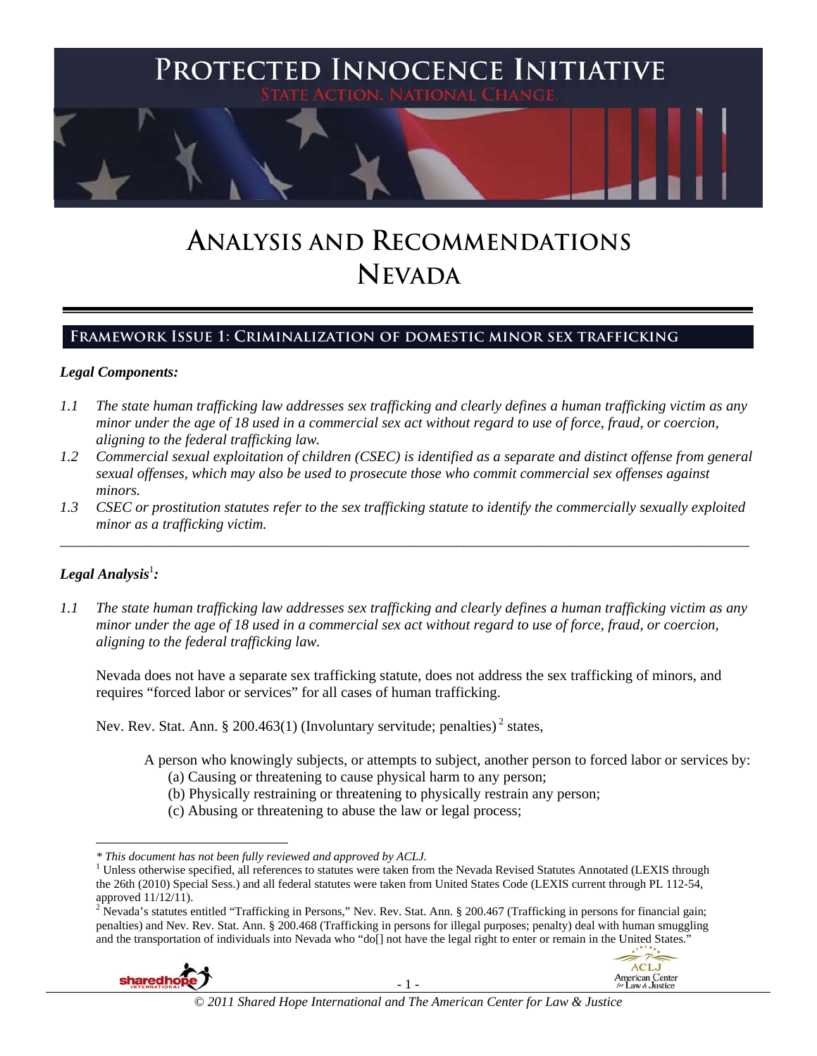# Protected Innocence Initiative

State Action. National Change.

# Analysis and Recommendations
# Nevada

## Framework Issue 1: Criminalization of domestic minor sex trafficking

***Legal Components:***

*1.1 The state human trafficking law addresses sex trafficking and clearly defines a human trafficking victim as any minor under the age of 18 used in a commercial sex act without regard to use of force, fraud, or coercion, aligning to the federal trafficking law.*

*1.2 Commercial sexual exploitation of children (CSEC) is identified as a separate and distinct offense from general sexual offenses, which may also be used to prosecute those who commit commercial sex offenses against minors.*

*1.3 CSEC or prostitution statutes refer to the sex trafficking statute to identify the commercially sexually exploited minor as a trafficking victim.*

---

***Legal Analysis*[1]*:***

*1.1 The state human trafficking law addresses sex trafficking and clearly defines a human trafficking victim as any minor under the age of 18 used in a commercial sex act without regard to use of force, fraud, or coercion, aligning to the federal trafficking law.*

Nevada does not have a separate sex trafficking statute, does not address the sex trafficking of minors, and requires "forced labor or services" for all cases of human trafficking.

Nev. Rev. Stat. Ann. § 200.463(1) (Involuntary servitude; penalties) [2] states,

> A person who knowingly subjects, or attempts to subject, another person to forced labor or services by:
> (a) Causing or threatening to cause physical harm to any person;
> (b) Physically restraining or threatening to physically restrain any person;
> (c) Abusing or threatening to abuse the law or legal process;

---

*\* This document has not been fully reviewed and approved by ACLJ.*

[1] Unless otherwise specified, all references to statutes were taken from the Nevada Revised Statutes Annotated (LEXIS through the 26th (2010) Special Sess.) and all federal statutes were taken from United States Code (LEXIS current through PL 112-54, approved 11/12/11).

[2] Nevada's statutes entitled "Trafficking in Persons," Nev. Rev. Stat. Ann. § 200.467 (Trafficking in persons for financial gain; penalties) and Nev. Rev. Stat. Ann. § 200.468 (Trafficking in persons for illegal purposes; penalty) deal with human smuggling and the transportation of individuals into Nevada who "do[] not have the legal right to enter or remain in the United States."

© 2011 Shared Hope International and The American Center for Law & Justice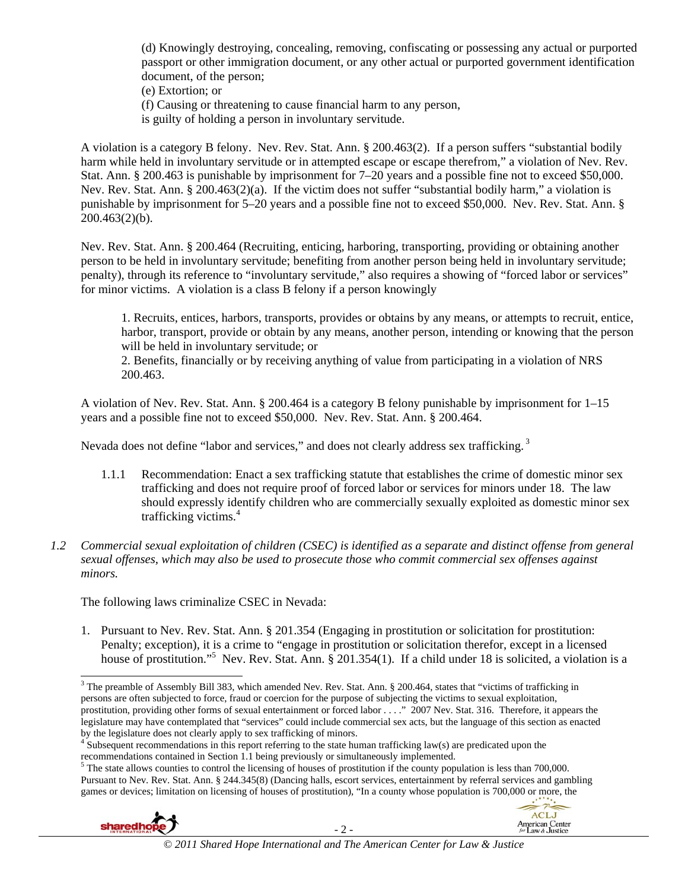(d) Knowingly destroying, concealing, removing, confiscating or possessing any actual or purported passport or other immigration document, or any other actual or purported government identification document, of the person;
(e) Extortion; or
(f) Causing or threatening to cause financial harm to any person,
is guilty of holding a person in involuntary servitude.

A violation is a category B felony. Nev. Rev. Stat. Ann. § 200.463(2). If a person suffers "substantial bodily harm while held in involuntary servitude or in attempted escape or escape therefrom," a violation of Nev. Rev. Stat. Ann. § 200.463 is punishable by imprisonment for 7–20 years and a possible fine not to exceed $50,000. Nev. Rev. Stat. Ann. § 200.463(2)(a). If the victim does not suffer "substantial bodily harm," a violation is punishable by imprisonment for 5–20 years and a possible fine not to exceed $50,000. Nev. Rev. Stat. Ann. § 200.463(2)(b).

Nev. Rev. Stat. Ann. § 200.464 (Recruiting, enticing, harboring, transporting, providing or obtaining another person to be held in involuntary servitude; benefiting from another person being held in involuntary servitude; penalty), through its reference to "involuntary servitude," also requires a showing of "forced labor or services" for minor victims. A violation is a class B felony if a person knowingly

> 1. Recruits, entices, harbors, transports, provides or obtains by any means, or attempts to recruit, entice, harbor, transport, provide or obtain by any means, another person, intending or knowing that the person will be held in involuntary servitude; or
> 2. Benefits, financially or by receiving anything of value from participating in a violation of NRS 200.463.

A violation of Nev. Rev. Stat. Ann. § 200.464 is a category B felony punishable by imprisonment for 1–15 years and a possible fine not to exceed $50,000. Nev. Rev. Stat. Ann. § 200.464.

Nevada does not define "labor and services," and does not clearly address sex trafficking.[3]

1.1.1 Recommendation: Enact a sex trafficking statute that establishes the crime of domestic minor sex trafficking and does not require proof of forced labor or services for minors under 18. The law should expressly identify children who are commercially sexually exploited as domestic minor sex trafficking victims.[4]

*1.2 Commercial sexual exploitation of children (CSEC) is identified as a separate and distinct offense from general sexual offenses, which may also be used to prosecute those who commit commercial sex offenses against minors.*

The following laws criminalize CSEC in Nevada:

1. Pursuant to Nev. Rev. Stat. Ann. § 201.354 (Engaging in prostitution or solicitation for prostitution: Penalty; exception), it is a crime to "engage in prostitution or solicitation therefor, except in a licensed house of prostitution."[5] Nev. Rev. Stat. Ann. § 201.354(1). If a child under 18 is solicited, a violation is a

---

[3] The preamble of Assembly Bill 383, which amended Nev. Rev. Stat. Ann. § 200.464, states that "victims of trafficking in persons are often subjected to force, fraud or coercion for the purpose of subjecting the victims to sexual exploitation, prostitution, providing other forms of sexual entertainment or forced labor . . . ." 2007 Nev. Stat. 316. Therefore, it appears the legislature may have contemplated that "services" could include commercial sex acts, but the language of this section as enacted by the legislature does not clearly apply to sex trafficking of minors.

[4] Subsequent recommendations in this report referring to the state human trafficking law(s) are predicated upon the recommendations contained in Section 1.1 being previously or simultaneously implemented.

[5] The state allows counties to control the licensing of houses of prostitution if the county population is less than 700,000. Pursuant to Nev. Rev. Stat. Ann. § 244.345(8) (Dancing halls, escort services, entertainment by referral services and gambling games or devices; limitation on licensing of houses of prostitution), "In a county whose population is 700,000 or more, the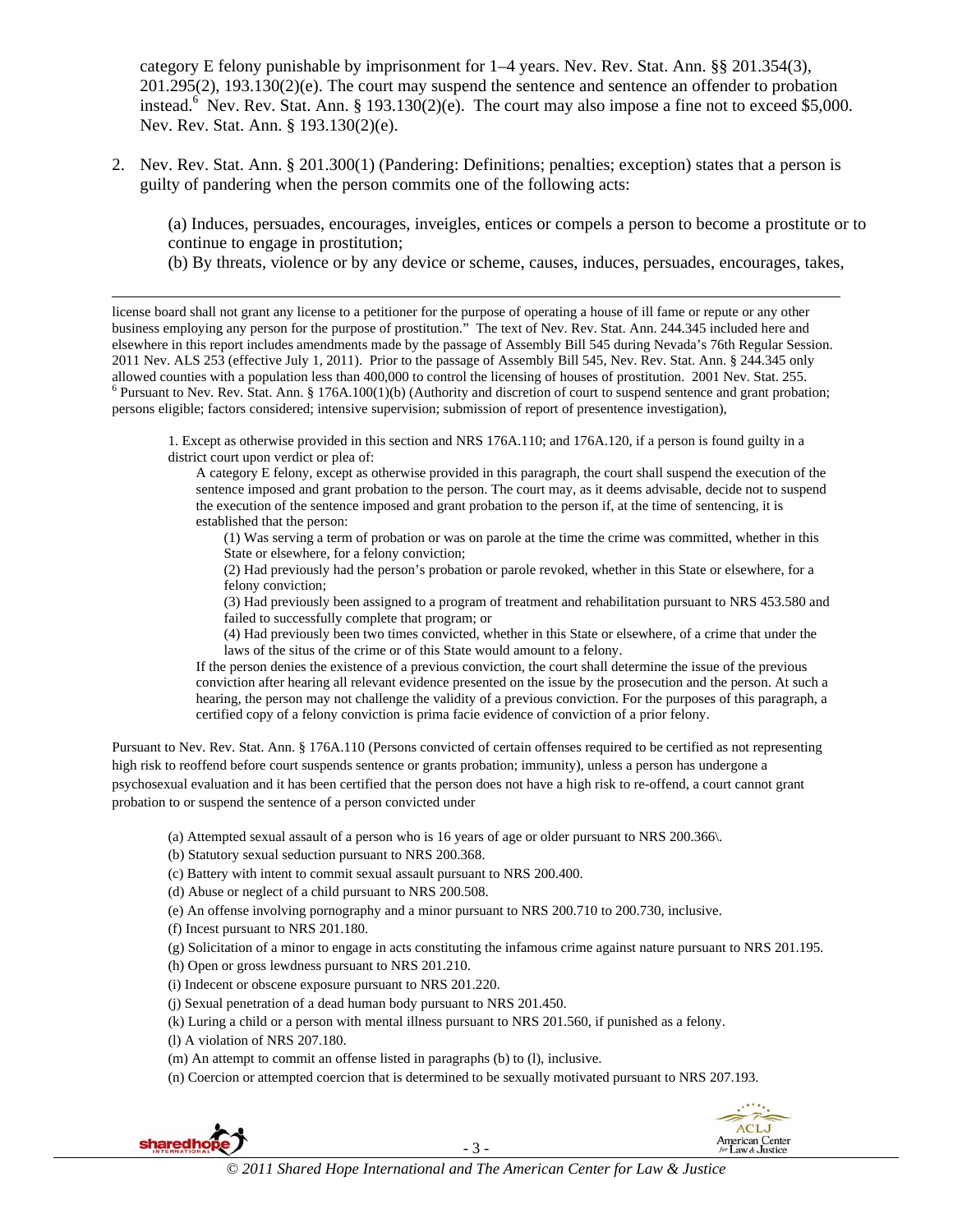category E felony punishable by imprisonment for 1–4 years. Nev. Rev. Stat. Ann. §§ 201.354(3), 201.295(2), 193.130(2)(e). The court may suspend the sentence and sentence an offender to probation instead.[6] Nev. Rev. Stat. Ann. § 193.130(2)(e). The court may also impose a fine not to exceed $5,000. Nev. Rev. Stat. Ann. § 193.130(2)(e).

2. Nev. Rev. Stat. Ann. § 201.300(1) (Pandering: Definitions; penalties; exception) states that a person is guilty of pandering when the person commits one of the following acts:

   (a) Induces, persuades, encourages, inveigles, entices or compels a person to become a prostitute or to continue to engage in prostitution;
   (b) By threats, violence or by any device or scheme, causes, induces, persuades, encourages, takes,

---

license board shall not grant any license to a petitioner for the purpose of operating a house of ill fame or repute or any other business employing any person for the purpose of prostitution." The text of Nev. Rev. Stat. Ann. 244.345 included here and elsewhere in this report includes amendments made by the passage of Assembly Bill 545 during Nevada's 76th Regular Session. 2011 Nev. ALS 253 (effective July 1, 2011). Prior to the passage of Assembly Bill 545, Nev. Rev. Stat. Ann. § 244.345 only allowed counties with a population less than 400,000 to control the licensing of houses of prostitution. 2001 Nev. Stat. 255.

[6] Pursuant to Nev. Rev. Stat. Ann. § 176A.100(1)(b) (Authority and discretion of court to suspend sentence and grant probation; persons eligible; factors considered; intensive supervision; submission of report of presentence investigation),

> 1. Except as otherwise provided in this section and NRS 176A.110; and 176A.120, if a person is found guilty in a district court upon verdict or plea of:
>
> A category E felony, except as otherwise provided in this paragraph, the court shall suspend the execution of the sentence imposed and grant probation to the person. The court may, as it deems advisable, decide not to suspend the execution of the sentence imposed and grant probation to the person if, at the time of sentencing, it is established that the person:
>
> (1) Was serving a term of probation or was on parole at the time the crime was committed, whether in this State or elsewhere, for a felony conviction;
> (2) Had previously had the person's probation or parole revoked, whether in this State or elsewhere, for a felony conviction;
> (3) Had previously been assigned to a program of treatment and rehabilitation pursuant to NRS 453.580 and failed to successfully complete that program; or
> (4) Had previously been two times convicted, whether in this State or elsewhere, of a crime that under the laws of the situs of the crime or of this State would amount to a felony.
>
> If the person denies the existence of a previous conviction, the court shall determine the issue of the previous conviction after hearing all relevant evidence presented on the issue by the prosecution and the person. At such a hearing, the person may not challenge the validity of a previous conviction. For the purposes of this paragraph, a certified copy of a felony conviction is prima facie evidence of conviction of a prior felony.

Pursuant to Nev. Rev. Stat. Ann. § 176A.110 (Persons convicted of certain offenses required to be certified as not representing high risk to reoffend before court suspends sentence or grants probation; immunity), unless a person has undergone a psychosexual evaluation and it has been certified that the person does not have a high risk to re-offend, a court cannot grant probation to or suspend the sentence of a person convicted under

> (a) Attempted sexual assault of a person who is 16 years of age or older pursuant to NRS 200.366\.
> (b) Statutory sexual seduction pursuant to NRS 200.368.
> (c) Battery with intent to commit sexual assault pursuant to NRS 200.400.
> (d) Abuse or neglect of a child pursuant to NRS 200.508.
> (e) An offense involving pornography and a minor pursuant to NRS 200.710 to 200.730, inclusive.
> (f) Incest pursuant to NRS 201.180.
> (g) Solicitation of a minor to engage in acts constituting the infamous crime against nature pursuant to NRS 201.195.
> (h) Open or gross lewdness pursuant to NRS 201.210.
> (i) Indecent or obscene exposure pursuant to NRS 201.220.
> (j) Sexual penetration of a dead human body pursuant to NRS 201.450.
> (k) Luring a child or a person with mental illness pursuant to NRS 201.560, if punished as a felony.
> (l) A violation of NRS 207.180.
> (m) An attempt to commit an offense listed in paragraphs (b) to (l), inclusive.
> (n) Coercion or attempted coercion that is determined to be sexually motivated pursuant to NRS 207.193.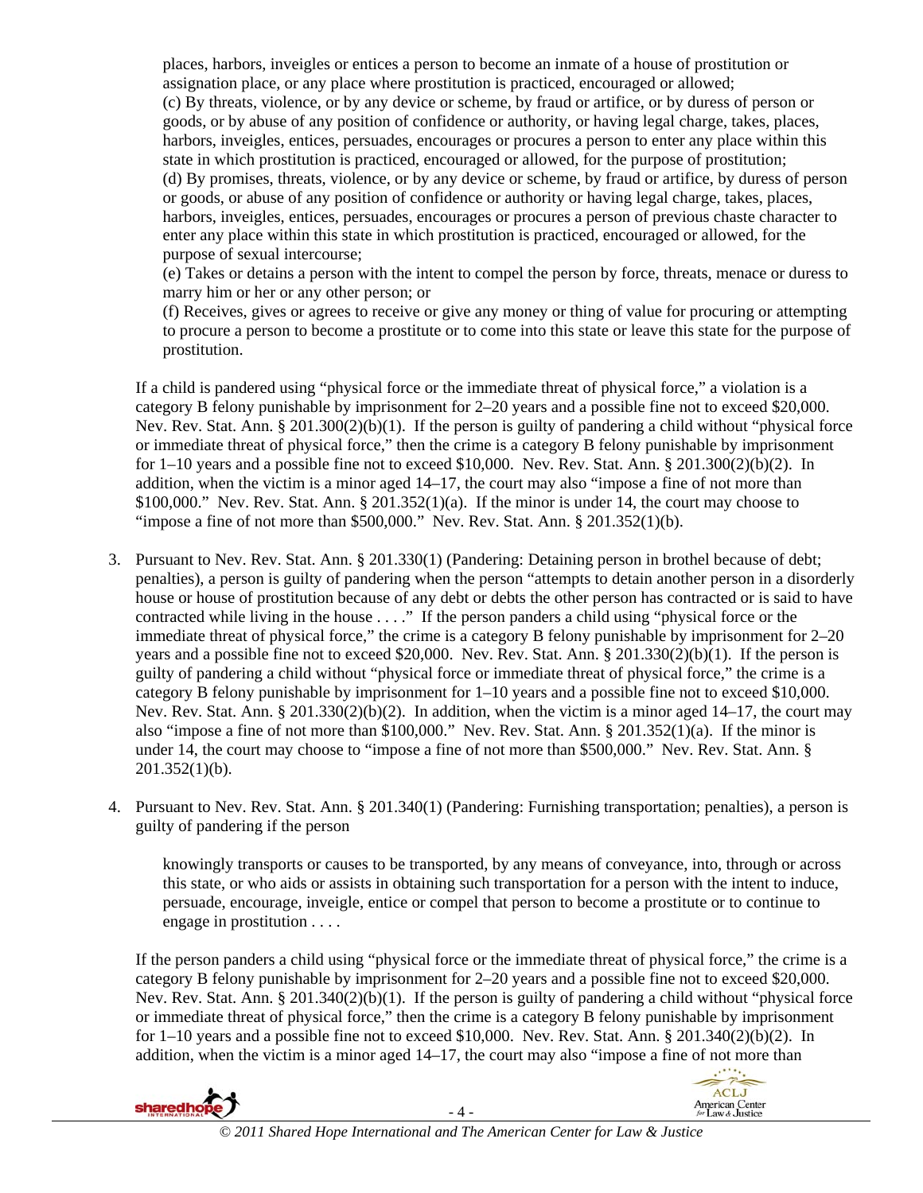places, harbors, inveigles or entices a person to become an inmate of a house of prostitution or assignation place, or any place where prostitution is practiced, encouraged or allowed;
(c) By threats, violence, or by any device or scheme, by fraud or artifice, or by duress of person or goods, or by abuse of any position of confidence or authority, or having legal charge, takes, places, harbors, inveigles, entices, persuades, encourages or procures a person to enter any place within this state in which prostitution is practiced, encouraged or allowed, for the purpose of prostitution;
(d) By promises, threats, violence, or by any device or scheme, by fraud or artifice, by duress of person or goods, or abuse of any position of confidence or authority or having legal charge, takes, places, harbors, inveigles, entices, persuades, encourages or procures a person of previous chaste character to enter any place within this state in which prostitution is practiced, encouraged or allowed, for the purpose of sexual intercourse;
(e) Takes or detains a person with the intent to compel the person by force, threats, menace or duress to marry him or her or any other person; or
(f) Receives, gives or agrees to receive or give any money or thing of value for procuring or attempting to procure a person to become a prostitute or to come into this state or leave this state for the purpose of prostitution.

If a child is pandered using "physical force or the immediate threat of physical force," a violation is a category B felony punishable by imprisonment for 2–20 years and a possible fine not to exceed $20,000. Nev. Rev. Stat. Ann. § 201.300(2)(b)(1). If the person is guilty of pandering a child without "physical force or immediate threat of physical force," then the crime is a category B felony punishable by imprisonment for 1–10 years and a possible fine not to exceed $10,000. Nev. Rev. Stat. Ann. § 201.300(2)(b)(2). In addition, when the victim is a minor aged 14–17, the court may also "impose a fine of not more than $100,000." Nev. Rev. Stat. Ann. § 201.352(1)(a). If the minor is under 14, the court may choose to "impose a fine of not more than $500,000." Nev. Rev. Stat. Ann. § 201.352(1)(b).

3. Pursuant to Nev. Rev. Stat. Ann. § 201.330(1) (Pandering: Detaining person in brothel because of debt; penalties), a person is guilty of pandering when the person "attempts to detain another person in a disorderly house or house of prostitution because of any debt or debts the other person has contracted or is said to have contracted while living in the house . . . ." If the person panders a child using "physical force or the immediate threat of physical force," the crime is a category B felony punishable by imprisonment for 2–20 years and a possible fine not to exceed $20,000. Nev. Rev. Stat. Ann. § 201.330(2)(b)(1). If the person is guilty of pandering a child without "physical force or immediate threat of physical force," the crime is a category B felony punishable by imprisonment for 1–10 years and a possible fine not to exceed $10,000. Nev. Rev. Stat. Ann. § 201.330(2)(b)(2). In addition, when the victim is a minor aged 14–17, the court may also "impose a fine of not more than $100,000." Nev. Rev. Stat. Ann. § 201.352(1)(a). If the minor is under 14, the court may choose to "impose a fine of not more than $500,000." Nev. Rev. Stat. Ann. § 201.352(1)(b).

4. Pursuant to Nev. Rev. Stat. Ann. § 201.340(1) (Pandering: Furnishing transportation; penalties), a person is guilty of pandering if the person

   knowingly transports or causes to be transported, by any means of conveyance, into, through or across this state, or who aids or assists in obtaining such transportation for a person with the intent to induce, persuade, encourage, inveigle, entice or compel that person to become a prostitute or to continue to engage in prostitution . . . .

   If the person panders a child using "physical force or the immediate threat of physical force," the crime is a category B felony punishable by imprisonment for 2–20 years and a possible fine not to exceed $20,000. Nev. Rev. Stat. Ann. § 201.340(2)(b)(1). If the person is guilty of pandering a child without "physical force or immediate threat of physical force," then the crime is a category B felony punishable by imprisonment for 1–10 years and a possible fine not to exceed $10,000. Nev. Rev. Stat. Ann. § 201.340(2)(b)(2). In addition, when the victim is a minor aged 14–17, the court may also "impose a fine of not more than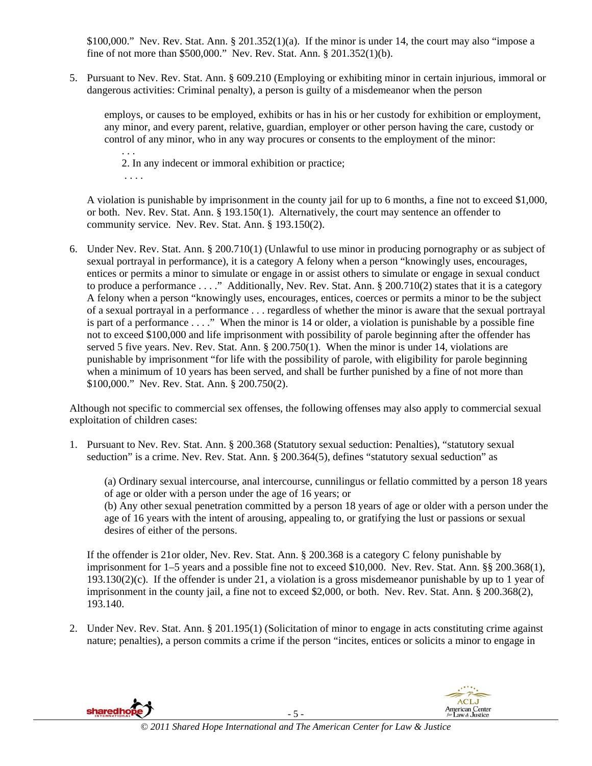$100,000." Nev. Rev. Stat. Ann. § 201.352(1)(a). If the minor is under 14, the court may also "impose a fine of not more than $500,000." Nev. Rev. Stat. Ann. § 201.352(1)(b).

5. Pursuant to Nev. Rev. Stat. Ann. § 609.210 (Employing or exhibiting minor in certain injurious, immoral or dangerous activities: Criminal penalty), a person is guilty of a misdemeanor when the person

   > employs, or causes to be employed, exhibits or has in his or her custody for exhibition or employment, any minor, and every parent, relative, guardian, employer or other person having the care, custody or control of any minor, who in any way procures or consents to the employment of the minor:
   >
   > . . .
   >
   > 2. In any indecent or immoral exhibition or practice;
   >
   > . . . .

   A violation is punishable by imprisonment in the county jail for up to 6 months, a fine not to exceed $1,000, or both. Nev. Rev. Stat. Ann. § 193.150(1). Alternatively, the court may sentence an offender to community service. Nev. Rev. Stat. Ann. § 193.150(2).

6. Under Nev. Rev. Stat. Ann. § 200.710(1) (Unlawful to use minor in producing pornography or as subject of sexual portrayal in performance), it is a category A felony when a person "knowingly uses, encourages, entices or permits a minor to simulate or engage in or assist others to simulate or engage in sexual conduct to produce a performance . . . ." Additionally, Nev. Rev. Stat. Ann. § 200.710(2) states that it is a category A felony when a person "knowingly uses, encourages, entices, coerces or permits a minor to be the subject of a sexual portrayal in a performance . . . regardless of whether the minor is aware that the sexual portrayal is part of a performance . . . ." When the minor is 14 or older, a violation is punishable by a possible fine not to exceed $100,000 and life imprisonment with possibility of parole beginning after the offender has served 5 five years. Nev. Rev. Stat. Ann. § 200.750(1). When the minor is under 14, violations are punishable by imprisonment "for life with the possibility of parole, with eligibility for parole beginning when a minimum of 10 years has been served, and shall be further punished by a fine of not more than $100,000." Nev. Rev. Stat. Ann. § 200.750(2).

Although not specific to commercial sex offenses, the following offenses may also apply to commercial sexual exploitation of children cases:

1. Pursuant to Nev. Rev. Stat. Ann. § 200.368 (Statutory sexual seduction: Penalties), "statutory sexual seduction" is a crime. Nev. Rev. Stat. Ann. § 200.364(5), defines "statutory sexual seduction" as

   > (a) Ordinary sexual intercourse, anal intercourse, cunnilingus or fellatio committed by a person 18 years of age or older with a person under the age of 16 years; or
   > (b) Any other sexual penetration committed by a person 18 years of age or older with a person under the age of 16 years with the intent of arousing, appealing to, or gratifying the lust or passions or sexual desires of either of the persons.

   If the offender is 21or older, Nev. Rev. Stat. Ann. § 200.368 is a category C felony punishable by imprisonment for 1–5 years and a possible fine not to exceed $10,000. Nev. Rev. Stat. Ann. §§ 200.368(1), 193.130(2)(c). If the offender is under 21, a violation is a gross misdemeanor punishable by up to 1 year of imprisonment in the county jail, a fine not to exceed $2,000, or both. Nev. Rev. Stat. Ann. § 200.368(2), 193.140.

2. Under Nev. Rev. Stat. Ann. § 201.195(1) (Solicitation of minor to engage in acts constituting crime against nature; penalties), a person commits a crime if the person "incites, entices or solicits a minor to engage in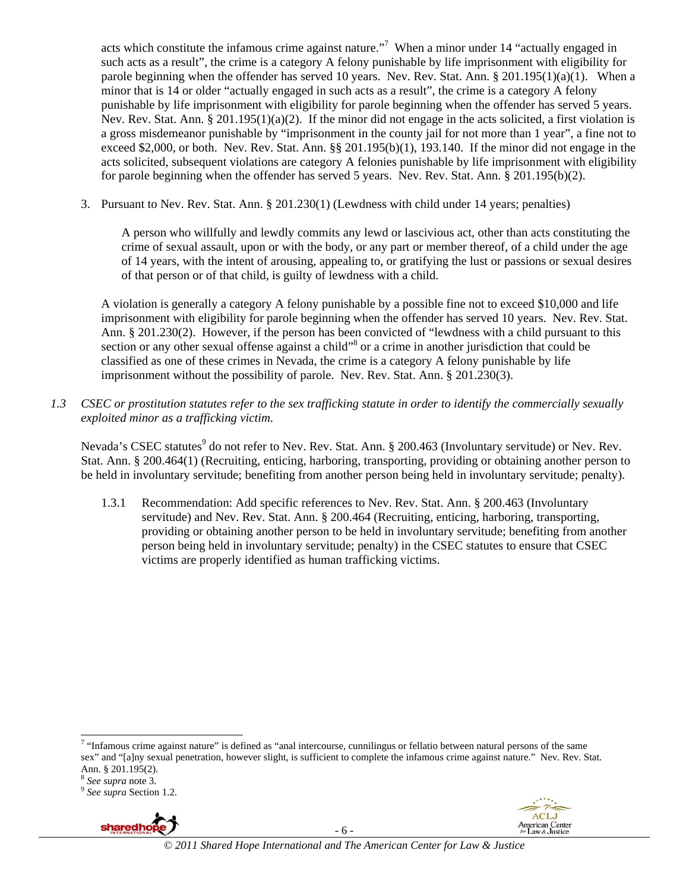acts which constitute the infamous crime against nature."[7] When a minor under 14 "actually engaged in such acts as a result", the crime is a category A felony punishable by life imprisonment with eligibility for parole beginning when the offender has served 10 years. Nev. Rev. Stat. Ann. § 201.195(1)(a)(1). When a minor that is 14 or older "actually engaged in such acts as a result", the crime is a category A felony punishable by life imprisonment with eligibility for parole beginning when the offender has served 5 years. Nev. Rev. Stat. Ann. § 201.195(1)(a)(2). If the minor did not engage in the acts solicited, a first violation is a gross misdemeanor punishable by "imprisonment in the county jail for not more than 1 year", a fine not to exceed $2,000, or both. Nev. Rev. Stat. Ann. §§ 201.195(b)(1), 193.140. If the minor did not engage in the acts solicited, subsequent violations are category A felonies punishable by life imprisonment with eligibility for parole beginning when the offender has served 5 years. Nev. Rev. Stat. Ann. § 201.195(b)(2).

3. Pursuant to Nev. Rev. Stat. Ann. § 201.230(1) (Lewdness with child under 14 years; penalties)

   > A person who willfully and lewdly commits any lewd or lascivious act, other than acts constituting the crime of sexual assault, upon or with the body, or any part or member thereof, of a child under the age of 14 years, with the intent of arousing, appealing to, or gratifying the lust or passions or sexual desires of that person or of that child, is guilty of lewdness with a child.

   A violation is generally a category A felony punishable by a possible fine not to exceed $10,000 and life imprisonment with eligibility for parole beginning when the offender has served 10 years. Nev. Rev. Stat. Ann. § 201.230(2). However, if the person has been convicted of "lewdness with a child pursuant to this section or any other sexual offense against a child"[8] or a crime in another jurisdiction that could be classified as one of these crimes in Nevada, the crime is a category A felony punishable by life imprisonment without the possibility of parole. Nev. Rev. Stat. Ann. § 201.230(3).

*1.3 CSEC or prostitution statutes refer to the sex trafficking statute in order to identify the commercially sexually exploited minor as a trafficking victim.*

Nevada's CSEC statutes[9] do not refer to Nev. Rev. Stat. Ann. § 200.463 (Involuntary servitude) or Nev. Rev. Stat. Ann. § 200.464(1) (Recruiting, enticing, harboring, transporting, providing or obtaining another person to be held in involuntary servitude; benefiting from another person being held in involuntary servitude; penalty).

1.3.1 Recommendation: Add specific references to Nev. Rev. Stat. Ann. § 200.463 (Involuntary servitude) and Nev. Rev. Stat. Ann. § 200.464 (Recruiting, enticing, harboring, transporting, providing or obtaining another person to be held in involuntary servitude; benefiting from another person being held in involuntary servitude; penalty) in the CSEC statutes to ensure that CSEC victims are properly identified as human trafficking victims.

---

[7] "Infamous crime against nature" is defined as "anal intercourse, cunnilingus or fellatio between natural persons of the same sex" and "[a]ny sexual penetration, however slight, is sufficient to complete the infamous crime against nature." Nev. Rev. Stat. Ann. § 201.195(2).

[8] *See supra* note 3.

[9] *See supra* Section 1.2.

© 2011 Shared Hope International and The American Center for Law & Justice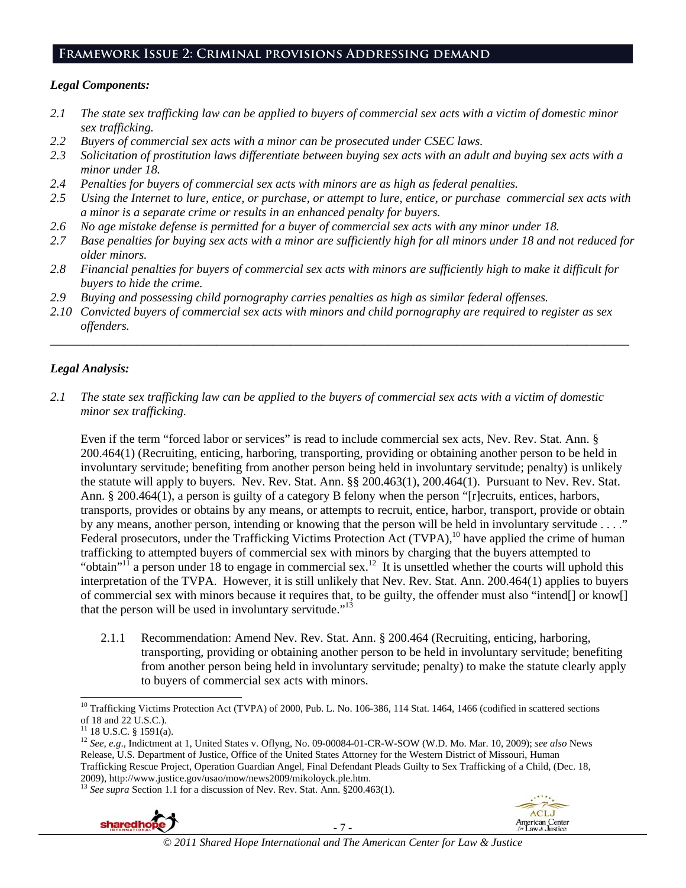## Framework Issue 2: Criminal provisions Addressing demand

***Legal Components:***

*2.1 The state sex trafficking law can be applied to buyers of commercial sex acts with a victim of domestic minor sex trafficking.*
*2.2 Buyers of commercial sex acts with a minor can be prosecuted under CSEC laws.*
*2.3 Solicitation of prostitution laws differentiate between buying sex acts with an adult and buying sex acts with a minor under 18.*
*2.4 Penalties for buyers of commercial sex acts with minors are as high as federal penalties.*
*2.5 Using the Internet to lure, entice, or purchase, or attempt to lure, entice, or purchase commercial sex acts with a minor is a separate crime or results in an enhanced penalty for buyers.*
*2.6 No age mistake defense is permitted for a buyer of commercial sex acts with any minor under 18.*
*2.7 Base penalties for buying sex acts with a minor are sufficiently high for all minors under 18 and not reduced for older minors.*
*2.8 Financial penalties for buyers of commercial sex acts with minors are sufficiently high to make it difficult for buyers to hide the crime.*
*2.9 Buying and possessing child pornography carries penalties as high as similar federal offenses.*
*2.10 Convicted buyers of commercial sex acts with minors and child pornography are required to register as sex offenders.*

---

***Legal Analysis:***

*2.1 The state sex trafficking law can be applied to the buyers of commercial sex acts with a victim of domestic minor sex trafficking.*

Even if the term "forced labor or services" is read to include commercial sex acts, Nev. Rev. Stat. Ann. § 200.464(1) (Recruiting, enticing, harboring, transporting, providing or obtaining another person to be held in involuntary servitude; benefiting from another person being held in involuntary servitude; penalty) is unlikely the statute will apply to buyers. Nev. Rev. Stat. Ann. §§ 200.463(1), 200.464(1). Pursuant to Nev. Rev. Stat. Ann. § 200.464(1), a person is guilty of a category B felony when the person "[r]ecruits, entices, harbors, transports, provides or obtains by any means, or attempts to recruit, entice, harbor, transport, provide or obtain by any means, another person, intending or knowing that the person will be held in involuntary servitude . . . ." Federal prosecutors, under the Trafficking Victims Protection Act (TVPA),[10] have applied the crime of human trafficking to attempted buyers of commercial sex with minors by charging that the buyers attempted to "obtain"[11] a person under 18 to engage in commercial sex.[12] It is unsettled whether the courts will uphold this interpretation of the TVPA. However, it is still unlikely that Nev. Rev. Stat. Ann. 200.464(1) applies to buyers of commercial sex with minors because it requires that, to be guilty, the offender must also "intend[] or know[] that the person will be used in involuntary servitude."[13]

2.1.1 Recommendation: Amend Nev. Rev. Stat. Ann. § 200.464 (Recruiting, enticing, harboring, transporting, providing or obtaining another person to be held in involuntary servitude; benefiting from another person being held in involuntary servitude; penalty) to make the statute clearly apply to buyers of commercial sex acts with minors.

---

[10] Trafficking Victims Protection Act (TVPA) of 2000, Pub. L. No. 106-386, 114 Stat. 1464, 1466 (codified in scattered sections of 18 and 22 U.S.C.).

[11] 18 U.S.C. § 1591(a).

[12] *See, e.g.*, Indictment at 1, United States v. Oflyng, No. 09-00084-01-CR-W-SOW (W.D. Mo. Mar. 10, 2009); *see also* News Release, U.S. Department of Justice, Office of the United States Attorney for the Western District of Missouri, Human Trafficking Rescue Project, Operation Guardian Angel, Final Defendant Pleads Guilty to Sex Trafficking of a Child, (Dec. 18, 2009), http://www.justice.gov/usao/mow/news2009/mikoloyck.ple.htm.

[13] *See supra* Section 1.1 for a discussion of Nev. Rev. Stat. Ann. §200.463(1).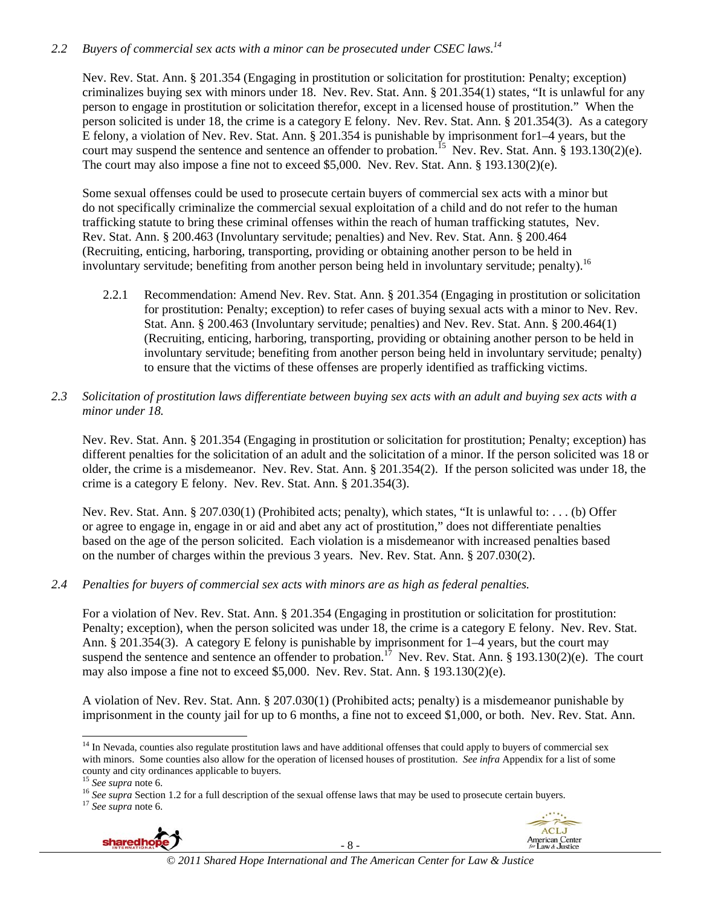*2.2 Buyers of commercial sex acts with a minor can be prosecuted under CSEC laws.*[14]

Nev. Rev. Stat. Ann. § 201.354 (Engaging in prostitution or solicitation for prostitution: Penalty; exception) criminalizes buying sex with minors under 18. Nev. Rev. Stat. Ann. § 201.354(1) states, "It is unlawful for any person to engage in prostitution or solicitation therefor, except in a licensed house of prostitution." When the person solicited is under 18, the crime is a category E felony. Nev. Rev. Stat. Ann. § 201.354(3). As a category E felony, a violation of Nev. Rev. Stat. Ann. § 201.354 is punishable by imprisonment for1–4 years, but the court may suspend the sentence and sentence an offender to probation.[15] Nev. Rev. Stat. Ann. § 193.130(2)(e). The court may also impose a fine not to exceed $5,000. Nev. Rev. Stat. Ann. § 193.130(2)(e).

Some sexual offenses could be used to prosecute certain buyers of commercial sex acts with a minor but do not specifically criminalize the commercial sexual exploitation of a child and do not refer to the human trafficking statute to bring these criminal offenses within the reach of human trafficking statutes, Nev. Rev. Stat. Ann. § 200.463 (Involuntary servitude; penalties) and Nev. Rev. Stat. Ann. § 200.464 (Recruiting, enticing, harboring, transporting, providing or obtaining another person to be held in involuntary servitude; benefiting from another person being held in involuntary servitude; penalty).[16]

2.2.1 Recommendation: Amend Nev. Rev. Stat. Ann. § 201.354 (Engaging in prostitution or solicitation for prostitution: Penalty; exception) to refer cases of buying sexual acts with a minor to Nev. Rev. Stat. Ann. § 200.463 (Involuntary servitude; penalties) and Nev. Rev. Stat. Ann. § 200.464(1) (Recruiting, enticing, harboring, transporting, providing or obtaining another person to be held in involuntary servitude; benefiting from another person being held in involuntary servitude; penalty) to ensure that the victims of these offenses are properly identified as trafficking victims.

*2.3 Solicitation of prostitution laws differentiate between buying sex acts with an adult and buying sex acts with a minor under 18.*

Nev. Rev. Stat. Ann. § 201.354 (Engaging in prostitution or solicitation for prostitution; Penalty; exception) has different penalties for the solicitation of an adult and the solicitation of a minor. If the person solicited was 18 or older, the crime is a misdemeanor. Nev. Rev. Stat. Ann. § 201.354(2). If the person solicited was under 18, the crime is a category E felony. Nev. Rev. Stat. Ann. § 201.354(3).

Nev. Rev. Stat. Ann. § 207.030(1) (Prohibited acts; penalty), which states, "It is unlawful to: . . . (b) Offer or agree to engage in, engage in or aid and abet any act of prostitution," does not differentiate penalties based on the age of the person solicited. Each violation is a misdemeanor with increased penalties based on the number of charges within the previous 3 years. Nev. Rev. Stat. Ann. § 207.030(2).

*2.4 Penalties for buyers of commercial sex acts with minors are as high as federal penalties.*

For a violation of Nev. Rev. Stat. Ann. § 201.354 (Engaging in prostitution or solicitation for prostitution: Penalty; exception), when the person solicited was under 18, the crime is a category E felony. Nev. Rev. Stat. Ann. § 201.354(3). A category E felony is punishable by imprisonment for 1–4 years, but the court may suspend the sentence and sentence an offender to probation.[17] Nev. Rev. Stat. Ann. § 193.130(2)(e). The court may also impose a fine not to exceed $5,000. Nev. Rev. Stat. Ann. § 193.130(2)(e).

A violation of Nev. Rev. Stat. Ann. § 207.030(1) (Prohibited acts; penalty) is a misdemeanor punishable by imprisonment in the county jail for up to 6 months, a fine not to exceed $1,000, or both. Nev. Rev. Stat. Ann.

---

[14] In Nevada, counties also regulate prostitution laws and have additional offenses that could apply to buyers of commercial sex with minors. Some counties also allow for the operation of licensed houses of prostitution. *See infra* Appendix for a list of some county and city ordinances applicable to buyers.

[15] *See supra* note 6.

[16] *See supra* Section 1.2 for a full description of the sexual offense laws that may be used to prosecute certain buyers.

[17] *See supra* note 6.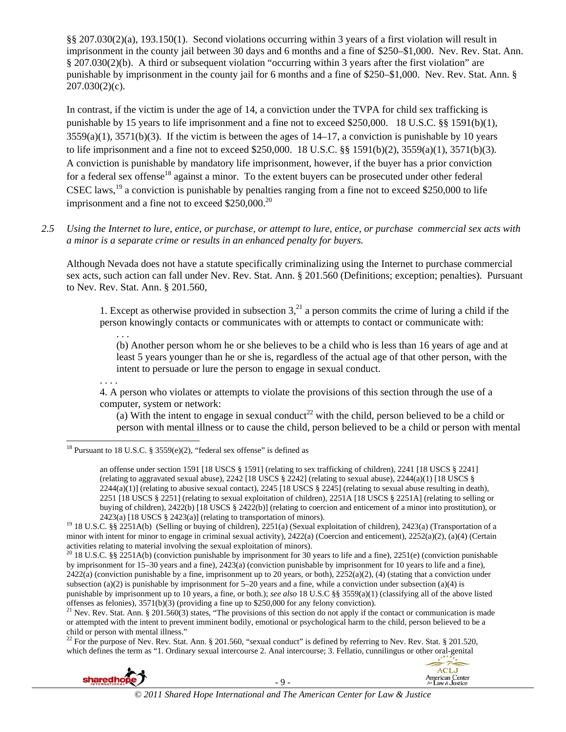§§ 207.030(2)(a), 193.150(1). Second violations occurring within 3 years of a first violation will result in imprisonment in the county jail between 30 days and 6 months and a fine of $250–$1,000. Nev. Rev. Stat. Ann. § 207.030(2)(b). A third or subsequent violation "occurring within 3 years after the first violation" are punishable by imprisonment in the county jail for 6 months and a fine of $250–$1,000. Nev. Rev. Stat. Ann. § 207.030(2)(c).

In contrast, if the victim is under the age of 14, a conviction under the TVPA for child sex trafficking is punishable by 15 years to life imprisonment and a fine not to exceed $250,000. 18 U.S.C. §§ 1591(b)(1), 3559(a)(1), 3571(b)(3). If the victim is between the ages of 14–17, a conviction is punishable by 10 years to life imprisonment and a fine not to exceed $250,000. 18 U.S.C. §§ 1591(b)(2), 3559(a)(1), 3571(b)(3). A conviction is punishable by mandatory life imprisonment, however, if the buyer has a prior conviction for a federal sex offense[18] against a minor. To the extent buyers can be prosecuted under other federal CSEC laws,[19] a conviction is punishable by penalties ranging from a fine not to exceed $250,000 to life imprisonment and a fine not to exceed $250,000.[20]

*2.5 Using the Internet to lure, entice, or purchase, or attempt to lure, entice, or purchase commercial sex acts with a minor is a separate crime or results in an enhanced penalty for buyers.*

Although Nevada does not have a statute specifically criminalizing using the Internet to purchase commercial sex acts, such action can fall under Nev. Rev. Stat. Ann. § 201.560 (Definitions; exception; penalties). Pursuant to Nev. Rev. Stat. Ann. § 201.560,

> 1. Except as otherwise provided in subsection 3,[21] a person commits the crime of luring a child if the person knowingly contacts or communicates with or attempts to contact or communicate with:
>
> . . .
>
> (b) Another person whom he or she believes to be a child who is less than 16 years of age and at least 5 years younger than he or she is, regardless of the actual age of that other person, with the intent to persuade or lure the person to engage in sexual conduct.
>
> . . . .
>
> 4. A person who violates or attempts to violate the provisions of this section through the use of a computer, system or network:
>
> (a) With the intent to engage in sexual conduct[22] with the child, person believed to be a child or person with mental illness or to cause the child, person believed to be a child or person with mental

---

[18] Pursuant to 18 U.S.C. § 3559(e)(2), "federal sex offense" is defined as

> an offense under section 1591 [18 USCS § 1591] (relating to sex trafficking of children), 2241 [18 USCS § 2241] (relating to aggravated sexual abuse), 2242 [18 USCS § 2242] (relating to sexual abuse), 2244(a)(1) [18 USCS § 2244(a)(1)] (relating to abusive sexual contact), 2245 [18 USCS § 2245] (relating to sexual abuse resulting in death), 2251 [18 USCS § 2251] (relating to sexual exploitation of children), 2251A [18 USCS § 2251A] (relating to selling or buying of children), 2422(b) [18 USCS § 2422(b)] (relating to coercion and enticement of a minor into prostitution), or 2423(a) [18 USCS § 2423(a)] (relating to transportation of minors).

[19] 18 U.S.C. §§ 2251A(b) (Selling or buying of children), 2251(a) (Sexual exploitation of children), 2423(a) (Transportation of a minor with intent for minor to engage in criminal sexual activity), 2422(a) (Coercion and enticement), 2252(a)(2), (a)(4) (Certain activities relating to material involving the sexual exploitation of minors).

[20] 18 U.S.C. §§ 2251A(b) (conviction punishable by imprisonment for 30 years to life and a fine), 2251(e) (conviction punishable by imprisonment for 15–30 years and a fine), 2423(a) (conviction punishable by imprisonment for 10 years to life and a fine), 2422(a) (conviction punishable by a fine, imprisonment up to 20 years, or both), 2252(a)(2), (4) (stating that a conviction under subsection (a)(2) is punishable by imprisonment for 5–20 years and a fine, while a conviction under subsection (a)(4) is punishable by imprisonment up to 10 years, a fine, or both.); *see also* 18 U.S.C §§ 3559(a)(1) (classifying all of the above listed offenses as felonies), 3571(b)(3) (providing a fine up to $250,000 for any felony conviction).

[21] Nev. Rev. Stat. Ann. § 201.560(3) states, "The provisions of this section do not apply if the contact or communication is made or attempted with the intent to prevent imminent bodily, emotional or psychological harm to the child, person believed to be a child or person with mental illness."

[22] For the purpose of Nev. Rev. Stat. Ann. § 201.560, "sexual conduct" is defined by referring to Nev. Rev. Stat. § 201.520, which defines the term as "1. Ordinary sexual intercourse 2. Anal intercourse; 3. Fellatio, cunnilingus or other oral-genital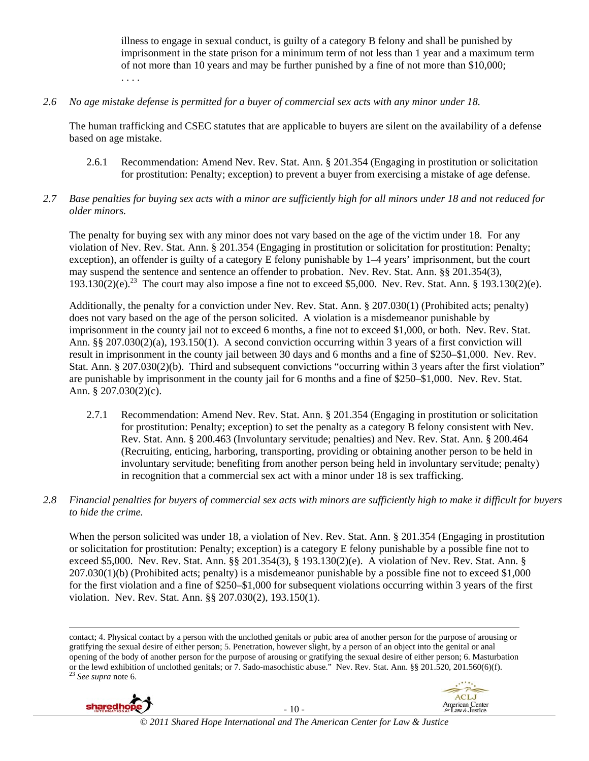illness to engage in sexual conduct, is guilty of a category B felony and shall be punished by imprisonment in the state prison for a minimum term of not less than 1 year and a maximum term of not more than 10 years and may be further punished by a fine of not more than $10,000;
. . . .

*2.6 No age mistake defense is permitted for a buyer of commercial sex acts with any minor under 18.*

The human trafficking and CSEC statutes that are applicable to buyers are silent on the availability of a defense based on age mistake.

2.6.1 Recommendation: Amend Nev. Rev. Stat. Ann. § 201.354 (Engaging in prostitution or solicitation for prostitution: Penalty; exception) to prevent a buyer from exercising a mistake of age defense.

*2.7 Base penalties for buying sex acts with a minor are sufficiently high for all minors under 18 and not reduced for older minors.*

The penalty for buying sex with any minor does not vary based on the age of the victim under 18. For any violation of Nev. Rev. Stat. Ann. § 201.354 (Engaging in prostitution or solicitation for prostitution: Penalty; exception), an offender is guilty of a category E felony punishable by 1–4 years' imprisonment, but the court may suspend the sentence and sentence an offender to probation. Nev. Rev. Stat. Ann. §§ 201.354(3), 193.130(2)(e).[23] The court may also impose a fine not to exceed $5,000. Nev. Rev. Stat. Ann. § 193.130(2)(e).

Additionally, the penalty for a conviction under Nev. Rev. Stat. Ann. § 207.030(1) (Prohibited acts; penalty) does not vary based on the age of the person solicited. A violation is a misdemeanor punishable by imprisonment in the county jail not to exceed 6 months, a fine not to exceed $1,000, or both. Nev. Rev. Stat. Ann. §§ 207.030(2)(a), 193.150(1). A second conviction occurring within 3 years of a first conviction will result in imprisonment in the county jail between 30 days and 6 months and a fine of $250–$1,000. Nev. Rev. Stat. Ann. § 207.030(2)(b). Third and subsequent convictions "occurring within 3 years after the first violation" are punishable by imprisonment in the county jail for 6 months and a fine of $250–$1,000. Nev. Rev. Stat. Ann. § 207.030(2)(c).

2.7.1 Recommendation: Amend Nev. Rev. Stat. Ann. § 201.354 (Engaging in prostitution or solicitation for prostitution: Penalty; exception) to set the penalty as a category B felony consistent with Nev. Rev. Stat. Ann. § 200.463 (Involuntary servitude; penalties) and Nev. Rev. Stat. Ann. § 200.464 (Recruiting, enticing, harboring, transporting, providing or obtaining another person to be held in involuntary servitude; benefiting from another person being held in involuntary servitude; penalty) in recognition that a commercial sex act with a minor under 18 is sex trafficking.

*2.8 Financial penalties for buyers of commercial sex acts with minors are sufficiently high to make it difficult for buyers to hide the crime.*

When the person solicited was under 18, a violation of Nev. Rev. Stat. Ann. § 201.354 (Engaging in prostitution or solicitation for prostitution: Penalty; exception) is a category E felony punishable by a possible fine not to exceed $5,000. Nev. Rev. Stat. Ann. §§ 201.354(3), § 193.130(2)(e). A violation of Nev. Rev. Stat. Ann. § 207.030(1)(b) (Prohibited acts; penalty) is a misdemeanor punishable by a possible fine not to exceed $1,000 for the first violation and a fine of $250–$1,000 for subsequent violations occurring within 3 years of the first violation. Nev. Rev. Stat. Ann. §§ 207.030(2), 193.150(1).

---

contact; 4. Physical contact by a person with the unclothed genitals or pubic area of another person for the purpose of arousing or gratifying the sexual desire of either person; 5. Penetration, however slight, by a person of an object into the genital or anal opening of the body of another person for the purpose of arousing or gratifying the sexual desire of either person; 6. Masturbation or the lewd exhibition of unclothed genitals; or 7. Sado-masochistic abuse." Nev. Rev. Stat. Ann. §§ 201.520, 201.560(6)(f).

[23] *See supra* note 6.

© 2011 Shared Hope International and The American Center for Law & Justice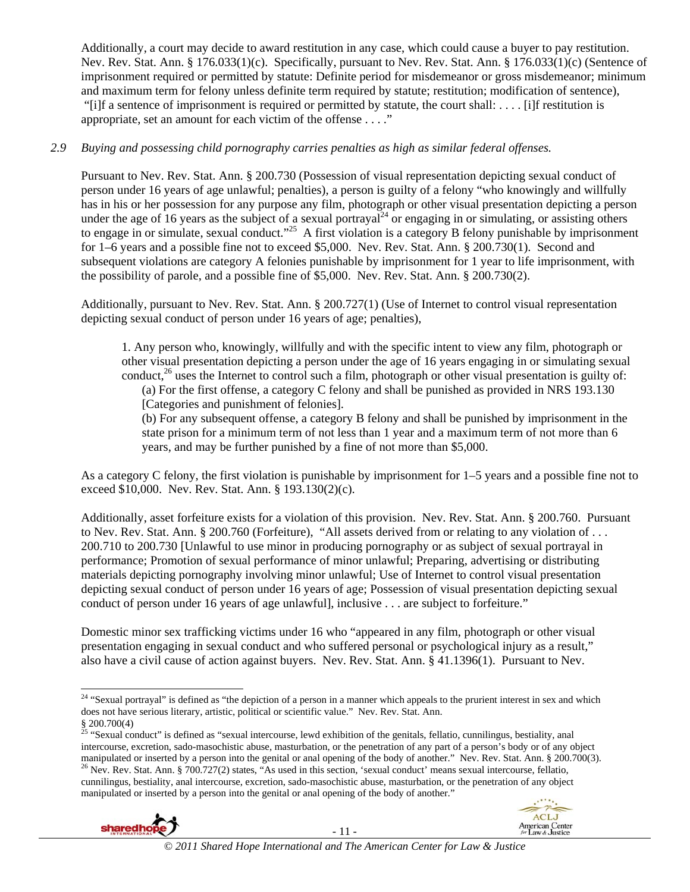Additionally, a court may decide to award restitution in any case, which could cause a buyer to pay restitution. Nev. Rev. Stat. Ann. § 176.033(1)(c). Specifically, pursuant to Nev. Rev. Stat. Ann. § 176.033(1)(c) (Sentence of imprisonment required or permitted by statute: Definite period for misdemeanor or gross misdemeanor; minimum and maximum term for felony unless definite term required by statute; restitution; modification of sentence), "[i]f a sentence of imprisonment is required or permitted by statute, the court shall: . . . . [i]f restitution is appropriate, set an amount for each victim of the offense . . . ."

*2.9 Buying and possessing child pornography carries penalties as high as similar federal offenses.*

Pursuant to Nev. Rev. Stat. Ann. § 200.730 (Possession of visual representation depicting sexual conduct of person under 16 years of age unlawful; penalties), a person is guilty of a felony "who knowingly and willfully has in his or her possession for any purpose any film, photograph or other visual presentation depicting a person under the age of 16 years as the subject of a sexual portrayal[24] or engaging in or simulating, or assisting others to engage in or simulate, sexual conduct."[25] A first violation is a category B felony punishable by imprisonment for 1–6 years and a possible fine not to exceed $5,000. Nev. Rev. Stat. Ann. § 200.730(1). Second and subsequent violations are category A felonies punishable by imprisonment for 1 year to life imprisonment, with the possibility of parole, and a possible fine of $5,000. Nev. Rev. Stat. Ann. § 200.730(2).

Additionally, pursuant to Nev. Rev. Stat. Ann. § 200.727(1) (Use of Internet to control visual representation depicting sexual conduct of person under 16 years of age; penalties),

> 1. Any person who, knowingly, willfully and with the specific intent to view any film, photograph or other visual presentation depicting a person under the age of 16 years engaging in or simulating sexual conduct,[26] uses the Internet to control such a film, photograph or other visual presentation is guilty of:
>
> (a) For the first offense, a category C felony and shall be punished as provided in NRS 193.130 [Categories and punishment of felonies].
>
> (b) For any subsequent offense, a category B felony and shall be punished by imprisonment in the state prison for a minimum term of not less than 1 year and a maximum term of not more than 6 years, and may be further punished by a fine of not more than $5,000.

As a category C felony, the first violation is punishable by imprisonment for 1–5 years and a possible fine not to exceed $10,000. Nev. Rev. Stat. Ann. § 193.130(2)(c).

Additionally, asset forfeiture exists for a violation of this provision. Nev. Rev. Stat. Ann. § 200.760. Pursuant to Nev. Rev. Stat. Ann. § 200.760 (Forfeiture), "All assets derived from or relating to any violation of . . . 200.710 to 200.730 [Unlawful to use minor in producing pornography or as subject of sexual portrayal in performance; Promotion of sexual performance of minor unlawful; Preparing, advertising or distributing materials depicting pornography involving minor unlawful; Use of Internet to control visual presentation depicting sexual conduct of person under 16 years of age; Possession of visual presentation depicting sexual conduct of person under 16 years of age unlawful], inclusive . . . are subject to forfeiture."

Domestic minor sex trafficking victims under 16 who "appeared in any film, photograph or other visual presentation engaging in sexual conduct and who suffered personal or psychological injury as a result," also have a civil cause of action against buyers. Nev. Rev. Stat. Ann. § 41.1396(1). Pursuant to Nev.

---

[24] "Sexual portrayal" is defined as "the depiction of a person in a manner which appeals to the prurient interest in sex and which does not have serious literary, artistic, political or scientific value." Nev. Rev. Stat. Ann. § 200.700(4)

[25] "Sexual conduct" is defined as "sexual intercourse, lewd exhibition of the genitals, fellatio, cunnilingus, bestiality, anal intercourse, excretion, sado-masochistic abuse, masturbation, or the penetration of any part of a person's body or of any object manipulated or inserted by a person into the genital or anal opening of the body of another." Nev. Rev. Stat. Ann. § 200.700(3).

[26] Nev. Rev. Stat. Ann. § 700.727(2) states, "As used in this section, 'sexual conduct' means sexual intercourse, fellatio, cunnilingus, bestiality, anal intercourse, excretion, sado-masochistic abuse, masturbation, or the penetration of any object manipulated or inserted by a person into the genital or anal opening of the body of another."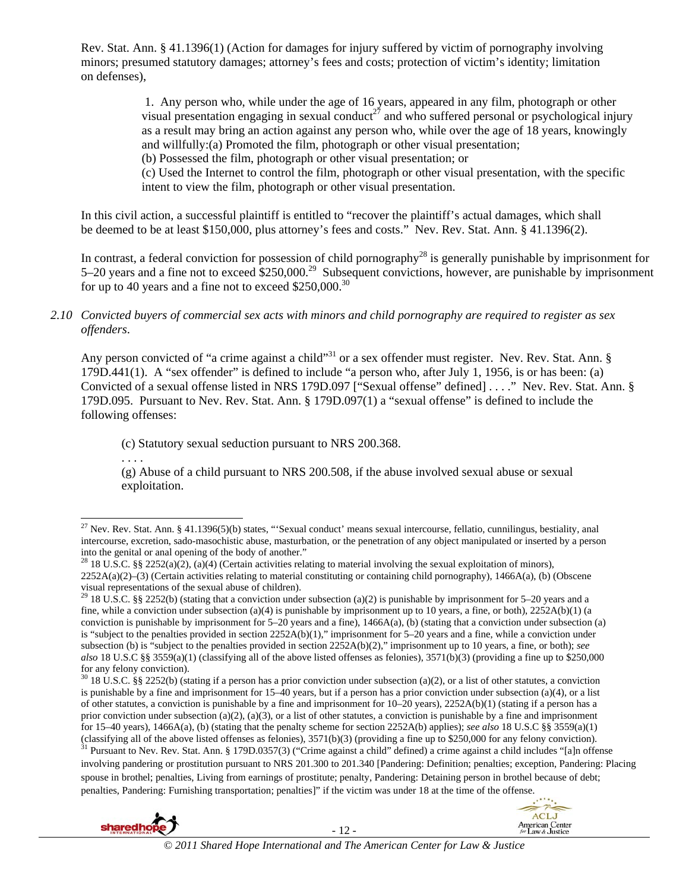Rev. Stat. Ann. § 41.1396(1) (Action for damages for injury suffered by victim of pornography involving minors; presumed statutory damages; attorney's fees and costs; protection of victim's identity; limitation on defenses),

> 1. Any person who, while under the age of 16 years, appeared in any film, photograph or other visual presentation engaging in sexual conduct[27] and who suffered personal or psychological injury as a result may bring an action against any person who, while over the age of 18 years, knowingly and willfully:(a) Promoted the film, photograph or other visual presentation;
> (b) Possessed the film, photograph or other visual presentation; or
> (c) Used the Internet to control the film, photograph or other visual presentation, with the specific intent to view the film, photograph or other visual presentation.

In this civil action, a successful plaintiff is entitled to "recover the plaintiff's actual damages, which shall be deemed to be at least $150,000, plus attorney's fees and costs." Nev. Rev. Stat. Ann. § 41.1396(2).

In contrast, a federal conviction for possession of child pornography[28] is generally punishable by imprisonment for 5–20 years and a fine not to exceed $250,000.[29] Subsequent convictions, however, are punishable by imprisonment for up to 40 years and a fine not to exceed $250,000.[30]

*2.10 Convicted buyers of commercial sex acts with minors and child pornography are required to register as sex offenders.*

Any person convicted of "a crime against a child"[31] or a sex offender must register. Nev. Rev. Stat. Ann. § 179D.441(1). A "sex offender" is defined to include "a person who, after July 1, 1956, is or has been: (a) Convicted of a sexual offense listed in NRS 179D.097 ["Sexual offense" defined] . . . ." Nev. Rev. Stat. Ann. § 179D.095. Pursuant to Nev. Rev. Stat. Ann. § 179D.097(1) a "sexual offense" is defined to include the following offenses:

> (c) Statutory sexual seduction pursuant to NRS 200.368.
> . . . .
> (g) Abuse of a child pursuant to NRS 200.508, if the abuse involved sexual abuse or sexual exploitation.

---

[27] Nev. Rev. Stat. Ann. § 41.1396(5)(b) states, "'Sexual conduct' means sexual intercourse, fellatio, cunnilingus, bestiality, anal intercourse, excretion, sado-masochistic abuse, masturbation, or the penetration of any object manipulated or inserted by a person into the genital or anal opening of the body of another."

[28] 18 U.S.C. §§ 2252(a)(2), (a)(4) (Certain activities relating to material involving the sexual exploitation of minors), 2252A(a)(2)–(3) (Certain activities relating to material constituting or containing child pornography), 1466A(a), (b) (Obscene visual representations of the sexual abuse of children).

[29] 18 U.S.C. §§ 2252(b) (stating that a conviction under subsection (a)(2) is punishable by imprisonment for 5–20 years and a fine, while a conviction under subsection (a)(4) is punishable by imprisonment up to 10 years, a fine, or both), 2252A(b)(1) (a conviction is punishable by imprisonment for 5–20 years and a fine), 1466A(a), (b) (stating that a conviction under subsection (a) is "subject to the penalties provided in section 2252A(b)(1)," imprisonment for 5–20 years and a fine, while a conviction under subsection (b) is "subject to the penalties provided in section 2252A(b)(2)," imprisonment up to 10 years, a fine, or both); *see also* 18 U.S.C §§ 3559(a)(1) (classifying all of the above listed offenses as felonies), 3571(b)(3) (providing a fine up to $250,000 for any felony conviction).

[30] 18 U.S.C. §§ 2252(b) (stating if a person has a prior conviction under subsection (a)(2), or a list of other statutes, a conviction is punishable by a fine and imprisonment for 15–40 years, but if a person has a prior conviction under subsection (a)(4), or a list of other statutes, a conviction is punishable by a fine and imprisonment for 10–20 years), 2252A(b)(1) (stating if a person has a prior conviction under subsection (a)(2), (a)(3), or a list of other statutes, a conviction is punishable by a fine and imprisonment for 15–40 years), 1466A(a), (b) (stating that the penalty scheme for section 2252A(b) applies); *see also* 18 U.S.C §§ 3559(a)(1) (classifying all of the above listed offenses as felonies), 3571(b)(3) (providing a fine up to $250,000 for any felony conviction).

[31] Pursuant to Nev. Rev. Stat. Ann. § 179D.0357(3) ("Crime against a child" defined) a crime against a child includes "[a]n offense involving pandering or prostitution pursuant to NRS 201.300 to 201.340 [Pandering: Definition; penalties; exception, Pandering: Placing spouse in brothel; penalties, Living from earnings of prostitute; penalty, Pandering: Detaining person in brothel because of debt; penalties, Pandering: Furnishing transportation; penalties]" if the victim was under 18 at the time of the offense.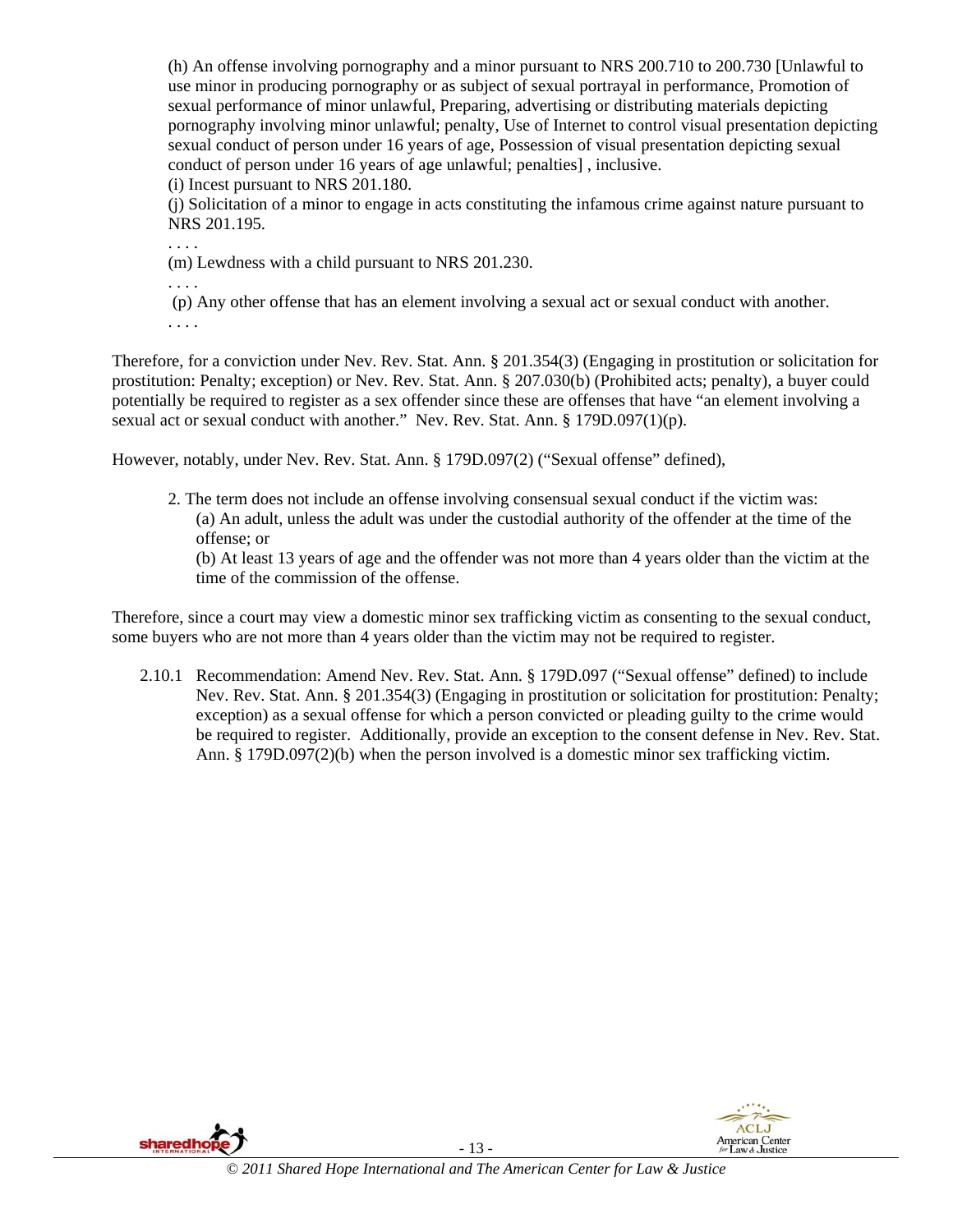(h) An offense involving pornography and a minor pursuant to NRS 200.710 to 200.730 [Unlawful to use minor in producing pornography or as subject of sexual portrayal in performance, Promotion of sexual performance of minor unlawful, Preparing, advertising or distributing materials depicting pornography involving minor unlawful; penalty, Use of Internet to control visual presentation depicting sexual conduct of person under 16 years of age, Possession of visual presentation depicting sexual conduct of person under 16 years of age unlawful; penalties] , inclusive.
(i) Incest pursuant to NRS 201.180.
(j) Solicitation of a minor to engage in acts constituting the infamous crime against nature pursuant to NRS 201.195.
. . . .
(m) Lewdness with a child pursuant to NRS 201.230.
. . . .
(p) Any other offense that has an element involving a sexual act or sexual conduct with another.
. . . .

Therefore, for a conviction under Nev. Rev. Stat. Ann. § 201.354(3) (Engaging in prostitution or solicitation for prostitution: Penalty; exception) or Nev. Rev. Stat. Ann. § 207.030(b) (Prohibited acts; penalty), a buyer could potentially be required to register as a sex offender since these are offenses that have "an element involving a sexual act or sexual conduct with another." Nev. Rev. Stat. Ann. § 179D.097(1)(p).

However, notably, under Nev. Rev. Stat. Ann. § 179D.097(2) ("Sexual offense" defined),

> 2. The term does not include an offense involving consensual sexual conduct if the victim was:
> (a) An adult, unless the adult was under the custodial authority of the offender at the time of the offense; or
> (b) At least 13 years of age and the offender was not more than 4 years older than the victim at the time of the commission of the offense.

Therefore, since a court may view a domestic minor sex trafficking victim as consenting to the sexual conduct, some buyers who are not more than 4 years older than the victim may not be required to register.

2.10.1 Recommendation: Amend Nev. Rev. Stat. Ann. § 179D.097 ("Sexual offense" defined) to include Nev. Rev. Stat. Ann. § 201.354(3) (Engaging in prostitution or solicitation for prostitution: Penalty; exception) as a sexual offense for which a person convicted or pleading guilty to the crime would be required to register. Additionally, provide an exception to the consent defense in Nev. Rev. Stat. Ann. § 179D.097(2)(b) when the person involved is a domestic minor sex trafficking victim.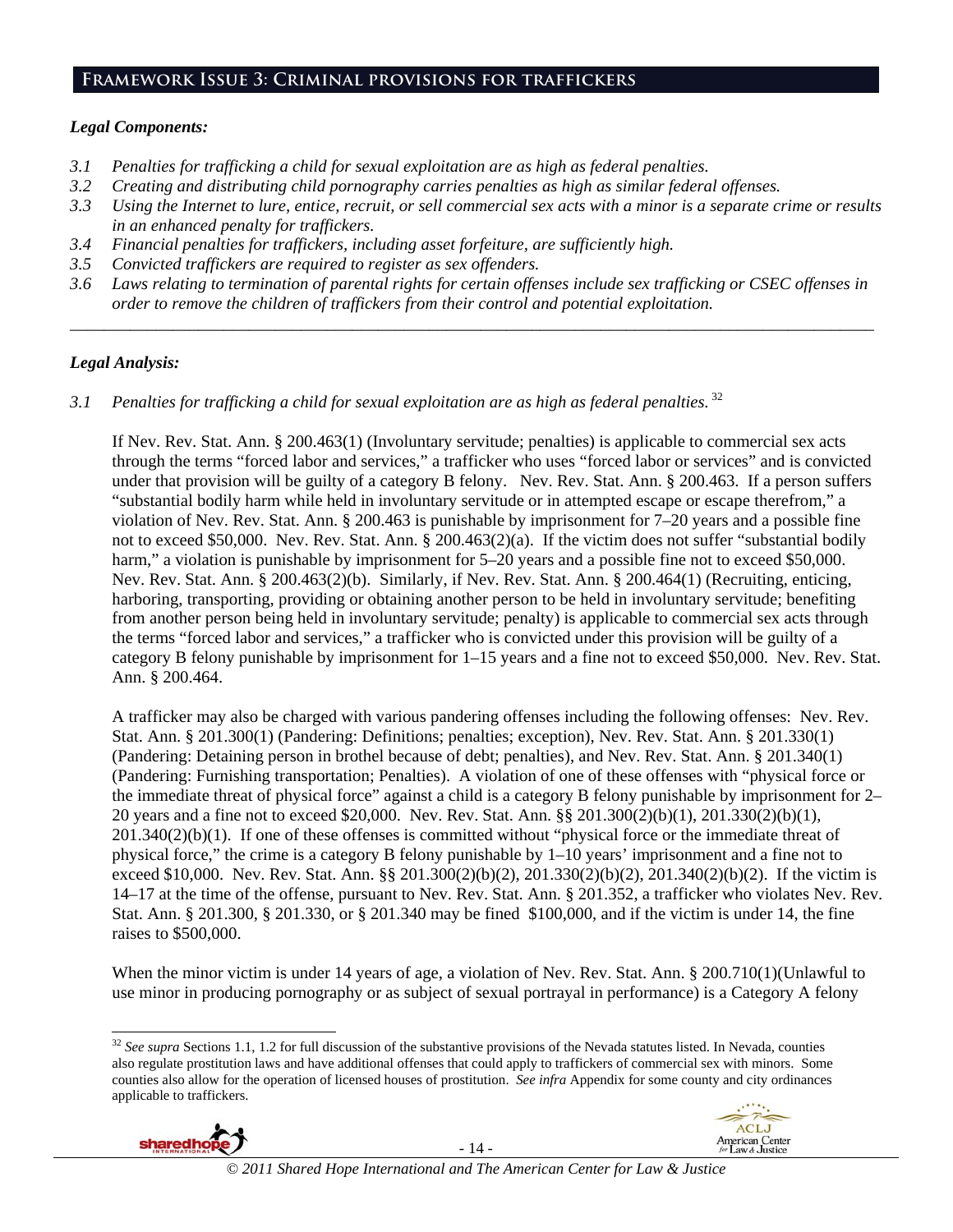## Framework Issue 3: Criminal provisions for traffickers

### *Legal Components:*

- *3.1 Penalties for trafficking a child for sexual exploitation are as high as federal penalties.*
- *3.2 Creating and distributing child pornography carries penalties as high as similar federal offenses.*
- *3.3 Using the Internet to lure, entice, recruit, or sell commercial sex acts with a minor is a separate crime or results in an enhanced penalty for traffickers.*
- *3.4 Financial penalties for traffickers, including asset forfeiture, are sufficiently high.*
- *3.5 Convicted traffickers are required to register as sex offenders.*
- *3.6 Laws relating to termination of parental rights for certain offenses include sex trafficking or CSEC offenses in order to remove the children of traffickers from their control and potential exploitation.*

---

### *Legal Analysis:*

*3.1 Penalties for trafficking a child for sexual exploitation are as high as federal penalties.* [32]

If Nev. Rev. Stat. Ann. § 200.463(1) (Involuntary servitude; penalties) is applicable to commercial sex acts through the terms "forced labor and services," a trafficker who uses "forced labor or services" and is convicted under that provision will be guilty of a category B felony. Nev. Rev. Stat. Ann. § 200.463. If a person suffers "substantial bodily harm while held in involuntary servitude or in attempted escape or escape therefrom," a violation of Nev. Rev. Stat. Ann. § 200.463 is punishable by imprisonment for 7–20 years and a possible fine not to exceed $50,000. Nev. Rev. Stat. Ann. § 200.463(2)(a). If the victim does not suffer "substantial bodily harm," a violation is punishable by imprisonment for 5–20 years and a possible fine not to exceed $50,000. Nev. Rev. Stat. Ann. § 200.463(2)(b). Similarly, if Nev. Rev. Stat. Ann. § 200.464(1) (Recruiting, enticing, harboring, transporting, providing or obtaining another person to be held in involuntary servitude; benefiting from another person being held in involuntary servitude; penalty) is applicable to commercial sex acts through the terms "forced labor and services," a trafficker who is convicted under this provision will be guilty of a category B felony punishable by imprisonment for 1–15 years and a fine not to exceed $50,000. Nev. Rev. Stat. Ann. § 200.464.

A trafficker may also be charged with various pandering offenses including the following offenses: Nev. Rev. Stat. Ann. § 201.300(1) (Pandering: Definitions; penalties; exception), Nev. Rev. Stat. Ann. § 201.330(1) (Pandering: Detaining person in brothel because of debt; penalties), and Nev. Rev. Stat. Ann. § 201.340(1) (Pandering: Furnishing transportation; Penalties). A violation of one of these offenses with "physical force or the immediate threat of physical force" against a child is a category B felony punishable by imprisonment for 2–20 years and a fine not to exceed $20,000. Nev. Rev. Stat. Ann. §§ 201.300(2)(b)(1), 201.330(2)(b)(1), 201.340(2)(b)(1). If one of these offenses is committed without "physical force or the immediate threat of physical force," the crime is a category B felony punishable by 1–10 years' imprisonment and a fine not to exceed $10,000. Nev. Rev. Stat. Ann. §§ 201.300(2)(b)(2), 201.330(2)(b)(2), 201.340(2)(b)(2). If the victim is 14–17 at the time of the offense, pursuant to Nev. Rev. Stat. Ann. § 201.352, a trafficker who violates Nev. Rev. Stat. Ann. § 201.300, § 201.330, or § 201.340 may be fined $100,000, and if the victim is under 14, the fine raises to $500,000.

When the minor victim is under 14 years of age, a violation of Nev. Rev. Stat. Ann. § 200.710(1)(Unlawful to use minor in producing pornography or as subject of sexual portrayal in performance) is a Category A felony

---

[32] *See supra* Sections 1.1, 1.2 for full discussion of the substantive provisions of the Nevada statutes listed. In Nevada, counties also regulate prostitution laws and have additional offenses that could apply to traffickers of commercial sex with minors. Some counties also allow for the operation of licensed houses of prostitution. *See infra* Appendix for some county and city ordinances applicable to traffickers.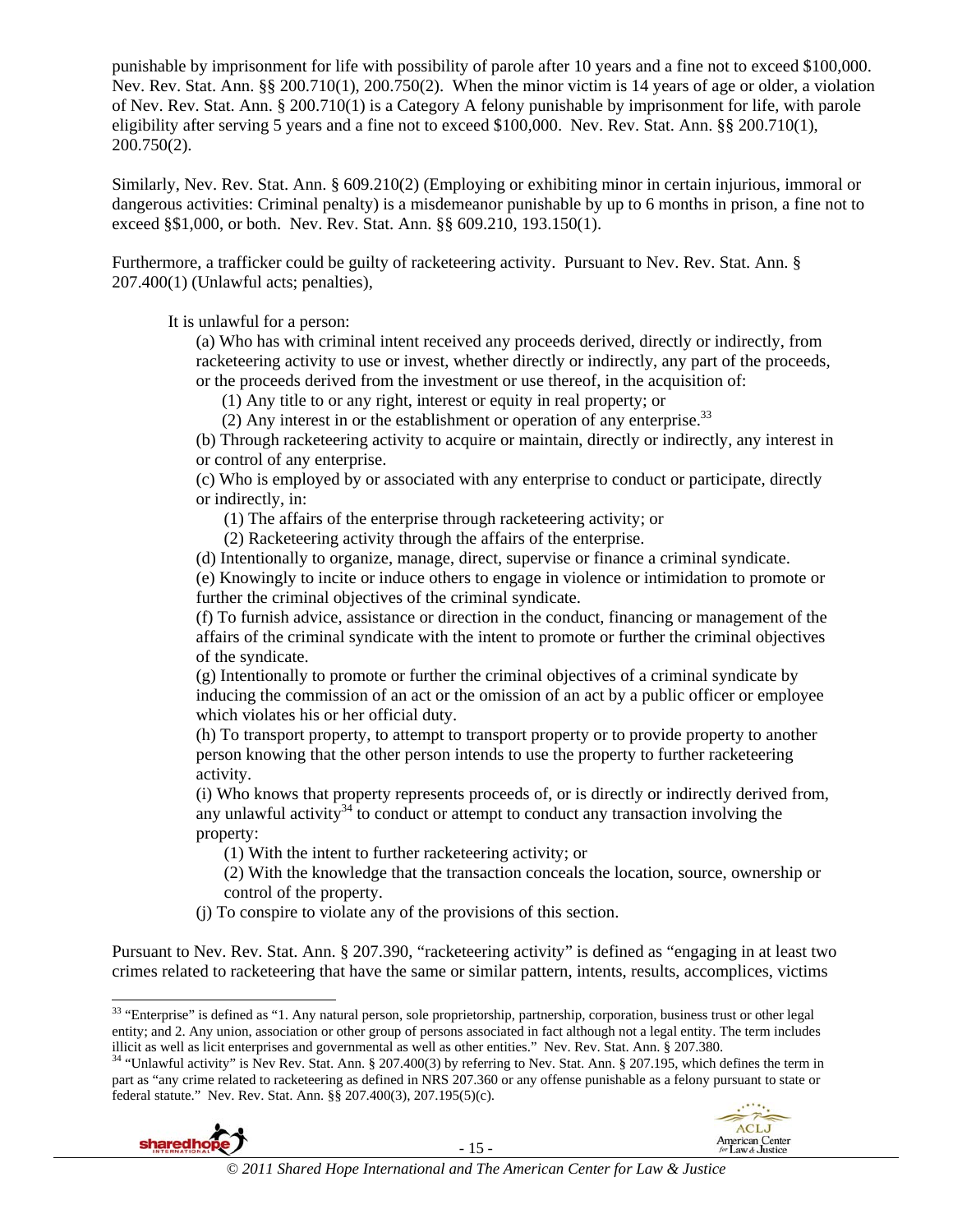punishable by imprisonment for life with possibility of parole after 10 years and a fine not to exceed $100,000. Nev. Rev. Stat. Ann. §§ 200.710(1), 200.750(2). When the minor victim is 14 years of age or older, a violation of Nev. Rev. Stat. Ann. § 200.710(1) is a Category A felony punishable by imprisonment for life, with parole eligibility after serving 5 years and a fine not to exceed $100,000. Nev. Rev. Stat. Ann. §§ 200.710(1), 200.750(2).

Similarly, Nev. Rev. Stat. Ann. § 609.210(2) (Employing or exhibiting minor in certain injurious, immoral or dangerous activities: Criminal penalty) is a misdemeanor punishable by up to 6 months in prison, a fine not to exceed §$1,000, or both. Nev. Rev. Stat. Ann. §§ 609.210, 193.150(1).

Furthermore, a trafficker could be guilty of racketeering activity. Pursuant to Nev. Rev. Stat. Ann. § 207.400(1) (Unlawful acts; penalties),

> It is unlawful for a person:
>
> (a) Who has with criminal intent received any proceeds derived, directly or indirectly, from racketeering activity to use or invest, whether directly or indirectly, any part of the proceeds, or the proceeds derived from the investment or use thereof, in the acquisition of:
>
> (1) Any title to or any right, interest or equity in real property; or
>
> (2) Any interest in or the establishment or operation of any enterprise.[33]
>
> (b) Through racketeering activity to acquire or maintain, directly or indirectly, any interest in or control of any enterprise.
>
> (c) Who is employed by or associated with any enterprise to conduct or participate, directly or indirectly, in:
>
> (1) The affairs of the enterprise through racketeering activity; or
>
> (2) Racketeering activity through the affairs of the enterprise.
>
> (d) Intentionally to organize, manage, direct, supervise or finance a criminal syndicate.
>
> (e) Knowingly to incite or induce others to engage in violence or intimidation to promote or further the criminal objectives of the criminal syndicate.
>
> (f) To furnish advice, assistance or direction in the conduct, financing or management of the affairs of the criminal syndicate with the intent to promote or further the criminal objectives of the syndicate.
>
> (g) Intentionally to promote or further the criminal objectives of a criminal syndicate by inducing the commission of an act or the omission of an act by a public officer or employee which violates his or her official duty.
>
> (h) To transport property, to attempt to transport property or to provide property to another person knowing that the other person intends to use the property to further racketeering activity.
>
> (i) Who knows that property represents proceeds of, or is directly or indirectly derived from, any unlawful activity[34] to conduct or attempt to conduct any transaction involving the property:
>
> (1) With the intent to further racketeering activity; or
>
> (2) With the knowledge that the transaction conceals the location, source, ownership or control of the property.
>
> (j) To conspire to violate any of the provisions of this section.

Pursuant to Nev. Rev. Stat. Ann. § 207.390, "racketeering activity" is defined as "engaging in at least two crimes related to racketeering that have the same or similar pattern, intents, results, accomplices, victims

---

[33] "Enterprise" is defined as "1. Any natural person, sole proprietorship, partnership, corporation, business trust or other legal entity; and 2. Any union, association or other group of persons associated in fact although not a legal entity. The term includes illicit as well as licit enterprises and governmental as well as other entities." Nev. Rev. Stat. Ann. § 207.380.

[34] "Unlawful activity" is Nev Rev. Stat. Ann. § 207.400(3) by referring to Nev. Stat. Ann. § 207.195, which defines the term in part as "any crime related to racketeering as defined in NRS 207.360 or any offense punishable as a felony pursuant to state or federal statute." Nev. Rev. Stat. Ann. §§ 207.400(3), 207.195(5)(c).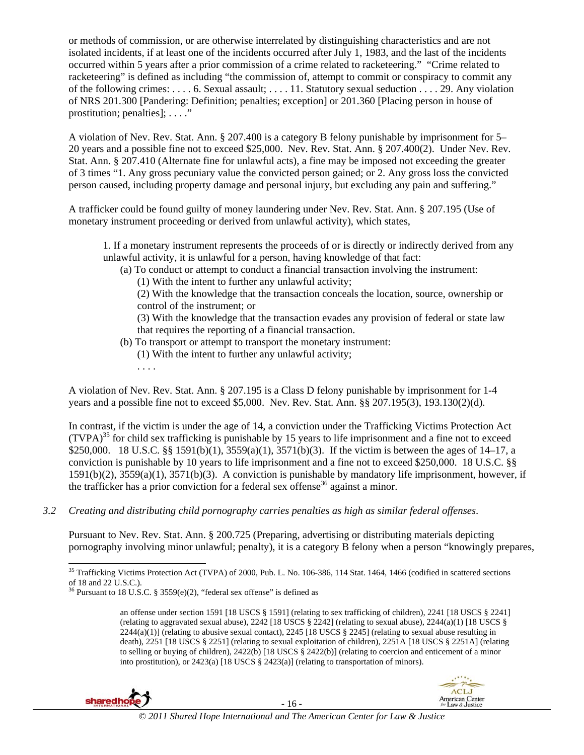or methods of commission, or are otherwise interrelated by distinguishing characteristics and are not isolated incidents, if at least one of the incidents occurred after July 1, 1983, and the last of the incidents occurred within 5 years after a prior commission of a crime related to racketeering." "Crime related to racketeering" is defined as including "the commission of, attempt to commit or conspiracy to commit any of the following crimes: . . . . 6. Sexual assault; . . . . 11. Statutory sexual seduction . . . . 29. Any violation of NRS 201.300 [Pandering: Definition; penalties; exception] or 201.360 [Placing person in house of prostitution; penalties]; . . . ."

A violation of Nev. Rev. Stat. Ann. § 207.400 is a category B felony punishable by imprisonment for 5–20 years and a possible fine not to exceed $25,000. Nev. Rev. Stat. Ann. § 207.400(2). Under Nev. Rev. Stat. Ann. § 207.410 (Alternate fine for unlawful acts), a fine may be imposed not exceeding the greater of 3 times "1. Any gross pecuniary value the convicted person gained; or 2. Any gross loss the convicted person caused, including property damage and personal injury, but excluding any pain and suffering."

A trafficker could be found guilty of money laundering under Nev. Rev. Stat. Ann. § 207.195 (Use of monetary instrument proceeding or derived from unlawful activity), which states,

> 1. If a monetary instrument represents the proceeds of or is directly or indirectly derived from any unlawful activity, it is unlawful for a person, having knowledge of that fact:
> (a) To conduct or attempt to conduct a financial transaction involving the instrument:
> (1) With the intent to further any unlawful activity;
> (2) With the knowledge that the transaction conceals the location, source, ownership or control of the instrument; or
> (3) With the knowledge that the transaction evades any provision of federal or state law that requires the reporting of a financial transaction.
> (b) To transport or attempt to transport the monetary instrument:
> (1) With the intent to further any unlawful activity;
> . . . .

A violation of Nev. Rev. Stat. Ann. § 207.195 is a Class D felony punishable by imprisonment for 1-4 years and a possible fine not to exceed $5,000. Nev. Rev. Stat. Ann. §§ 207.195(3), 193.130(2)(d).

In contrast, if the victim is under the age of 14, a conviction under the Trafficking Victims Protection Act (TVPA)[35] for child sex trafficking is punishable by 15 years to life imprisonment and a fine not to exceed $250,000. 18 U.S.C. §§ 1591(b)(1), 3559(a)(1), 3571(b)(3). If the victim is between the ages of 14–17, a conviction is punishable by 10 years to life imprisonment and a fine not to exceed $250,000. 18 U.S.C. §§ 1591(b)(2), 3559(a)(1), 3571(b)(3). A conviction is punishable by mandatory life imprisonment, however, if the trafficker has a prior conviction for a federal sex offense[36] against a minor.

*3.2 Creating and distributing child pornography carries penalties as high as similar federal offenses.*

Pursuant to Nev. Rev. Stat. Ann. § 200.725 (Preparing, advertising or distributing materials depicting pornography involving minor unlawful; penalty), it is a category B felony when a person "knowingly prepares,

---

[35] Trafficking Victims Protection Act (TVPA) of 2000, Pub. L. No. 106-386, 114 Stat. 1464, 1466 (codified in scattered sections of 18 and 22 U.S.C.).

[36] Pursuant to 18 U.S.C. § 3559(e)(2), "federal sex offense" is defined as

> an offense under section 1591 [18 USCS § 1591] (relating to sex trafficking of children), 2241 [18 USCS § 2241] (relating to aggravated sexual abuse), 2242 [18 USCS § 2242] (relating to sexual abuse), 2244(a)(1) [18 USCS § 2244(a)(1)] (relating to abusive sexual contact), 2245 [18 USCS § 2245] (relating to sexual abuse resulting in death), 2251 [18 USCS § 2251] (relating to sexual exploitation of children), 2251A [18 USCS § 2251A] (relating to selling or buying of children), 2422(b) [18 USCS § 2422(b)] (relating to coercion and enticement of a minor into prostitution), or 2423(a) [18 USCS § 2423(a)] (relating to transportation of minors).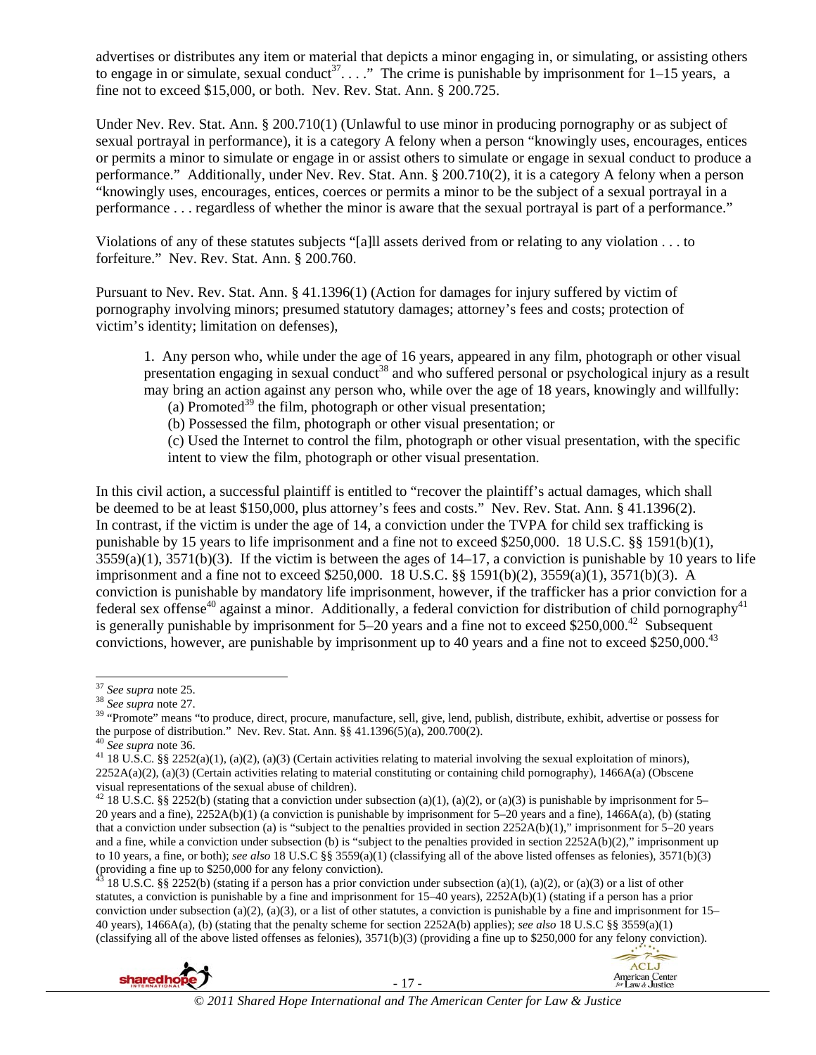advertises or distributes any item or material that depicts a minor engaging in, or simulating, or assisting others to engage in or simulate, sexual conduct[37]. . . ." The crime is punishable by imprisonment for 1–15 years, a fine not to exceed $15,000, or both. Nev. Rev. Stat. Ann. § 200.725.

Under Nev. Rev. Stat. Ann. § 200.710(1) (Unlawful to use minor in producing pornography or as subject of sexual portrayal in performance), it is a category A felony when a person "knowingly uses, encourages, entices or permits a minor to simulate or engage in or assist others to simulate or engage in sexual conduct to produce a performance." Additionally, under Nev. Rev. Stat. Ann. § 200.710(2), it is a category A felony when a person "knowingly uses, encourages, entices, coerces or permits a minor to be the subject of a sexual portrayal in a performance . . . regardless of whether the minor is aware that the sexual portrayal is part of a performance."

Violations of any of these statutes subjects "[a]ll assets derived from or relating to any violation . . . to forfeiture." Nev. Rev. Stat. Ann. § 200.760.

Pursuant to Nev. Rev. Stat. Ann. § 41.1396(1) (Action for damages for injury suffered by victim of pornography involving minors; presumed statutory damages; attorney's fees and costs; protection of victim's identity; limitation on defenses),

> 1. Any person who, while under the age of 16 years, appeared in any film, photograph or other visual presentation engaging in sexual conduct[38] and who suffered personal or psychological injury as a result may bring an action against any person who, while over the age of 18 years, knowingly and willfully:
>
> (a) Promoted[39] the film, photograph or other visual presentation;
>
> (b) Possessed the film, photograph or other visual presentation; or
>
> (c) Used the Internet to control the film, photograph or other visual presentation, with the specific intent to view the film, photograph or other visual presentation.

In this civil action, a successful plaintiff is entitled to "recover the plaintiff's actual damages, which shall be deemed to be at least $150,000, plus attorney's fees and costs." Nev. Rev. Stat. Ann. § 41.1396(2). In contrast, if the victim is under the age of 14, a conviction under the TVPA for child sex trafficking is punishable by 15 years to life imprisonment and a fine not to exceed $250,000. 18 U.S.C. §§ 1591(b)(1), 3559(a)(1), 3571(b)(3). If the victim is between the ages of 14–17, a conviction is punishable by 10 years to life imprisonment and a fine not to exceed $250,000. 18 U.S.C. §§ 1591(b)(2), 3559(a)(1), 3571(b)(3). A conviction is punishable by mandatory life imprisonment, however, if the trafficker has a prior conviction for a federal sex offense[40] against a minor. Additionally, a federal conviction for distribution of child pornography[41] is generally punishable by imprisonment for 5–20 years and a fine not to exceed $250,000.[42] Subsequent convictions, however, are punishable by imprisonment up to 40 years and a fine not to exceed $250,000.[43]

---

[37] *See supra* note 25.

[38] *See supra* note 27.

[39] "Promote" means "to produce, direct, procure, manufacture, sell, give, lend, publish, distribute, exhibit, advertise or possess for the purpose of distribution." Nev. Rev. Stat. Ann. §§ 41.1396(5)(a), 200.700(2).

[40] *See supra* note 36.

[41] 18 U.S.C. §§ 2252(a)(1), (a)(2), (a)(3) (Certain activities relating to material involving the sexual exploitation of minors), 2252A(a)(2), (a)(3) (Certain activities relating to material constituting or containing child pornography), 1466A(a) (Obscene visual representations of the sexual abuse of children).

[42] 18 U.S.C. §§ 2252(b) (stating that a conviction under subsection (a)(1), (a)(2), or (a)(3) is punishable by imprisonment for 5–20 years and a fine), 2252A(b)(1) (a conviction is punishable by imprisonment for 5–20 years and a fine), 1466A(a), (b) (stating that a conviction under subsection (a) is "subject to the penalties provided in section 2252A(b)(1)," imprisonment for 5–20 years and a fine, while a conviction under subsection (b) is "subject to the penalties provided in section 2252A(b)(2)," imprisonment up to 10 years, a fine, or both); *see also* 18 U.S.C §§ 3559(a)(1) (classifying all of the above listed offenses as felonies), 3571(b)(3) (providing a fine up to $250,000 for any felony conviction).

[43] 18 U.S.C. §§ 2252(b) (stating if a person has a prior conviction under subsection (a)(1), (a)(2), or (a)(3) or a list of other statutes, a conviction is punishable by a fine and imprisonment for 15–40 years), 2252A(b)(1) (stating if a person has a prior conviction under subsection (a)(2), (a)(3), or a list of other statutes, a conviction is punishable by a fine and imprisonment for 15–40 years), 1466A(a), (b) (stating that the penalty scheme for section 2252A(b) applies); *see also* 18 U.S.C §§ 3559(a)(1) (classifying all of the above listed offenses as felonies), 3571(b)(3) (providing a fine up to $250,000 for any felony conviction).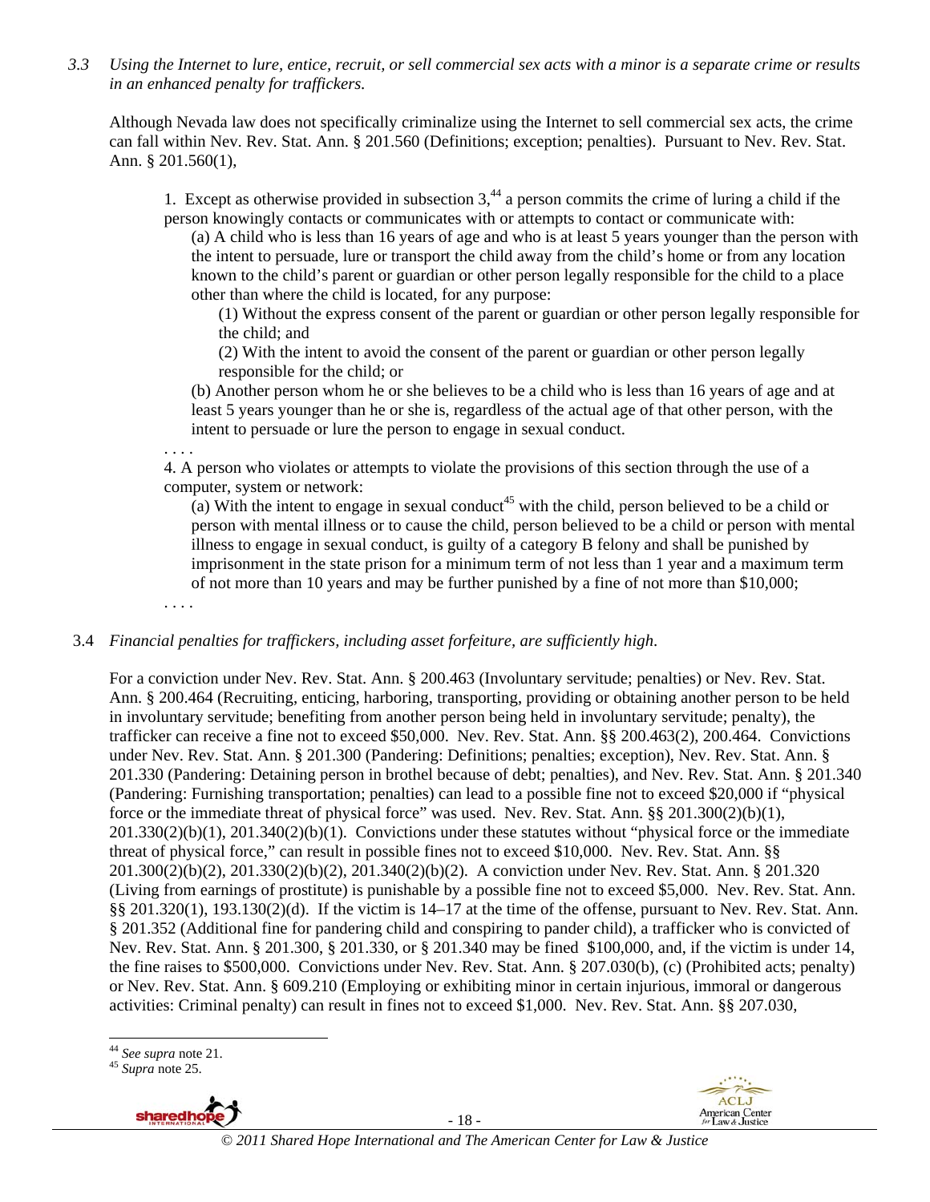*3.3 Using the Internet to lure, entice, recruit, or sell commercial sex acts with a minor is a separate crime or results in an enhanced penalty for traffickers.*

Although Nevada law does not specifically criminalize using the Internet to sell commercial sex acts, the crime can fall within Nev. Rev. Stat. Ann. § 201.560 (Definitions; exception; penalties). Pursuant to Nev. Rev. Stat. Ann. § 201.560(1),

> 1. Except as otherwise provided in subsection 3,[44] a person commits the crime of luring a child if the person knowingly contacts or communicates with or attempts to contact or communicate with:
>
> (a) A child who is less than 16 years of age and who is at least 5 years younger than the person with the intent to persuade, lure or transport the child away from the child's home or from any location known to the child's parent or guardian or other person legally responsible for the child to a place other than where the child is located, for any purpose:
>
> (1) Without the express consent of the parent or guardian or other person legally responsible for the child; and
>
> (2) With the intent to avoid the consent of the parent or guardian or other person legally responsible for the child; or
>
> (b) Another person whom he or she believes to be a child who is less than 16 years of age and at least 5 years younger than he or she is, regardless of the actual age of that other person, with the intent to persuade or lure the person to engage in sexual conduct.
>
> . . . .
>
> 4. A person who violates or attempts to violate the provisions of this section through the use of a computer, system or network:
>
> (a) With the intent to engage in sexual conduct[45] with the child, person believed to be a child or person with mental illness or to cause the child, person believed to be a child or person with mental illness to engage in sexual conduct, is guilty of a category B felony and shall be punished by imprisonment in the state prison for a minimum term of not less than 1 year and a maximum term of not more than 10 years and may be further punished by a fine of not more than $10,000;
>
> . . . .

3.4 *Financial penalties for traffickers, including asset forfeiture, are sufficiently high.*

For a conviction under Nev. Rev. Stat. Ann. § 200.463 (Involuntary servitude; penalties) or Nev. Rev. Stat. Ann. § 200.464 (Recruiting, enticing, harboring, transporting, providing or obtaining another person to be held in involuntary servitude; benefiting from another person being held in involuntary servitude; penalty), the trafficker can receive a fine not to exceed $50,000. Nev. Rev. Stat. Ann. §§ 200.463(2), 200.464. Convictions under Nev. Rev. Stat. Ann. § 201.300 (Pandering: Definitions; penalties; exception), Nev. Rev. Stat. Ann. § 201.330 (Pandering: Detaining person in brothel because of debt; penalties), and Nev. Rev. Stat. Ann. § 201.340 (Pandering: Furnishing transportation; penalties) can lead to a possible fine not to exceed $20,000 if "physical force or the immediate threat of physical force" was used. Nev. Rev. Stat. Ann. §§ 201.300(2)(b)(1), 201.330(2)(b)(1), 201.340(2)(b)(1). Convictions under these statutes without "physical force or the immediate threat of physical force," can result in possible fines not to exceed $10,000. Nev. Rev. Stat. Ann. §§ 201.300(2)(b)(2), 201.330(2)(b)(2), 201.340(2)(b)(2). A conviction under Nev. Rev. Stat. Ann. § 201.320 (Living from earnings of prostitute) is punishable by a possible fine not to exceed $5,000. Nev. Rev. Stat. Ann. §§ 201.320(1), 193.130(2)(d). If the victim is 14–17 at the time of the offense, pursuant to Nev. Rev. Stat. Ann. § 201.352 (Additional fine for pandering child and conspiring to pander child), a trafficker who is convicted of Nev. Rev. Stat. Ann. § 201.300, § 201.330, or § 201.340 may be fined $100,000, and, if the victim is under 14, the fine raises to $500,000. Convictions under Nev. Rev. Stat. Ann. § 207.030(b), (c) (Prohibited acts; penalty) or Nev. Rev. Stat. Ann. § 609.210 (Employing or exhibiting minor in certain injurious, immoral or dangerous activities: Criminal penalty) can result in fines not to exceed $1,000. Nev. Rev. Stat. Ann. §§ 207.030,

---

[44] *See supra* note 21.

[45] *Supra* note 25.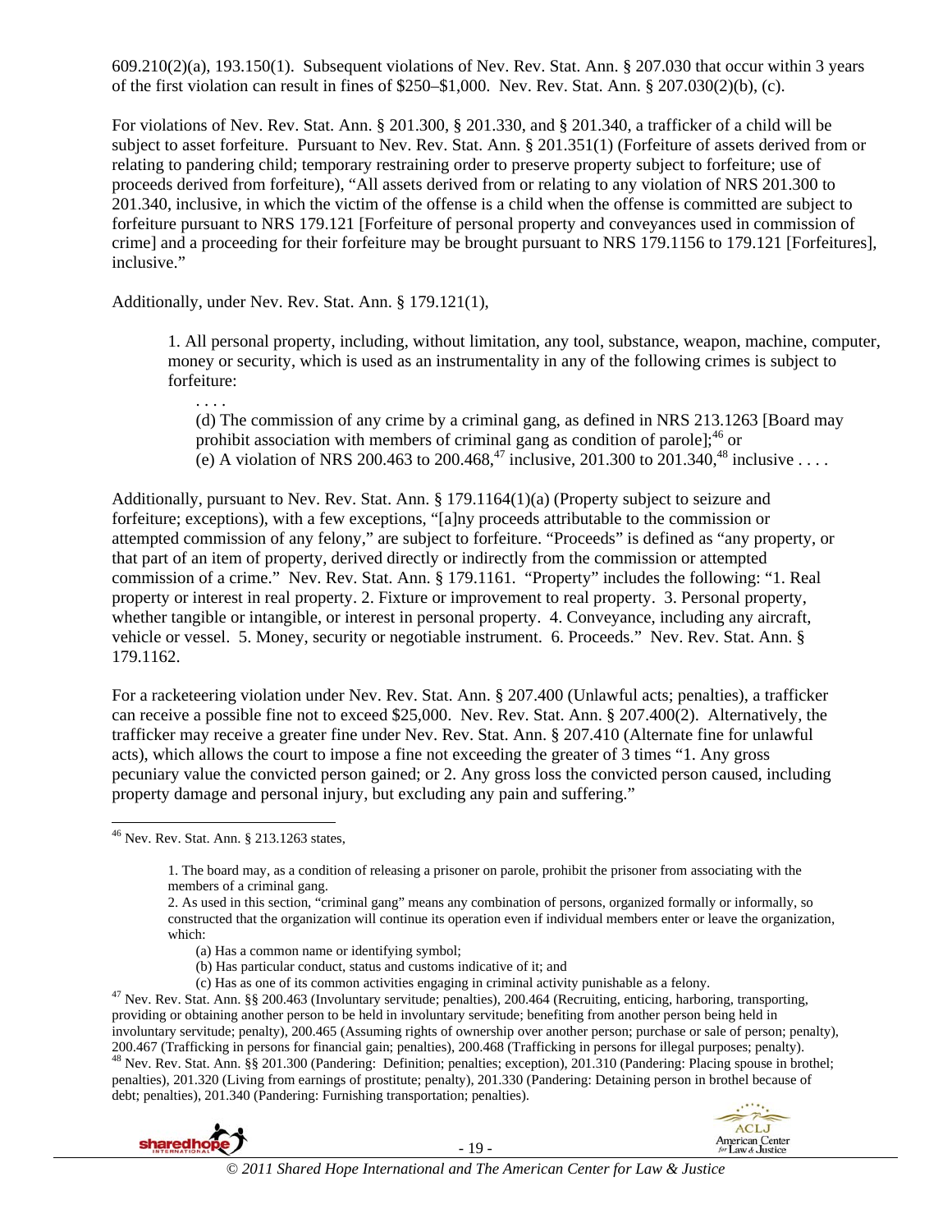609.210(2)(a), 193.150(1). Subsequent violations of Nev. Rev. Stat. Ann. § 207.030 that occur within 3 years of the first violation can result in fines of $250–$1,000. Nev. Rev. Stat. Ann. § 207.030(2)(b), (c).

For violations of Nev. Rev. Stat. Ann. § 201.300, § 201.330, and § 201.340, a trafficker of a child will be subject to asset forfeiture. Pursuant to Nev. Rev. Stat. Ann. § 201.351(1) (Forfeiture of assets derived from or relating to pandering child; temporary restraining order to preserve property subject to forfeiture; use of proceeds derived from forfeiture), "All assets derived from or relating to any violation of NRS 201.300 to 201.340, inclusive, in which the victim of the offense is a child when the offense is committed are subject to forfeiture pursuant to NRS 179.121 [Forfeiture of personal property and conveyances used in commission of crime] and a proceeding for their forfeiture may be brought pursuant to NRS 179.1156 to 179.121 [Forfeitures], inclusive."

Additionally, under Nev. Rev. Stat. Ann. § 179.121(1),

> 1. All personal property, including, without limitation, any tool, substance, weapon, machine, computer, money or security, which is used as an instrumentality in any of the following crimes is subject to forfeiture:
>
> . . . .
>
> (d) The commission of any crime by a criminal gang, as defined in NRS 213.1263 [Board may prohibit association with members of criminal gang as condition of parole];[46] or
>
> (e) A violation of NRS 200.463 to 200.468,[47] inclusive, 201.300 to 201.340,[48] inclusive . . . .

Additionally, pursuant to Nev. Rev. Stat. Ann. § 179.1164(1)(a) (Property subject to seizure and forfeiture; exceptions), with a few exceptions, "[a]ny proceeds attributable to the commission or attempted commission of any felony," are subject to forfeiture. "Proceeds" is defined as "any property, or that part of an item of property, derived directly or indirectly from the commission or attempted commission of a crime." Nev. Rev. Stat. Ann. § 179.1161. "Property" includes the following: "1. Real property or interest in real property. 2. Fixture or improvement to real property. 3. Personal property, whether tangible or intangible, or interest in personal property. 4. Conveyance, including any aircraft, vehicle or vessel. 5. Money, security or negotiable instrument. 6. Proceeds." Nev. Rev. Stat. Ann. § 179.1162.

For a racketeering violation under Nev. Rev. Stat. Ann. § 207.400 (Unlawful acts; penalties), a trafficker can receive a possible fine not to exceed $25,000. Nev. Rev. Stat. Ann. § 207.400(2). Alternatively, the trafficker may receive a greater fine under Nev. Rev. Stat. Ann. § 207.410 (Alternate fine for unlawful acts), which allows the court to impose a fine not exceeding the greater of 3 times "1. Any gross pecuniary value the convicted person gained; or 2. Any gross loss the convicted person caused, including property damage and personal injury, but excluding any pain and suffering."

---

[46] Nev. Rev. Stat. Ann. § 213.1263 states,

> 1. The board may, as a condition of releasing a prisoner on parole, prohibit the prisoner from associating with the members of a criminal gang.
>
> 2. As used in this section, "criminal gang" means any combination of persons, organized formally or informally, so constructed that the organization will continue its operation even if individual members enter or leave the organization, which:
>
> (a) Has a common name or identifying symbol;
>
> (b) Has particular conduct, status and customs indicative of it; and
>
> (c) Has as one of its common activities engaging in criminal activity punishable as a felony.

[47] Nev. Rev. Stat. Ann. §§ 200.463 (Involuntary servitude; penalties), 200.464 (Recruiting, enticing, harboring, transporting, providing or obtaining another person to be held in involuntary servitude; benefiting from another person being held in involuntary servitude; penalty), 200.465 (Assuming rights of ownership over another person; purchase or sale of person; penalty), 200.467 (Trafficking in persons for financial gain; penalties), 200.468 (Trafficking in persons for illegal purposes; penalty).

[48] Nev. Rev. Stat. Ann. §§ 201.300 (Pandering: Definition; penalties; exception), 201.310 (Pandering: Placing spouse in brothel; penalties), 201.320 (Living from earnings of prostitute; penalty), 201.330 (Pandering: Detaining person in brothel because of debt; penalties), 201.340 (Pandering: Furnishing transportation; penalties).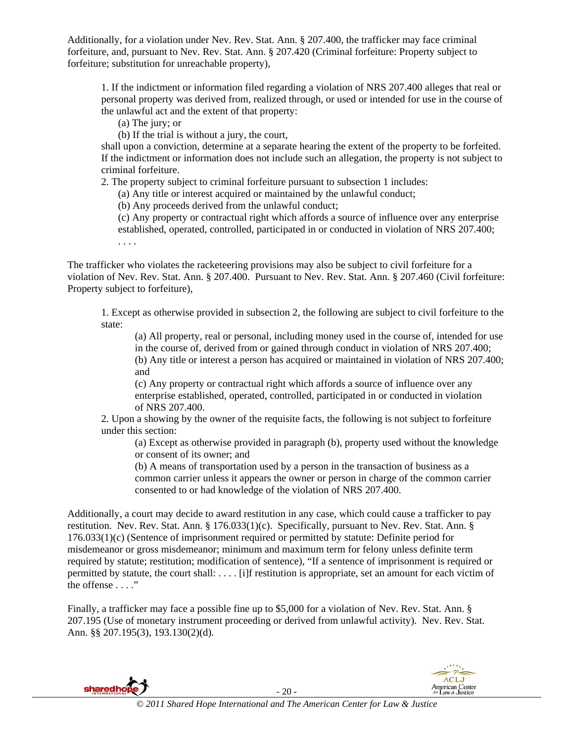Additionally, for a violation under Nev. Rev. Stat. Ann. § 207.400, the trafficker may face criminal forfeiture, and, pursuant to Nev. Rev. Stat. Ann. § 207.420 (Criminal forfeiture: Property subject to forfeiture; substitution for unreachable property),

> 1. If the indictment or information filed regarding a violation of NRS 207.400 alleges that real or personal property was derived from, realized through, or used or intended for use in the course of the unlawful act and the extent of that property:
>
> (a) The jury; or
>
> (b) If the trial is without a jury, the court,
>
> shall upon a conviction, determine at a separate hearing the extent of the property to be forfeited. If the indictment or information does not include such an allegation, the property is not subject to criminal forfeiture.
>
> 2. The property subject to criminal forfeiture pursuant to subsection 1 includes:
>
> (a) Any title or interest acquired or maintained by the unlawful conduct;
>
> (b) Any proceeds derived from the unlawful conduct;
>
> (c) Any property or contractual right which affords a source of influence over any enterprise established, operated, controlled, participated in or conducted in violation of NRS 207.400;
>
> . . . .

The trafficker who violates the racketeering provisions may also be subject to civil forfeiture for a violation of Nev. Rev. Stat. Ann. § 207.400. Pursuant to Nev. Rev. Stat. Ann. § 207.460 (Civil forfeiture: Property subject to forfeiture),

> 1. Except as otherwise provided in subsection 2, the following are subject to civil forfeiture to the state:
>
> (a) All property, real or personal, including money used in the course of, intended for use in the course of, derived from or gained through conduct in violation of NRS 207.400;
>
> (b) Any title or interest a person has acquired or maintained in violation of NRS 207.400; and
>
> (c) Any property or contractual right which affords a source of influence over any enterprise established, operated, controlled, participated in or conducted in violation of NRS 207.400.
>
> 2. Upon a showing by the owner of the requisite facts, the following is not subject to forfeiture under this section:
>
> (a) Except as otherwise provided in paragraph (b), property used without the knowledge or consent of its owner; and
>
> (b) A means of transportation used by a person in the transaction of business as a common carrier unless it appears the owner or person in charge of the common carrier consented to or had knowledge of the violation of NRS 207.400.

Additionally, a court may decide to award restitution in any case, which could cause a trafficker to pay restitution. Nev. Rev. Stat. Ann. § 176.033(1)(c). Specifically, pursuant to Nev. Rev. Stat. Ann. § 176.033(1)(c) (Sentence of imprisonment required or permitted by statute: Definite period for misdemeanor or gross misdemeanor; minimum and maximum term for felony unless definite term required by statute; restitution; modification of sentence), "If a sentence of imprisonment is required or permitted by statute, the court shall: . . . . [i]f restitution is appropriate, set an amount for each victim of the offense . . . ."

Finally, a trafficker may face a possible fine up to $5,000 for a violation of Nev. Rev. Stat. Ann. § 207.195 (Use of monetary instrument proceeding or derived from unlawful activity). Nev. Rev. Stat. Ann. §§ 207.195(3), 193.130(2)(d).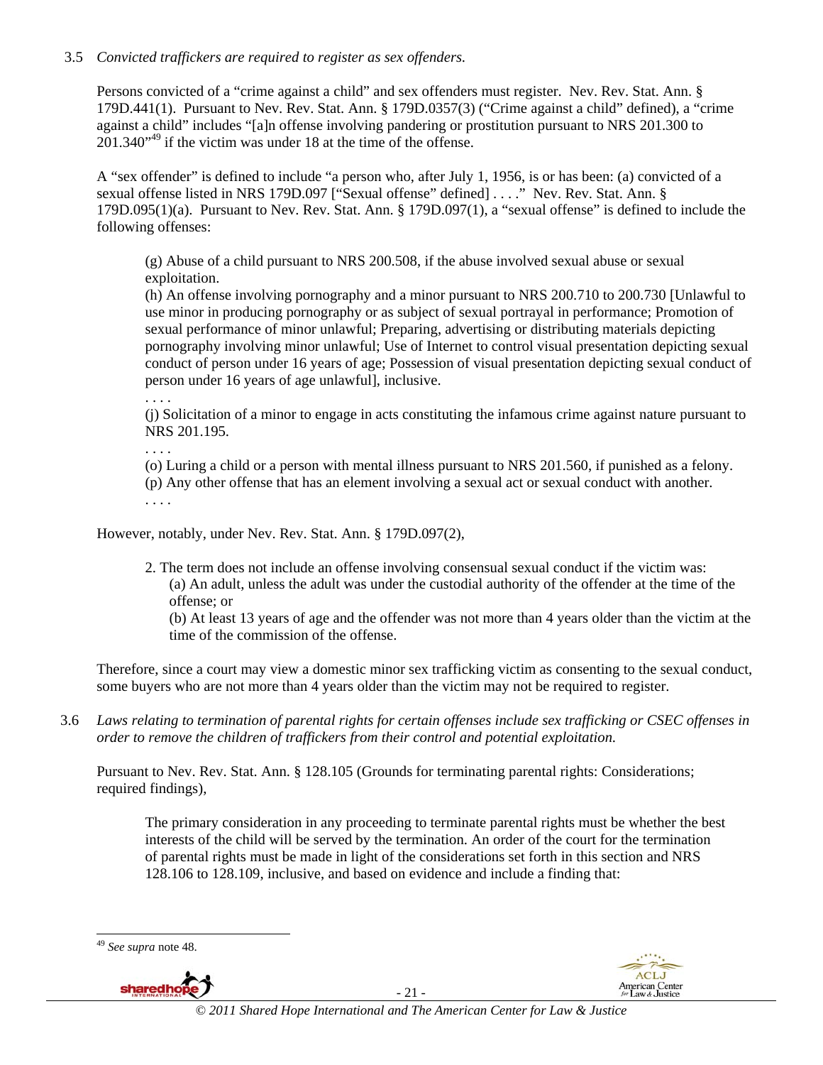3.5 *Convicted traffickers are required to register as sex offenders.*

Persons convicted of a "crime against a child" and sex offenders must register. Nev. Rev. Stat. Ann. § 179D.441(1). Pursuant to Nev. Rev. Stat. Ann. § 179D.0357(3) ("Crime against a child" defined), a "crime against a child" includes "[a]n offense involving pandering or prostitution pursuant to NRS 201.300 to 201.340"[49] if the victim was under 18 at the time of the offense.

A "sex offender" is defined to include "a person who, after July 1, 1956, is or has been: (a) convicted of a sexual offense listed in NRS 179D.097 ["Sexual offense" defined] . . . ." Nev. Rev. Stat. Ann. § 179D.095(1)(a). Pursuant to Nev. Rev. Stat. Ann. § 179D.097(1), a "sexual offense" is defined to include the following offenses:

> (g) Abuse of a child pursuant to NRS 200.508, if the abuse involved sexual abuse or sexual exploitation.
> (h) An offense involving pornography and a minor pursuant to NRS 200.710 to 200.730 [Unlawful to use minor in producing pornography or as subject of sexual portrayal in performance; Promotion of sexual performance of minor unlawful; Preparing, advertising or distributing materials depicting pornography involving minor unlawful; Use of Internet to control visual presentation depicting sexual conduct of person under 16 years of age; Possession of visual presentation depicting sexual conduct of person under 16 years of age unlawful], inclusive.
> . . . .
> (j) Solicitation of a minor to engage in acts constituting the infamous crime against nature pursuant to NRS 201.195.
> . . . .
> (o) Luring a child or a person with mental illness pursuant to NRS 201.560, if punished as a felony.
> (p) Any other offense that has an element involving a sexual act or sexual conduct with another.
> . . . .

However, notably, under Nev. Rev. Stat. Ann. § 179D.097(2),

> 2. The term does not include an offense involving consensual sexual conduct if the victim was:
> (a) An adult, unless the adult was under the custodial authority of the offender at the time of the offense; or
> (b) At least 13 years of age and the offender was not more than 4 years older than the victim at the time of the commission of the offense.

Therefore, since a court may view a domestic minor sex trafficking victim as consenting to the sexual conduct, some buyers who are not more than 4 years older than the victim may not be required to register.

3.6 *Laws relating to termination of parental rights for certain offenses include sex trafficking or CSEC offenses in order to remove the children of traffickers from their control and potential exploitation.*

Pursuant to Nev. Rev. Stat. Ann. § 128.105 (Grounds for terminating parental rights: Considerations; required findings),

> The primary consideration in any proceeding to terminate parental rights must be whether the best interests of the child will be served by the termination. An order of the court for the termination of parental rights must be made in light of the considerations set forth in this section and NRS 128.106 to 128.109, inclusive, and based on evidence and include a finding that:

---

[49] *See supra* note 48.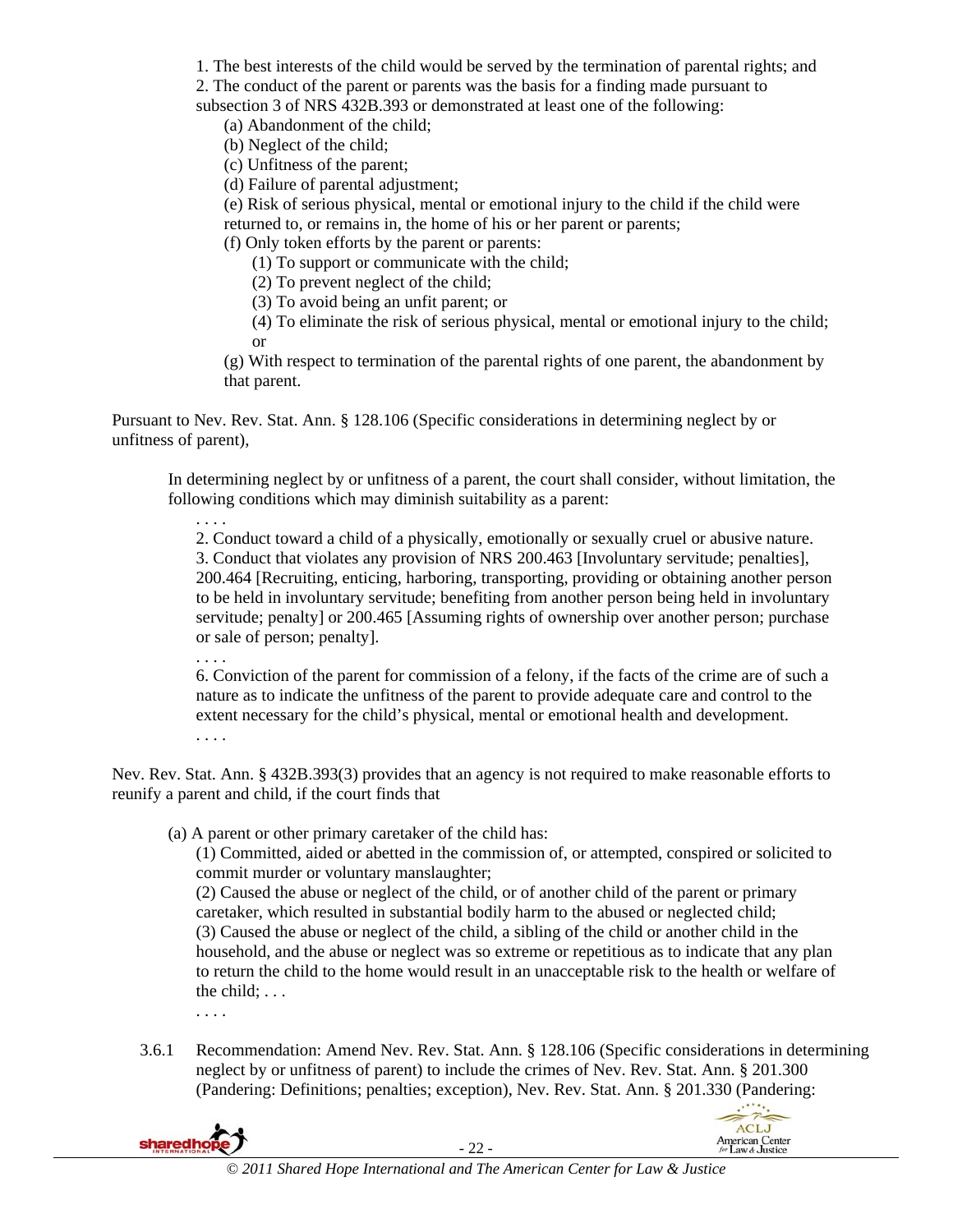1. The best interests of the child would be served by the termination of parental rights; and

2. The conduct of the parent or parents was the basis for a finding made pursuant to subsection 3 of NRS 432B.393 or demonstrated at least one of the following:

   (a) Abandonment of the child;

   (b) Neglect of the child;

   (c) Unfitness of the parent;

   (d) Failure of parental adjustment;

   (e) Risk of serious physical, mental or emotional injury to the child if the child were returned to, or remains in, the home of his or her parent or parents;

   (f) Only token efforts by the parent or parents:

      (1) To support or communicate with the child;

      (2) To prevent neglect of the child;

      (3) To avoid being an unfit parent; or

      (4) To eliminate the risk of serious physical, mental or emotional injury to the child; or

   (g) With respect to termination of the parental rights of one parent, the abandonment by that parent.

Pursuant to Nev. Rev. Stat. Ann. § 128.106 (Specific considerations in determining neglect by or unfitness of parent),

> In determining neglect by or unfitness of a parent, the court shall consider, without limitation, the following conditions which may diminish suitability as a parent:
>
> . . . .
>
> 2. Conduct toward a child of a physically, emotionally or sexually cruel or abusive nature.
>
> 3. Conduct that violates any provision of NRS 200.463 [Involuntary servitude; penalties], 200.464 [Recruiting, enticing, harboring, transporting, providing or obtaining another person to be held in involuntary servitude; benefiting from another person being held in involuntary servitude; penalty] or 200.465 [Assuming rights of ownership over another person; purchase or sale of person; penalty].
>
> . . . .
>
> 6. Conviction of the parent for commission of a felony, if the facts of the crime are of such a nature as to indicate the unfitness of the parent to provide adequate care and control to the extent necessary for the child's physical, mental or emotional health and development.
>
> . . . .

Nev. Rev. Stat. Ann. § 432B.393(3) provides that an agency is not required to make reasonable efforts to reunify a parent and child, if the court finds that

> (a) A parent or other primary caretaker of the child has:
>
> (1) Committed, aided or abetted in the commission of, or attempted, conspired or solicited to commit murder or voluntary manslaughter;
>
> (2) Caused the abuse or neglect of the child, or of another child of the parent or primary caretaker, which resulted in substantial bodily harm to the abused or neglected child;
>
> (3) Caused the abuse or neglect of the child, a sibling of the child or another child in the household, and the abuse or neglect was so extreme or repetitious as to indicate that any plan to return the child to the home would result in an unacceptable risk to the health or welfare of the child; . . .
>
> . . . .

3.6.1 Recommendation: Amend Nev. Rev. Stat. Ann. § 128.106 (Specific considerations in determining neglect by or unfitness of parent) to include the crimes of Nev. Rev. Stat. Ann. § 201.300 (Pandering: Definitions; penalties; exception), Nev. Rev. Stat. Ann. § 201.330 (Pandering: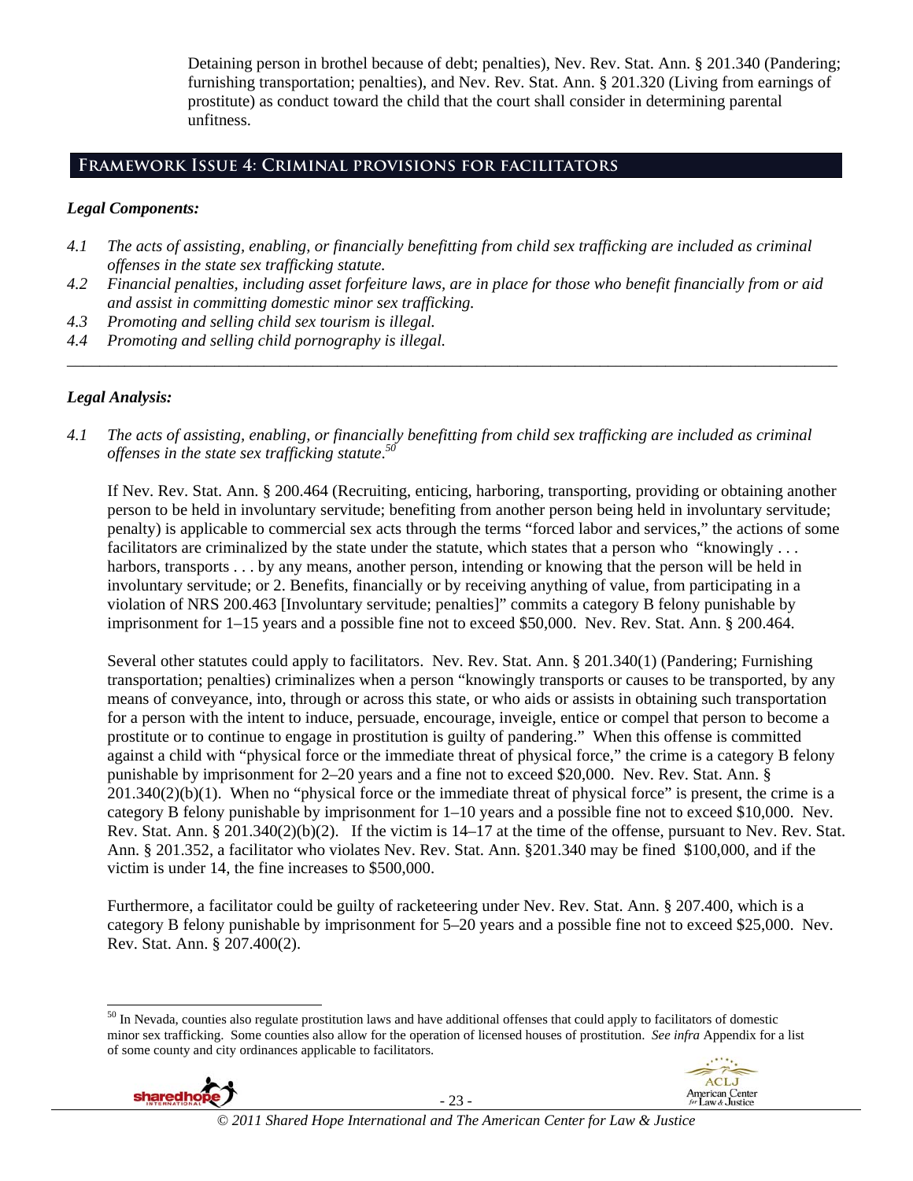Detaining person in brothel because of debt; penalties), Nev. Rev. Stat. Ann. § 201.340 (Pandering; furnishing transportation; penalties), and Nev. Rev. Stat. Ann. § 201.320 (Living from earnings of prostitute) as conduct toward the child that the court shall consider in determining parental unfitness.

## Framework Issue 4: Criminal provisions for facilitators

### *Legal Components:*

*4.1 The acts of assisting, enabling, or financially benefitting from child sex trafficking are included as criminal offenses in the state sex trafficking statute.*

*4.2 Financial penalties, including asset forfeiture laws, are in place for those who benefit financially from or aid and assist in committing domestic minor sex trafficking.*

*4.3 Promoting and selling child sex tourism is illegal.*

*4.4 Promoting and selling child pornography is illegal.*

---

### *Legal Analysis:*

*4.1 The acts of assisting, enabling, or financially benefitting from child sex trafficking are included as criminal offenses in the state sex trafficking statute.*[50]

If Nev. Rev. Stat. Ann. § 200.464 (Recruiting, enticing, harboring, transporting, providing or obtaining another person to be held in involuntary servitude; benefiting from another person being held in involuntary servitude; penalty) is applicable to commercial sex acts through the terms "forced labor and services," the actions of some facilitators are criminalized by the state under the statute, which states that a person who "knowingly . . . harbors, transports . . . by any means, another person, intending or knowing that the person will be held in involuntary servitude; or 2. Benefits, financially or by receiving anything of value, from participating in a violation of NRS 200.463 [Involuntary servitude; penalties]" commits a category B felony punishable by imprisonment for 1–15 years and a possible fine not to exceed $50,000. Nev. Rev. Stat. Ann. § 200.464.

Several other statutes could apply to facilitators. Nev. Rev. Stat. Ann. § 201.340(1) (Pandering; Furnishing transportation; penalties) criminalizes when a person "knowingly transports or causes to be transported, by any means of conveyance, into, through or across this state, or who aids or assists in obtaining such transportation for a person with the intent to induce, persuade, encourage, inveigle, entice or compel that person to become a prostitute or to continue to engage in prostitution is guilty of pandering." When this offense is committed against a child with "physical force or the immediate threat of physical force," the crime is a category B felony punishable by imprisonment for 2–20 years and a fine not to exceed $20,000. Nev. Rev. Stat. Ann. § 201.340(2)(b)(1). When no "physical force or the immediate threat of physical force" is present, the crime is a category B felony punishable by imprisonment for 1–10 years and a possible fine not to exceed $10,000. Nev. Rev. Stat. Ann. § 201.340(2)(b)(2). If the victim is 14–17 at the time of the offense, pursuant to Nev. Rev. Stat. Ann. § 201.352, a facilitator who violates Nev. Rev. Stat. Ann. §201.340 may be fined $100,000, and if the victim is under 14, the fine increases to $500,000.

Furthermore, a facilitator could be guilty of racketeering under Nev. Rev. Stat. Ann. § 207.400, which is a category B felony punishable by imprisonment for 5–20 years and a possible fine not to exceed $25,000. Nev. Rev. Stat. Ann. § 207.400(2).

---

[50] In Nevada, counties also regulate prostitution laws and have additional offenses that could apply to facilitators of domestic minor sex trafficking. Some counties also allow for the operation of licensed houses of prostitution. *See infra* Appendix for a list of some county and city ordinances applicable to facilitators.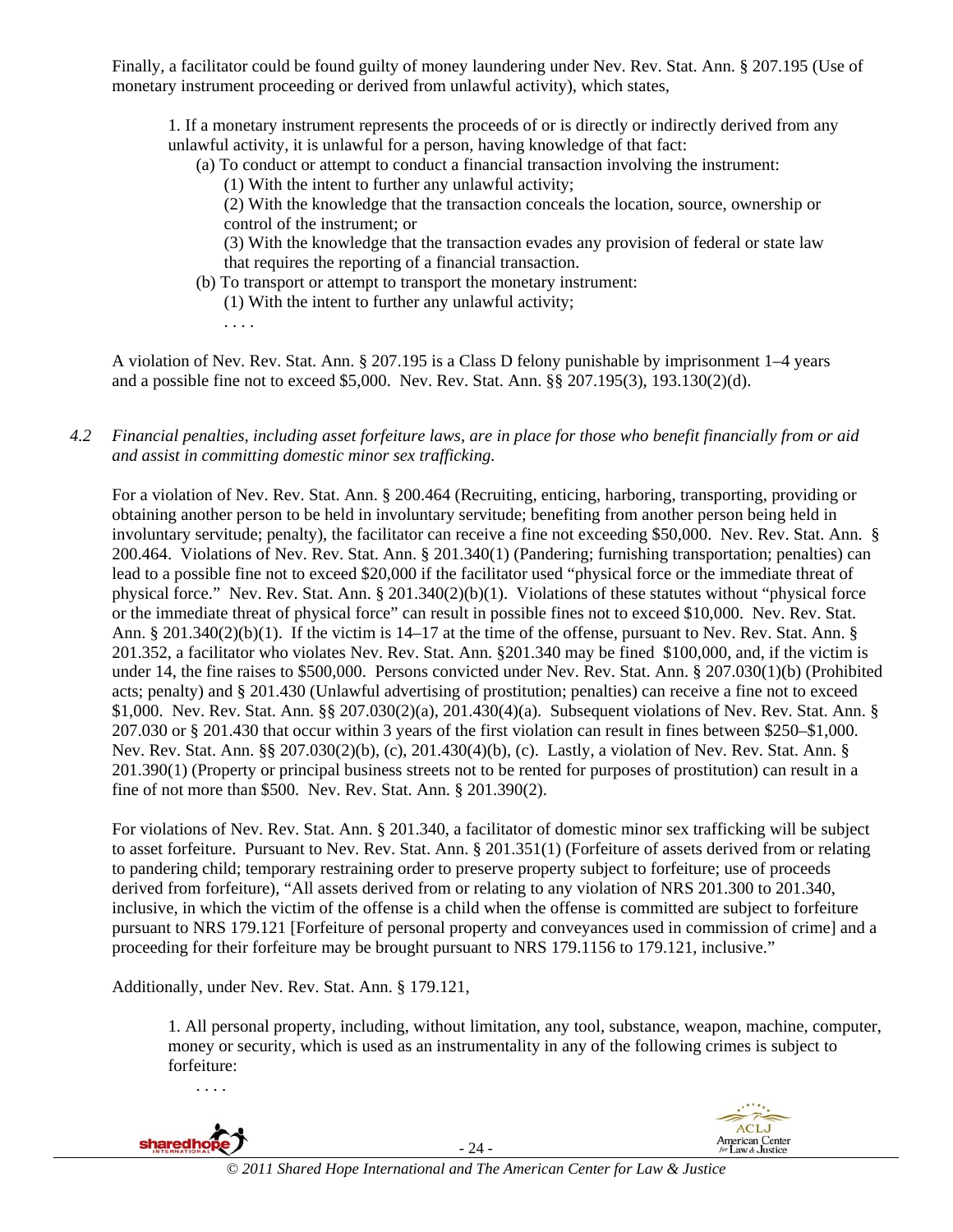Finally, a facilitator could be found guilty of money laundering under Nev. Rev. Stat. Ann. § 207.195 (Use of monetary instrument proceeding or derived from unlawful activity), which states,

> 1. If a monetary instrument represents the proceeds of or is directly or indirectly derived from any unlawful activity, it is unlawful for a person, having knowledge of that fact:
>
> (a) To conduct or attempt to conduct a financial transaction involving the instrument:
>
> (1) With the intent to further any unlawful activity;
>
> (2) With the knowledge that the transaction conceals the location, source, ownership or control of the instrument; or
>
> (3) With the knowledge that the transaction evades any provision of federal or state law that requires the reporting of a financial transaction.
>
> (b) To transport or attempt to transport the monetary instrument:
>
> (1) With the intent to further any unlawful activity;
>
> . . . .

A violation of Nev. Rev. Stat. Ann. § 207.195 is a Class D felony punishable by imprisonment 1–4 years and a possible fine not to exceed $5,000. Nev. Rev. Stat. Ann. §§ 207.195(3), 193.130(2)(d).

*4.2 Financial penalties, including asset forfeiture laws, are in place for those who benefit financially from or aid and assist in committing domestic minor sex trafficking.*

For a violation of Nev. Rev. Stat. Ann. § 200.464 (Recruiting, enticing, harboring, transporting, providing or obtaining another person to be held in involuntary servitude; benefiting from another person being held in involuntary servitude; penalty), the facilitator can receive a fine not exceeding $50,000. Nev. Rev. Stat. Ann. § 200.464. Violations of Nev. Rev. Stat. Ann. § 201.340(1) (Pandering; furnishing transportation; penalties) can lead to a possible fine not to exceed $20,000 if the facilitator used "physical force or the immediate threat of physical force." Nev. Rev. Stat. Ann. § 201.340(2)(b)(1). Violations of these statutes without "physical force or the immediate threat of physical force" can result in possible fines not to exceed $10,000. Nev. Rev. Stat. Ann. § 201.340(2)(b)(1). If the victim is 14–17 at the time of the offense, pursuant to Nev. Rev. Stat. Ann. § 201.352, a facilitator who violates Nev. Rev. Stat. Ann. §201.340 may be fined $100,000, and, if the victim is under 14, the fine raises to $500,000. Persons convicted under Nev. Rev. Stat. Ann. § 207.030(1)(b) (Prohibited acts; penalty) and § 201.430 (Unlawful advertising of prostitution; penalties) can receive a fine not to exceed $1,000. Nev. Rev. Stat. Ann. §§ 207.030(2)(a), 201.430(4)(a). Subsequent violations of Nev. Rev. Stat. Ann. § 207.030 or § 201.430 that occur within 3 years of the first violation can result in fines between $250–$1,000. Nev. Rev. Stat. Ann. §§ 207.030(2)(b), (c), 201.430(4)(b), (c). Lastly, a violation of Nev. Rev. Stat. Ann. § 201.390(1) (Property or principal business streets not to be rented for purposes of prostitution) can result in a fine of not more than $500. Nev. Rev. Stat. Ann. § 201.390(2).

For violations of Nev. Rev. Stat. Ann. § 201.340, a facilitator of domestic minor sex trafficking will be subject to asset forfeiture. Pursuant to Nev. Rev. Stat. Ann. § 201.351(1) (Forfeiture of assets derived from or relating to pandering child; temporary restraining order to preserve property subject to forfeiture; use of proceeds derived from forfeiture), "All assets derived from or relating to any violation of NRS 201.300 to 201.340, inclusive, in which the victim of the offense is a child when the offense is committed are subject to forfeiture pursuant to NRS 179.121 [Forfeiture of personal property and conveyances used in commission of crime] and a proceeding for their forfeiture may be brought pursuant to NRS 179.1156 to 179.121, inclusive."

Additionally, under Nev. Rev. Stat. Ann. § 179.121,

> 1. All personal property, including, without limitation, any tool, substance, weapon, machine, computer, money or security, which is used as an instrumentality in any of the following crimes is subject to forfeiture:
>
> . . . .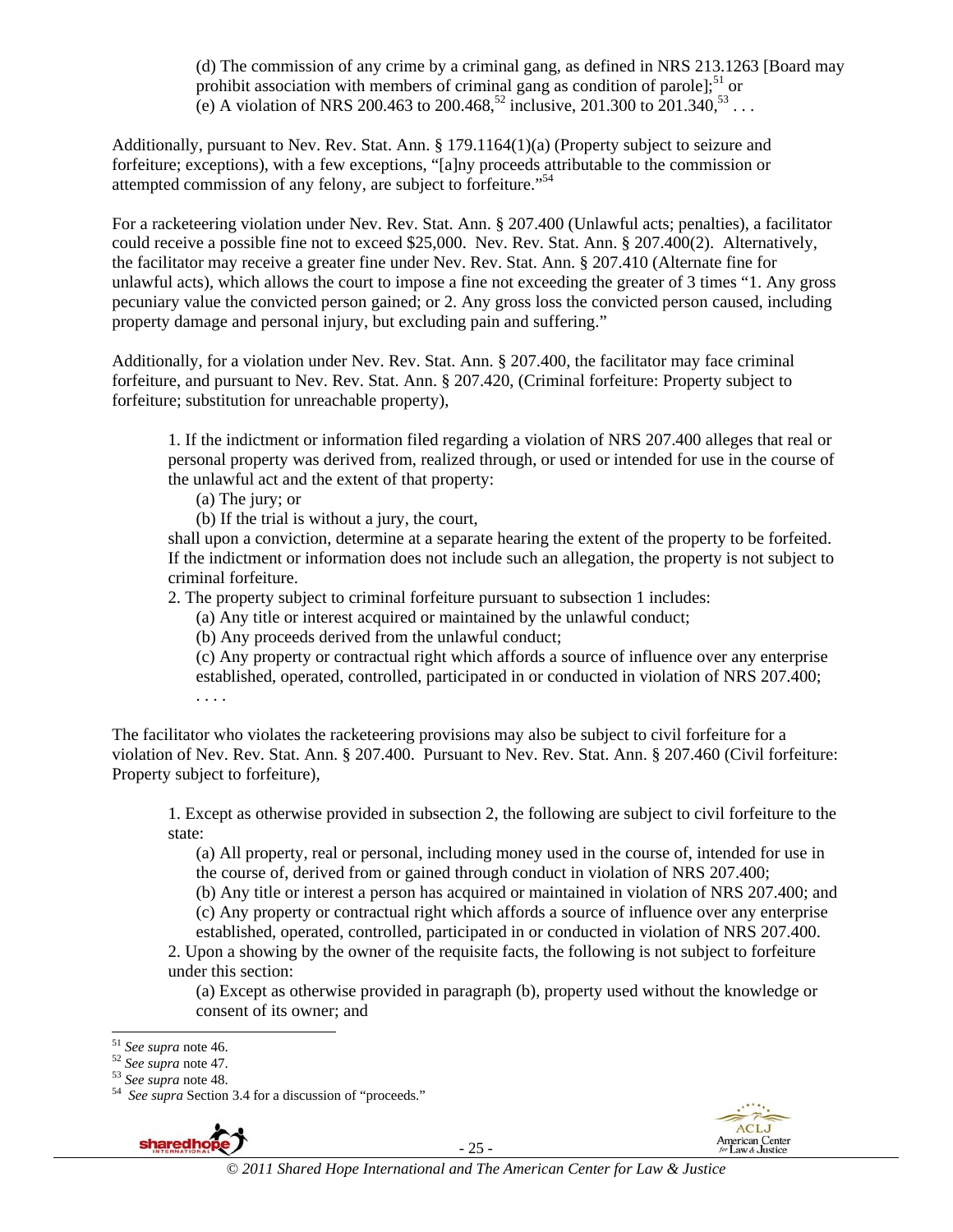> (d) The commission of any crime by a criminal gang, as defined in NRS 213.1263 [Board may prohibit association with members of criminal gang as condition of parole];[51] or
> (e) A violation of NRS 200.463 to 200.468,[52] inclusive, 201.300 to 201.340,[53] . . .

Additionally, pursuant to Nev. Rev. Stat. Ann. § 179.1164(1)(a) (Property subject to seizure and forfeiture; exceptions), with a few exceptions, "[a]ny proceeds attributable to the commission or attempted commission of any felony, are subject to forfeiture."[54]

For a racketeering violation under Nev. Rev. Stat. Ann. § 207.400 (Unlawful acts; penalties), a facilitator could receive a possible fine not to exceed $25,000. Nev. Rev. Stat. Ann. § 207.400(2). Alternatively, the facilitator may receive a greater fine under Nev. Rev. Stat. Ann. § 207.410 (Alternate fine for unlawful acts), which allows the court to impose a fine not exceeding the greater of 3 times "1. Any gross pecuniary value the convicted person gained; or 2. Any gross loss the convicted person caused, including property damage and personal injury, but excluding pain and suffering."

Additionally, for a violation under Nev. Rev. Stat. Ann. § 207.400, the facilitator may face criminal forfeiture, and pursuant to Nev. Rev. Stat. Ann. § 207.420, (Criminal forfeiture: Property subject to forfeiture; substitution for unreachable property),

> 1. If the indictment or information filed regarding a violation of NRS 207.400 alleges that real or personal property was derived from, realized through, or used or intended for use in the course of the unlawful act and the extent of that property:
> (a) The jury; or
> (b) If the trial is without a jury, the court,
>
> shall upon a conviction, determine at a separate hearing the extent of the property to be forfeited. If the indictment or information does not include such an allegation, the property is not subject to criminal forfeiture.
> 2. The property subject to criminal forfeiture pursuant to subsection 1 includes:
> (a) Any title or interest acquired or maintained by the unlawful conduct;
> (b) Any proceeds derived from the unlawful conduct;
> (c) Any property or contractual right which affords a source of influence over any enterprise established, operated, controlled, participated in or conducted in violation of NRS 207.400;
> . . . .

The facilitator who violates the racketeering provisions may also be subject to civil forfeiture for a violation of Nev. Rev. Stat. Ann. § 207.400. Pursuant to Nev. Rev. Stat. Ann. § 207.460 (Civil forfeiture: Property subject to forfeiture),

> 1. Except as otherwise provided in subsection 2, the following are subject to civil forfeiture to the state:
> (a) All property, real or personal, including money used in the course of, intended for use in the course of, derived from or gained through conduct in violation of NRS 207.400;
> (b) Any title or interest a person has acquired or maintained in violation of NRS 207.400; and
> (c) Any property or contractual right which affords a source of influence over any enterprise established, operated, controlled, participated in or conducted in violation of NRS 207.400.
> 2. Upon a showing by the owner of the requisite facts, the following is not subject to forfeiture under this section:
> (a) Except as otherwise provided in paragraph (b), property used without the knowledge or consent of its owner; and

---

[51] *See supra* note 46.
[52] *See supra* note 47.
[53] *See supra* note 48.
[54] *See supra* Section 3.4 for a discussion of "proceeds."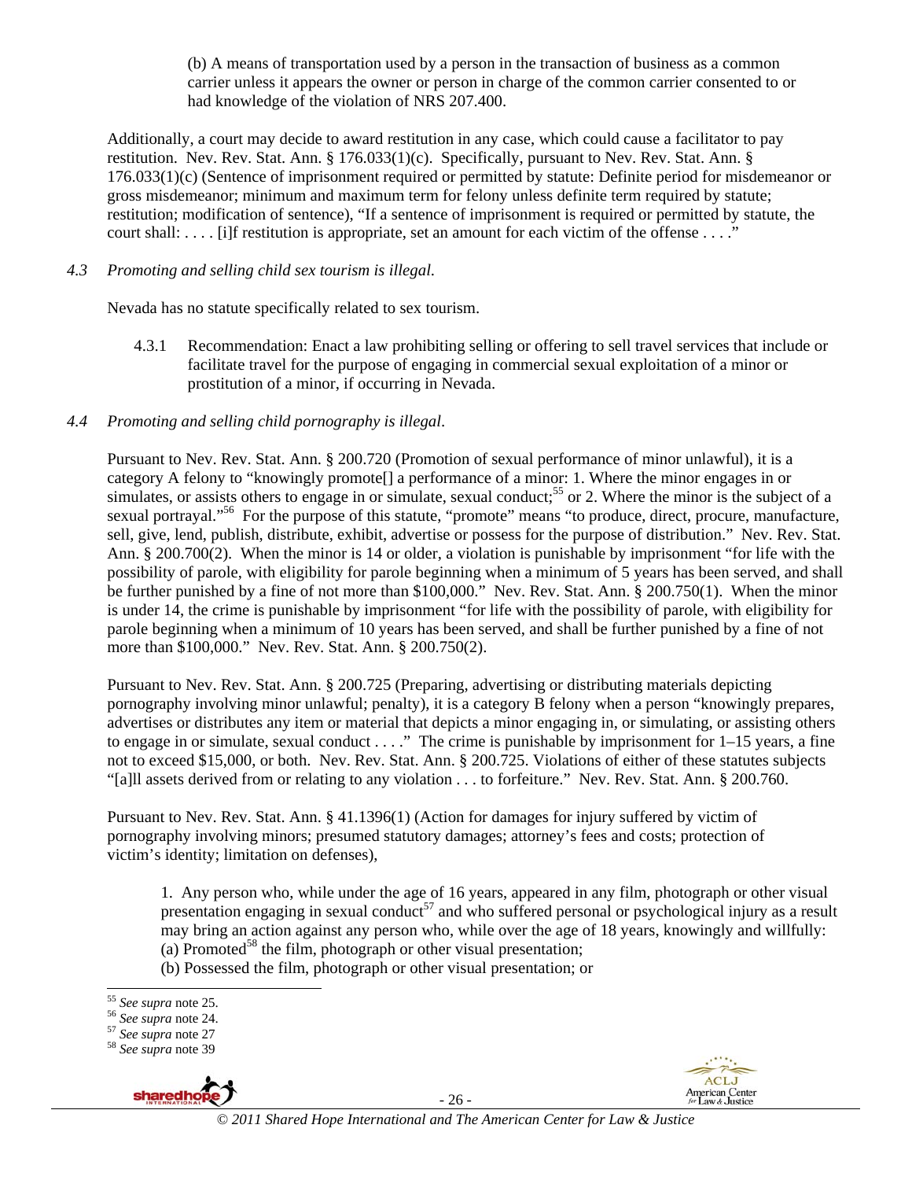(b) A means of transportation used by a person in the transaction of business as a common carrier unless it appears the owner or person in charge of the common carrier consented to or had knowledge of the violation of NRS 207.400.

Additionally, a court may decide to award restitution in any case, which could cause a facilitator to pay restitution. Nev. Rev. Stat. Ann. § 176.033(1)(c). Specifically, pursuant to Nev. Rev. Stat. Ann. § 176.033(1)(c) (Sentence of imprisonment required or permitted by statute: Definite period for misdemeanor or gross misdemeanor; minimum and maximum term for felony unless definite term required by statute; restitution; modification of sentence), "If a sentence of imprisonment is required or permitted by statute, the court shall: . . . . [i]f restitution is appropriate, set an amount for each victim of the offense . . . ."

*4.3 Promoting and selling child sex tourism is illegal.*

Nevada has no statute specifically related to sex tourism.

4.3.1 Recommendation: Enact a law prohibiting selling or offering to sell travel services that include or facilitate travel for the purpose of engaging in commercial sexual exploitation of a minor or prostitution of a minor, if occurring in Nevada.

*4.4 Promoting and selling child pornography is illegal.*

Pursuant to Nev. Rev. Stat. Ann. § 200.720 (Promotion of sexual performance of minor unlawful), it is a category A felony to "knowingly promote[] a performance of a minor: 1. Where the minor engages in or simulates, or assists others to engage in or simulate, sexual conduct;[55] or 2. Where the minor is the subject of a sexual portrayal."[56] For the purpose of this statute, "promote" means "to produce, direct, procure, manufacture, sell, give, lend, publish, distribute, exhibit, advertise or possess for the purpose of distribution." Nev. Rev. Stat. Ann. § 200.700(2). When the minor is 14 or older, a violation is punishable by imprisonment "for life with the possibility of parole, with eligibility for parole beginning when a minimum of 5 years has been served, and shall be further punished by a fine of not more than $100,000." Nev. Rev. Stat. Ann. § 200.750(1). When the minor is under 14, the crime is punishable by imprisonment "for life with the possibility of parole, with eligibility for parole beginning when a minimum of 10 years has been served, and shall be further punished by a fine of not more than $100,000." Nev. Rev. Stat. Ann. § 200.750(2).

Pursuant to Nev. Rev. Stat. Ann. § 200.725 (Preparing, advertising or distributing materials depicting pornography involving minor unlawful; penalty), it is a category B felony when a person "knowingly prepares, advertises or distributes any item or material that depicts a minor engaging in, or simulating, or assisting others to engage in or simulate, sexual conduct . . . ." The crime is punishable by imprisonment for 1–15 years, a fine not to exceed $15,000, or both. Nev. Rev. Stat. Ann. § 200.725. Violations of either of these statutes subjects "[a]ll assets derived from or relating to any violation . . . to forfeiture." Nev. Rev. Stat. Ann. § 200.760.

Pursuant to Nev. Rev. Stat. Ann. § 41.1396(1) (Action for damages for injury suffered by victim of pornography involving minors; presumed statutory damages; attorney's fees and costs; protection of victim's identity; limitation on defenses),

> 1. Any person who, while under the age of 16 years, appeared in any film, photograph or other visual presentation engaging in sexual conduct[57] and who suffered personal or psychological injury as a result may bring an action against any person who, while over the age of 18 years, knowingly and willfully:
> (a) Promoted[58] the film, photograph or other visual presentation;
> (b) Possessed the film, photograph or other visual presentation; or

---

[55] *See supra* note 25.
[56] *See supra* note 24.
[57] *See supra* note 27
[58] *See supra* note 39

© 2011 Shared Hope International and The American Center for Law & Justice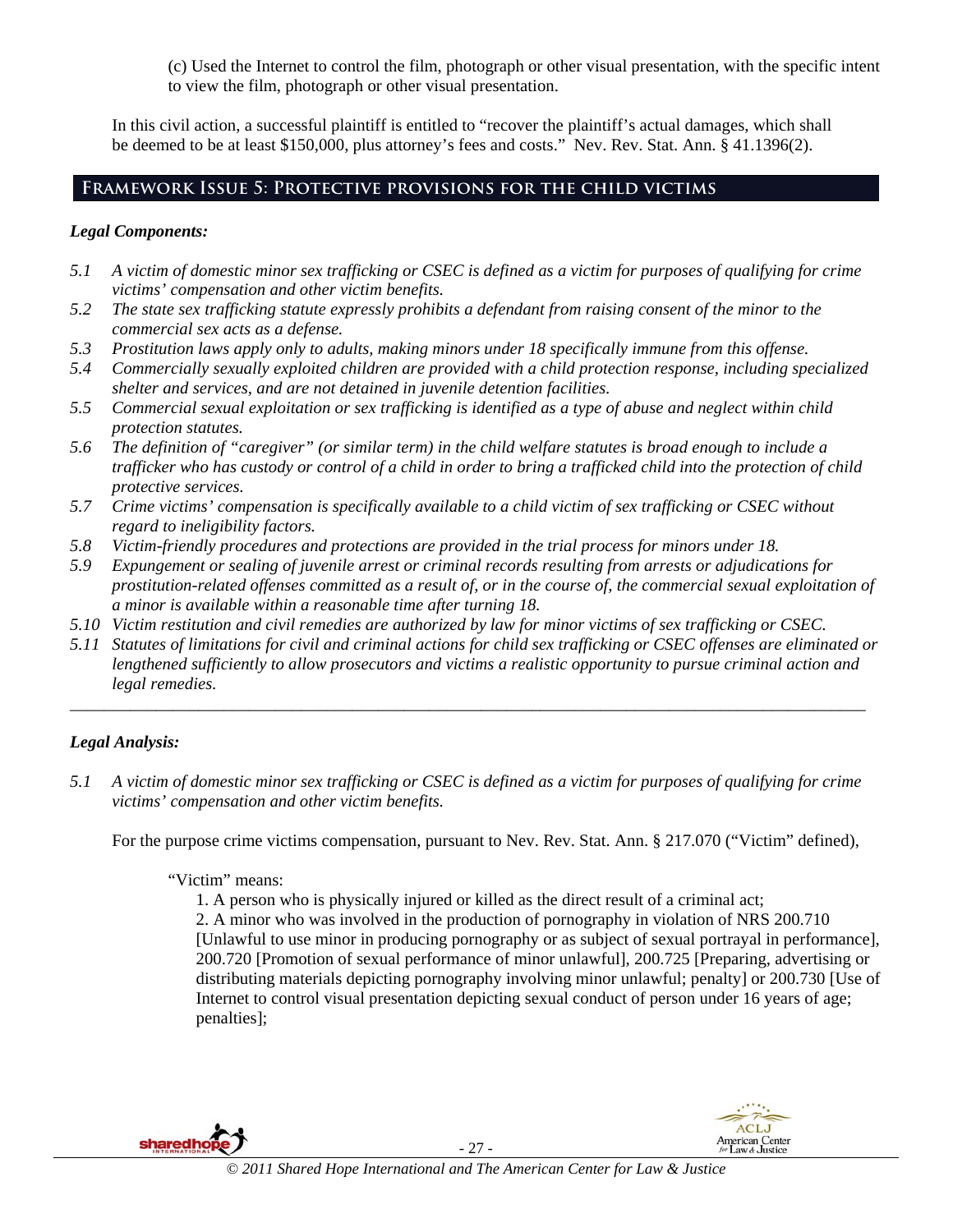(c) Used the Internet to control the film, photograph or other visual presentation, with the specific intent to view the film, photograph or other visual presentation.

In this civil action, a successful plaintiff is entitled to "recover the plaintiff's actual damages, which shall be deemed to be at least $150,000, plus attorney's fees and costs." Nev. Rev. Stat. Ann. § 41.1396(2).

## Framework Issue 5: Protective provisions for the child victims

### *Legal Components:*

*5.1 A victim of domestic minor sex trafficking or CSEC is defined as a victim for purposes of qualifying for crime victims' compensation and other victim benefits.*

*5.2 The state sex trafficking statute expressly prohibits a defendant from raising consent of the minor to the commercial sex acts as a defense.*

*5.3 Prostitution laws apply only to adults, making minors under 18 specifically immune from this offense.*

*5.4 Commercially sexually exploited children are provided with a child protection response, including specialized shelter and services, and are not detained in juvenile detention facilities.*

*5.5 Commercial sexual exploitation or sex trafficking is identified as a type of abuse and neglect within child protection statutes.*

*5.6 The definition of "caregiver" (or similar term) in the child welfare statutes is broad enough to include a trafficker who has custody or control of a child in order to bring a trafficked child into the protection of child protective services.*

*5.7 Crime victims' compensation is specifically available to a child victim of sex trafficking or CSEC without regard to ineligibility factors.*

*5.8 Victim-friendly procedures and protections are provided in the trial process for minors under 18.*

*5.9 Expungement or sealing of juvenile arrest or criminal records resulting from arrests or adjudications for prostitution-related offenses committed as a result of, or in the course of, the commercial sexual exploitation of a minor is available within a reasonable time after turning 18.*

*5.10 Victim restitution and civil remedies are authorized by law for minor victims of sex trafficking or CSEC.*

*5.11 Statutes of limitations for civil and criminal actions for child sex trafficking or CSEC offenses are eliminated or lengthened sufficiently to allow prosecutors and victims a realistic opportunity to pursue criminal action and legal remedies.*

---

### *Legal Analysis:*

*5.1 A victim of domestic minor sex trafficking or CSEC is defined as a victim for purposes of qualifying for crime victims' compensation and other victim benefits.*

For the purpose crime victims compensation, pursuant to Nev. Rev. Stat. Ann. § 217.070 ("Victim" defined),

> "Victim" means:
>
> 1. A person who is physically injured or killed as the direct result of a criminal act;
> 2. A minor who was involved in the production of pornography in violation of NRS 200.710 [Unlawful to use minor in producing pornography or as subject of sexual portrayal in performance], 200.720 [Promotion of sexual performance of minor unlawful], 200.725 [Preparing, advertising or distributing materials depicting pornography involving minor unlawful; penalty] or 200.730 [Use of Internet to control visual presentation depicting sexual conduct of person under 16 years of age; penalties];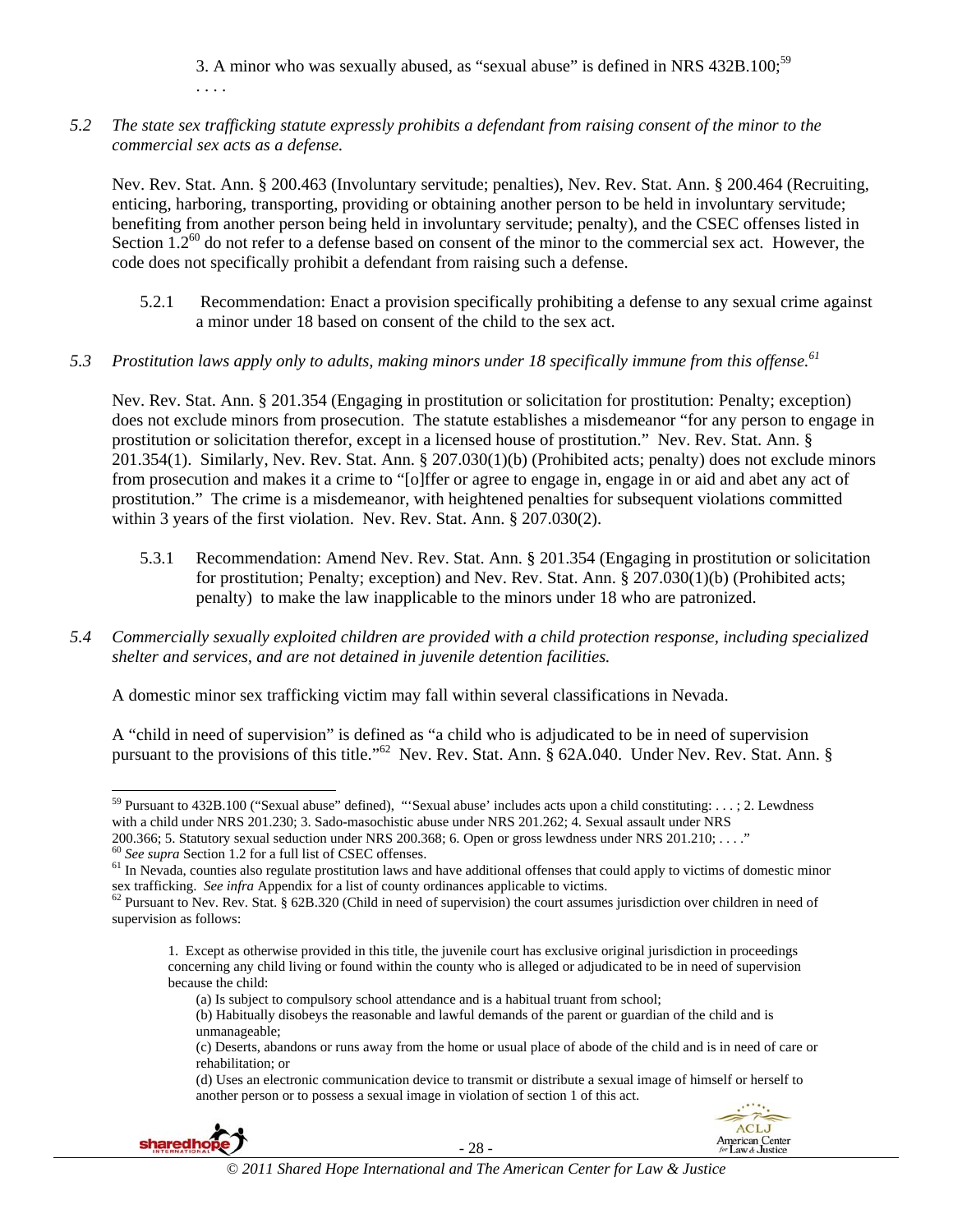3. A minor who was sexually abused, as "sexual abuse" is defined in NRS 432B.100;[59]

. . . .

*5.2 The state sex trafficking statute expressly prohibits a defendant from raising consent of the minor to the commercial sex acts as a defense.*

Nev. Rev. Stat. Ann. § 200.463 (Involuntary servitude; penalties), Nev. Rev. Stat. Ann. § 200.464 (Recruiting, enticing, harboring, transporting, providing or obtaining another person to be held in involuntary servitude; benefiting from another person being held in involuntary servitude; penalty), and the CSEC offenses listed in Section 1.2[60] do not refer to a defense based on consent of the minor to the commercial sex act. However, the code does not specifically prohibit a defendant from raising such a defense.

5.2.1 Recommendation: Enact a provision specifically prohibiting a defense to any sexual crime against a minor under 18 based on consent of the child to the sex act.

*5.3 Prostitution laws apply only to adults, making minors under 18 specifically immune from this offense.[61]*

Nev. Rev. Stat. Ann. § 201.354 (Engaging in prostitution or solicitation for prostitution: Penalty; exception) does not exclude minors from prosecution. The statute establishes a misdemeanor "for any person to engage in prostitution or solicitation therefor, except in a licensed house of prostitution." Nev. Rev. Stat. Ann. § 201.354(1). Similarly, Nev. Rev. Stat. Ann. § 207.030(1)(b) (Prohibited acts; penalty) does not exclude minors from prosecution and makes it a crime to "[o]ffer or agree to engage in, engage in or aid and abet any act of prostitution." The crime is a misdemeanor, with heightened penalties for subsequent violations committed within 3 years of the first violation. Nev. Rev. Stat. Ann. § 207.030(2).

5.3.1 Recommendation: Amend Nev. Rev. Stat. Ann. § 201.354 (Engaging in prostitution or solicitation for prostitution; Penalty; exception) and Nev. Rev. Stat. Ann. § 207.030(1)(b) (Prohibited acts; penalty) to make the law inapplicable to the minors under 18 who are patronized.

*5.4 Commercially sexually exploited children are provided with a child protection response, including specialized shelter and services, and are not detained in juvenile detention facilities.*

A domestic minor sex trafficking victim may fall within several classifications in Nevada.

A "child in need of supervision" is defined as "a child who is adjudicated to be in need of supervision pursuant to the provisions of this title."[62] Nev. Rev. Stat. Ann. § 62A.040. Under Nev. Rev. Stat. Ann. §

---

[59] Pursuant to 432B.100 ("Sexual abuse" defined), "'Sexual abuse' includes acts upon a child constituting: . . . ; 2. Lewdness with a child under NRS 201.230; 3. Sado-masochistic abuse under NRS 201.262; 4. Sexual assault under NRS 200.366; 5. Statutory sexual seduction under NRS 200.368; 6. Open or gross lewdness under NRS 201.210; . . . ."

[60] *See supra* Section 1.2 for a full list of CSEC offenses.

[61] In Nevada, counties also regulate prostitution laws and have additional offenses that could apply to victims of domestic minor sex trafficking. *See infra* Appendix for a list of county ordinances applicable to victims.

[62] Pursuant to Nev. Rev. Stat. § 62B.320 (Child in need of supervision) the court assumes jurisdiction over children in need of supervision as follows:

> 1. Except as otherwise provided in this title, the juvenile court has exclusive original jurisdiction in proceedings concerning any child living or found within the county who is alleged or adjudicated to be in need of supervision because the child:
>
> (a) Is subject to compulsory school attendance and is a habitual truant from school;
>
> (b) Habitually disobeys the reasonable and lawful demands of the parent or guardian of the child and is unmanageable;
>
> (c) Deserts, abandons or runs away from the home or usual place of abode of the child and is in need of care or rehabilitation; or
>
> (d) Uses an electronic communication device to transmit or distribute a sexual image of himself or herself to another person or to possess a sexual image in violation of section 1 of this act.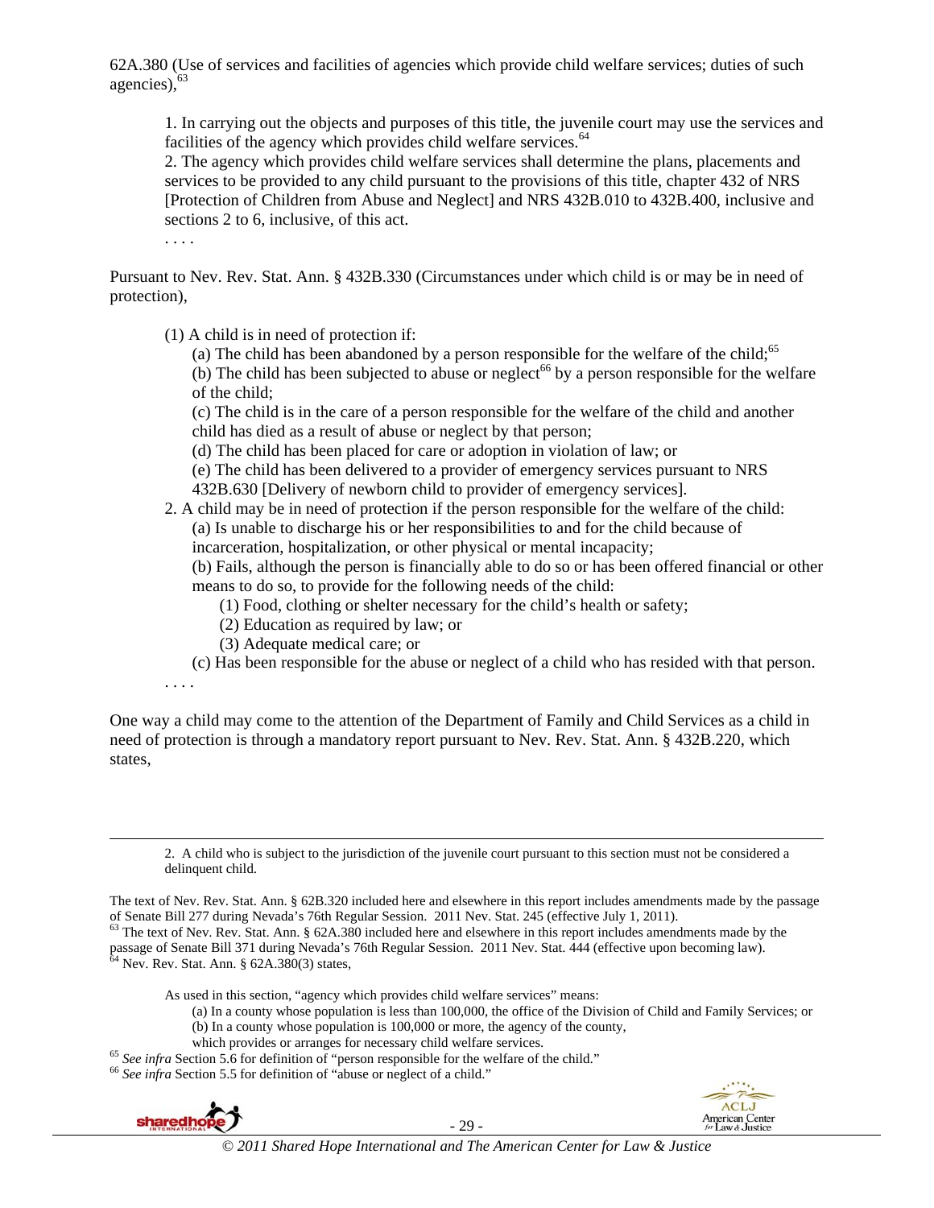62A.380 (Use of services and facilities of agencies which provide child welfare services; duties of such agencies),[63]

> 1. In carrying out the objects and purposes of this title, the juvenile court may use the services and facilities of the agency which provides child welfare services.[64]
> 2. The agency which provides child welfare services shall determine the plans, placements and services to be provided to any child pursuant to the provisions of this title, chapter 432 of NRS [Protection of Children from Abuse and Neglect] and NRS 432B.010 to 432B.400, inclusive and sections 2 to 6, inclusive, of this act.
>
> . . . .

Pursuant to Nev. Rev. Stat. Ann. § 432B.330 (Circumstances under which child is or may be in need of protection),

> (1) A child is in need of protection if:
>
> (a) The child has been abandoned by a person responsible for the welfare of the child;[65]
>
> (b) The child has been subjected to abuse or neglect[66] by a person responsible for the welfare of the child;
>
> (c) The child is in the care of a person responsible for the welfare of the child and another child has died as a result of abuse or neglect by that person;
>
> (d) The child has been placed for care or adoption in violation of law; or
>
> (e) The child has been delivered to a provider of emergency services pursuant to NRS 432B.630 [Delivery of newborn child to provider of emergency services].
>
> 2. A child may be in need of protection if the person responsible for the welfare of the child:
>
> (a) Is unable to discharge his or her responsibilities to and for the child because of incarceration, hospitalization, or other physical or mental incapacity;
>
> (b) Fails, although the person is financially able to do so or has been offered financial or other means to do so, to provide for the following needs of the child:
>
> (1) Food, clothing or shelter necessary for the child's health or safety;
>
> (2) Education as required by law; or
>
> (3) Adequate medical care; or
>
> (c) Has been responsible for the abuse or neglect of a child who has resided with that person.
>
> . . . .

One way a child may come to the attention of the Department of Family and Child Services as a child in need of protection is through a mandatory report pursuant to Nev. Rev. Stat. Ann. § 432B.220, which states,

---

> 2. A child who is subject to the jurisdiction of the juvenile court pursuant to this section must not be considered a delinquent child.

The text of Nev. Rev. Stat. Ann. § 62B.320 included here and elsewhere in this report includes amendments made by the passage of Senate Bill 277 during Nevada's 76th Regular Session. 2011 Nev. Stat. 245 (effective July 1, 2011).

[63] The text of Nev. Rev. Stat. Ann. § 62A.380 included here and elsewhere in this report includes amendments made by the passage of Senate Bill 371 during Nevada's 76th Regular Session. 2011 Nev. Stat. 444 (effective upon becoming law).

[64] Nev. Rev. Stat. Ann. § 62A.380(3) states,

> As used in this section, "agency which provides child welfare services" means:
>
> (a) In a county whose population is less than 100,000, the office of the Division of Child and Family Services; or
>
> (b) In a county whose population is 100,000 or more, the agency of the county,
>
> which provides or arranges for necessary child welfare services.

[65] *See infra* Section 5.6 for definition of "person responsible for the welfare of the child."

[66] *See infra* Section 5.5 for definition of "abuse or neglect of a child."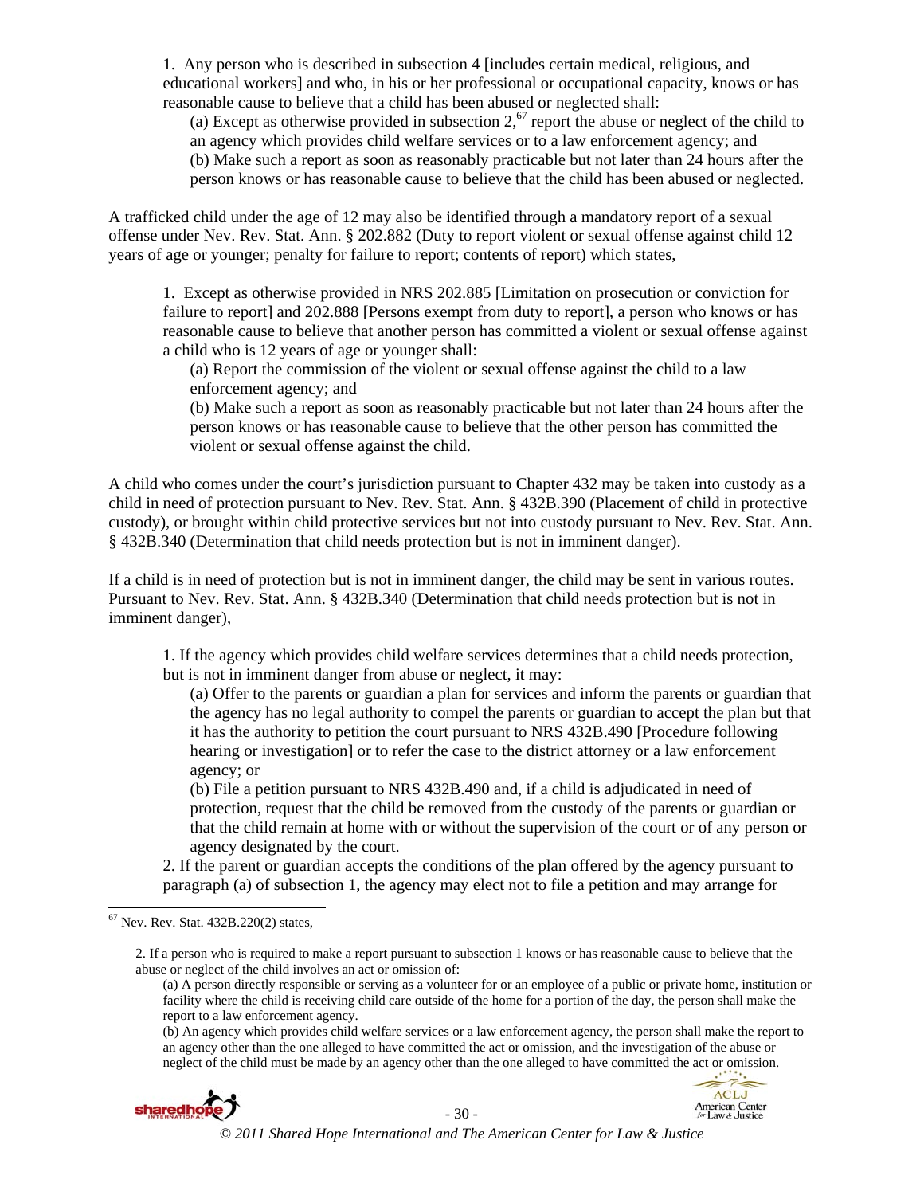> 1. Any person who is described in subsection 4 [includes certain medical, religious, and educational workers] and who, in his or her professional or occupational capacity, knows or has reasonable cause to believe that a child has been abused or neglected shall:
>
> (a) Except as otherwise provided in subsection 2,[67] report the abuse or neglect of the child to an agency which provides child welfare services or to a law enforcement agency; and
>
> (b) Make such a report as soon as reasonably practicable but not later than 24 hours after the person knows or has reasonable cause to believe that the child has been abused or neglected.

A trafficked child under the age of 12 may also be identified through a mandatory report of a sexual offense under Nev. Rev. Stat. Ann. § 202.882 (Duty to report violent or sexual offense against child 12 years of age or younger; penalty for failure to report; contents of report) which states,

> 1. Except as otherwise provided in NRS 202.885 [Limitation on prosecution or conviction for failure to report] and 202.888 [Persons exempt from duty to report], a person who knows or has reasonable cause to believe that another person has committed a violent or sexual offense against a child who is 12 years of age or younger shall:
>
> (a) Report the commission of the violent or sexual offense against the child to a law enforcement agency; and
>
> (b) Make such a report as soon as reasonably practicable but not later than 24 hours after the person knows or has reasonable cause to believe that the other person has committed the violent or sexual offense against the child.

A child who comes under the court's jurisdiction pursuant to Chapter 432 may be taken into custody as a child in need of protection pursuant to Nev. Rev. Stat. Ann. § 432B.390 (Placement of child in protective custody), or brought within child protective services but not into custody pursuant to Nev. Rev. Stat. Ann. § 432B.340 (Determination that child needs protection but is not in imminent danger).

If a child is in need of protection but is not in imminent danger, the child may be sent in various routes. Pursuant to Nev. Rev. Stat. Ann. § 432B.340 (Determination that child needs protection but is not in imminent danger),

> 1. If the agency which provides child welfare services determines that a child needs protection, but is not in imminent danger from abuse or neglect, it may:
>
> (a) Offer to the parents or guardian a plan for services and inform the parents or guardian that the agency has no legal authority to compel the parents or guardian to accept the plan but that it has the authority to petition the court pursuant to NRS 432B.490 [Procedure following hearing or investigation] or to refer the case to the district attorney or a law enforcement agency; or
>
> (b) File a petition pursuant to NRS 432B.490 and, if a child is adjudicated in need of protection, request that the child be removed from the custody of the parents or guardian or that the child remain at home with or without the supervision of the court or of any person or agency designated by the court.
>
> 2. If the parent or guardian accepts the conditions of the plan offered by the agency pursuant to paragraph (a) of subsection 1, the agency may elect not to file a petition and may arrange for

---

[67] Nev. Rev. Stat. 432B.220(2) states,

> 2. If a person who is required to make a report pursuant to subsection 1 knows or has reasonable cause to believe that the abuse or neglect of the child involves an act or omission of:
>
> (a) A person directly responsible or serving as a volunteer for or an employee of a public or private home, institution or facility where the child is receiving child care outside of the home for a portion of the day, the person shall make the report to a law enforcement agency.
>
> (b) An agency which provides child welfare services or a law enforcement agency, the person shall make the report to an agency other than the one alleged to have committed the act or omission, and the investigation of the abuse or neglect of the child must be made by an agency other than the one alleged to have committed the act or omission.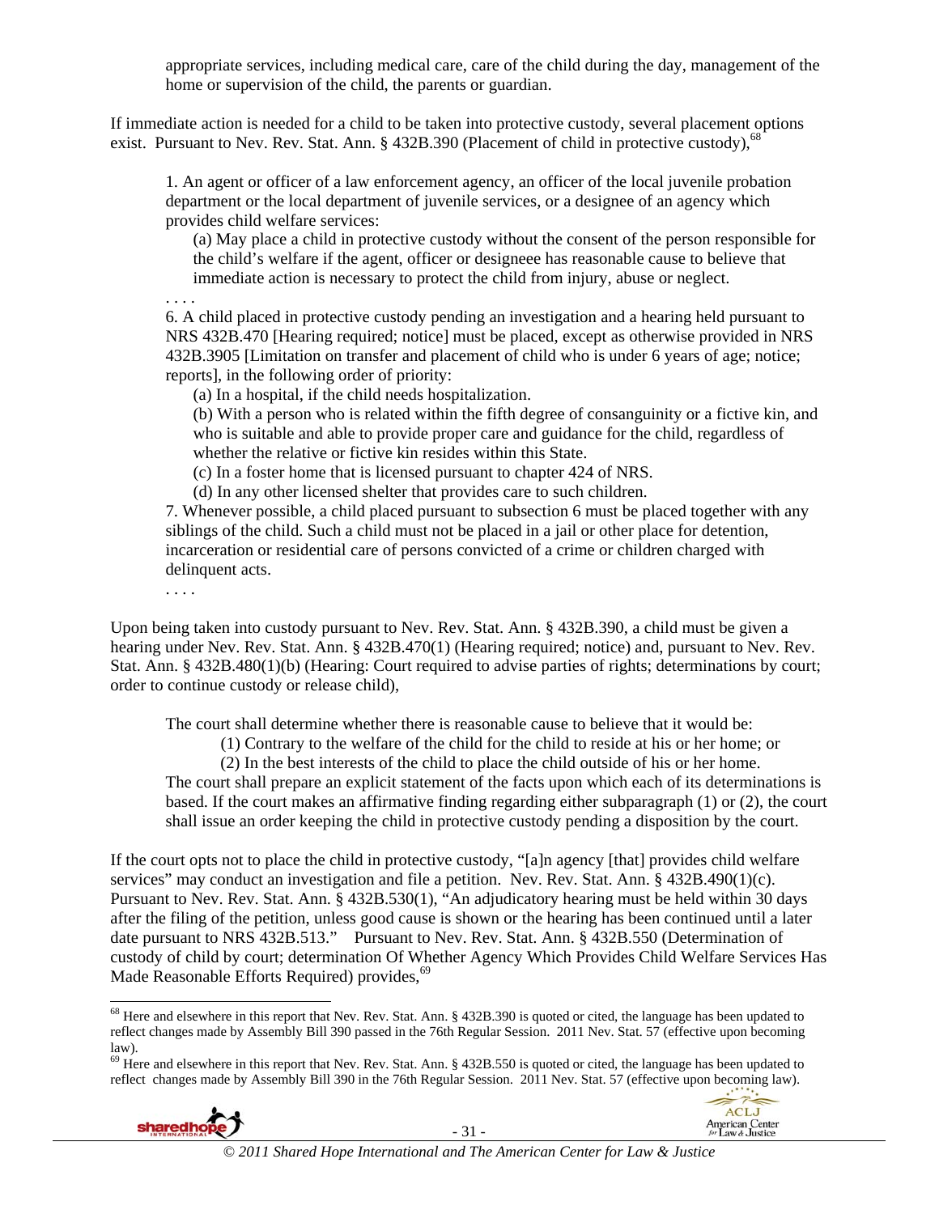appropriate services, including medical care, care of the child during the day, management of the home or supervision of the child, the parents or guardian.

If immediate action is needed for a child to be taken into protective custody, several placement options exist. Pursuant to Nev. Rev. Stat. Ann. § 432B.390 (Placement of child in protective custody),[68]

> 1. An agent or officer of a law enforcement agency, an officer of the local juvenile probation department or the local department of juvenile services, or a designee of an agency which provides child welfare services:
>
> (a) May place a child in protective custody without the consent of the person responsible for the child's welfare if the agent, officer or designeee has reasonable cause to believe that immediate action is necessary to protect the child from injury, abuse or neglect.
>
> . . . .
>
> 6. A child placed in protective custody pending an investigation and a hearing held pursuant to NRS 432B.470 [Hearing required; notice] must be placed, except as otherwise provided in NRS 432B.3905 [Limitation on transfer and placement of child who is under 6 years of age; notice; reports], in the following order of priority:
>
> (a) In a hospital, if the child needs hospitalization.
>
> (b) With a person who is related within the fifth degree of consanguinity or a fictive kin, and who is suitable and able to provide proper care and guidance for the child, regardless of whether the relative or fictive kin resides within this State.
>
> (c) In a foster home that is licensed pursuant to chapter 424 of NRS.
>
> (d) In any other licensed shelter that provides care to such children.
>
> 7. Whenever possible, a child placed pursuant to subsection 6 must be placed together with any siblings of the child. Such a child must not be placed in a jail or other place for detention, incarceration or residential care of persons convicted of a crime or children charged with delinquent acts.
>
> . . . .

Upon being taken into custody pursuant to Nev. Rev. Stat. Ann. § 432B.390, a child must be given a hearing under Nev. Rev. Stat. Ann. § 432B.470(1) (Hearing required; notice) and, pursuant to Nev. Rev. Stat. Ann. § 432B.480(1)(b) (Hearing: Court required to advise parties of rights; determinations by court; order to continue custody or release child),

> The court shall determine whether there is reasonable cause to believe that it would be:
>
> (1) Contrary to the welfare of the child for the child to reside at his or her home; or
>
> (2) In the best interests of the child to place the child outside of his or her home.
>
> The court shall prepare an explicit statement of the facts upon which each of its determinations is based. If the court makes an affirmative finding regarding either subparagraph (1) or (2), the court shall issue an order keeping the child in protective custody pending a disposition by the court.

If the court opts not to place the child in protective custody, "[a]n agency [that] provides child welfare services" may conduct an investigation and file a petition. Nev. Rev. Stat. Ann. § 432B.490(1)(c). Pursuant to Nev. Rev. Stat. Ann. § 432B.530(1), "An adjudicatory hearing must be held within 30 days after the filing of the petition, unless good cause is shown or the hearing has been continued until a later date pursuant to NRS 432B.513." Pursuant to Nev. Rev. Stat. Ann. § 432B.550 (Determination of custody of child by court; determination Of Whether Agency Which Provides Child Welfare Services Has Made Reasonable Efforts Required) provides,[69]

---

[68] Here and elsewhere in this report that Nev. Rev. Stat. Ann. § 432B.390 is quoted or cited, the language has been updated to reflect changes made by Assembly Bill 390 passed in the 76th Regular Session. 2011 Nev. Stat. 57 (effective upon becoming law).

[69] Here and elsewhere in this report that Nev. Rev. Stat. Ann. § 432B.550 is quoted or cited, the language has been updated to reflect changes made by Assembly Bill 390 in the 76th Regular Session. 2011 Nev. Stat. 57 (effective upon becoming law).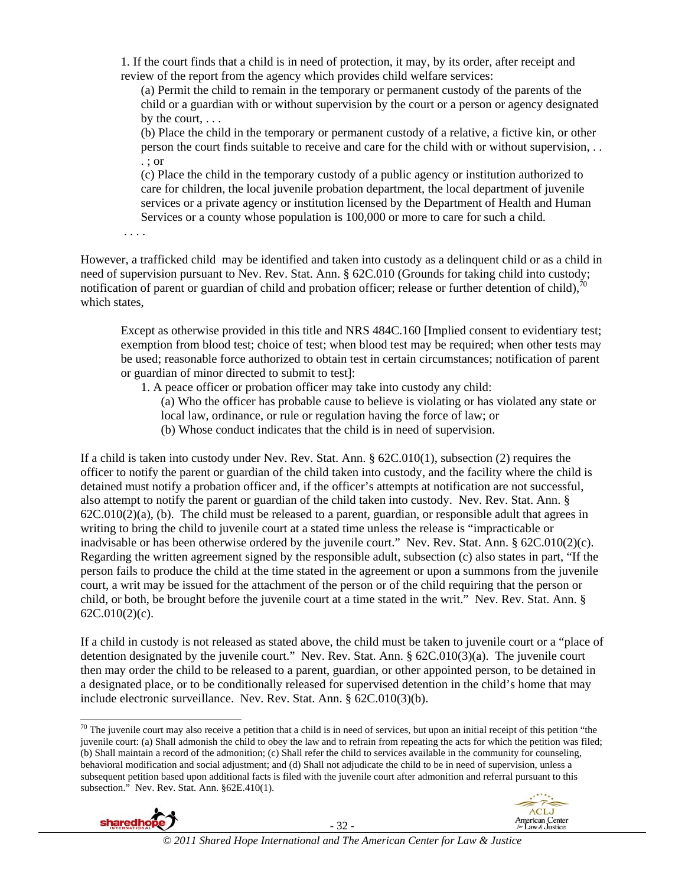> 1. If the court finds that a child is in need of protection, it may, by its order, after receipt and review of the report from the agency which provides child welfare services:
>
> (a) Permit the child to remain in the temporary or permanent custody of the parents of the child or a guardian with or without supervision by the court or a person or agency designated by the court, . . .
>
> (b) Place the child in the temporary or permanent custody of a relative, a fictive kin, or other person the court finds suitable to receive and care for the child with or without supervision, . . . ; or
>
> (c) Place the child in the temporary custody of a public agency or institution authorized to care for children, the local juvenile probation department, the local department of juvenile services or a private agency or institution licensed by the Department of Health and Human Services or a county whose population is 100,000 or more to care for such a child.
>
> . . . .

However, a trafficked child may be identified and taken into custody as a delinquent child or as a child in need of supervision pursuant to Nev. Rev. Stat. Ann. § 62C.010 (Grounds for taking child into custody; notification of parent or guardian of child and probation officer; release or further detention of child),[70] which states,

> Except as otherwise provided in this title and NRS 484C.160 [Implied consent to evidentiary test; exemption from blood test; choice of test; when blood test may be required; when other tests may be used; reasonable force authorized to obtain test in certain circumstances; notification of parent or guardian of minor directed to submit to test]:
>
> 1. A peace officer or probation officer may take into custody any child:
>
> (a) Who the officer has probable cause to believe is violating or has violated any state or local law, ordinance, or rule or regulation having the force of law; or
>
> (b) Whose conduct indicates that the child is in need of supervision.

If a child is taken into custody under Nev. Rev. Stat. Ann. § 62C.010(1), subsection (2) requires the officer to notify the parent or guardian of the child taken into custody, and the facility where the child is detained must notify a probation officer and, if the officer's attempts at notification are not successful, also attempt to notify the parent or guardian of the child taken into custody. Nev. Rev. Stat. Ann. § 62C.010(2)(a), (b). The child must be released to a parent, guardian, or responsible adult that agrees in writing to bring the child to juvenile court at a stated time unless the release is "impracticable or inadvisable or has been otherwise ordered by the juvenile court." Nev. Rev. Stat. Ann. § 62C.010(2)(c). Regarding the written agreement signed by the responsible adult, subsection (c) also states in part, "If the person fails to produce the child at the time stated in the agreement or upon a summons from the juvenile court, a writ may be issued for the attachment of the person or of the child requiring that the person or child, or both, be brought before the juvenile court at a time stated in the writ." Nev. Rev. Stat. Ann. § 62C.010(2)(c).

If a child in custody is not released as stated above, the child must be taken to juvenile court or a "place of detention designated by the juvenile court." Nev. Rev. Stat. Ann. § 62C.010(3)(a). The juvenile court then may order the child to be released to a parent, guardian, or other appointed person, to be detained in a designated place, or to be conditionally released for supervised detention in the child's home that may include electronic surveillance. Nev. Rev. Stat. Ann. § 62C.010(3)(b).

---

[70] The juvenile court may also receive a petition that a child is in need of services, but upon an initial receipt of this petition "the juvenile court: (a) Shall admonish the child to obey the law and to refrain from repeating the acts for which the petition was filed; (b) Shall maintain a record of the admonition; (c) Shall refer the child to services available in the community for counseling, behavioral modification and social adjustment; and (d) Shall not adjudicate the child to be in need of supervision, unless a subsequent petition based upon additional facts is filed with the juvenile court after admonition and referral pursuant to this subsection." Nev. Rev. Stat. Ann. §62E.410(1).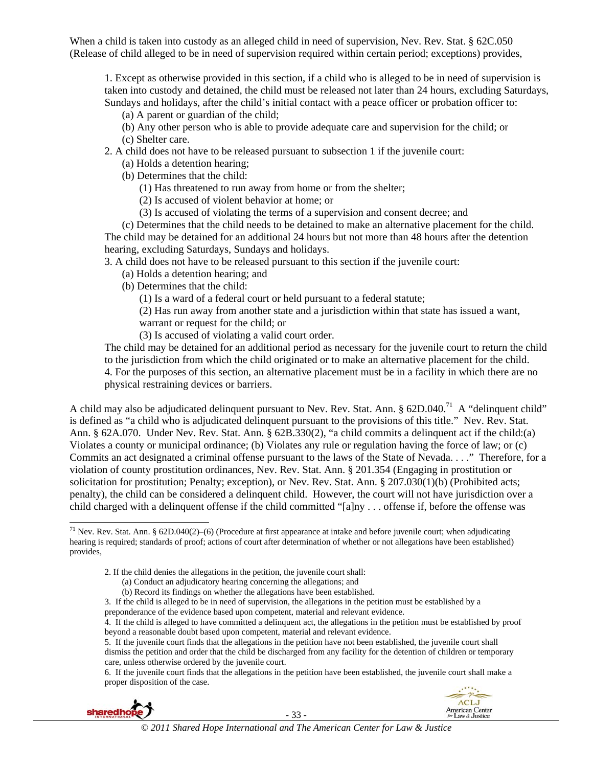When a child is taken into custody as an alleged child in need of supervision, Nev. Rev. Stat. § 62C.050 (Release of child alleged to be in need of supervision required within certain period; exceptions) provides,

> 1. Except as otherwise provided in this section, if a child who is alleged to be in need of supervision is taken into custody and detained, the child must be released not later than 24 hours, excluding Saturdays, Sundays and holidays, after the child's initial contact with a peace officer or probation officer to:
>
> (a) A parent or guardian of the child;
>
> (b) Any other person who is able to provide adequate care and supervision for the child; or
>
> (c) Shelter care.
>
> 2. A child does not have to be released pursuant to subsection 1 if the juvenile court:
>
> (a) Holds a detention hearing;
>
> (b) Determines that the child:
>
> (1) Has threatened to run away from home or from the shelter;
>
> (2) Is accused of violent behavior at home; or
>
> (3) Is accused of violating the terms of a supervision and consent decree; and
>
> (c) Determines that the child needs to be detained to make an alternative placement for the child.
>
> The child may be detained for an additional 24 hours but not more than 48 hours after the detention hearing, excluding Saturdays, Sundays and holidays.
>
> 3. A child does not have to be released pursuant to this section if the juvenile court:
>
> (a) Holds a detention hearing; and
>
> (b) Determines that the child:
>
> (1) Is a ward of a federal court or held pursuant to a federal statute;
>
> (2) Has run away from another state and a jurisdiction within that state has issued a want, warrant or request for the child; or
>
> (3) Is accused of violating a valid court order.
>
> The child may be detained for an additional period as necessary for the juvenile court to return the child to the jurisdiction from which the child originated or to make an alternative placement for the child.
>
> 4. For the purposes of this section, an alternative placement must be in a facility in which there are no physical restraining devices or barriers.

A child may also be adjudicated delinquent pursuant to Nev. Rev. Stat. Ann. § 62D.040.[71] A "delinquent child" is defined as "a child who is adjudicated delinquent pursuant to the provisions of this title." Nev. Rev. Stat. Ann. § 62A.070. Under Nev. Rev. Stat. Ann. § 62B.330(2), "a child commits a delinquent act if the child:(a) Violates a county or municipal ordinance; (b) Violates any rule or regulation having the force of law; or (c) Commits an act designated a criminal offense pursuant to the laws of the State of Nevada. . . ." Therefore, for a violation of county prostitution ordinances, Nev. Rev. Stat. Ann. § 201.354 (Engaging in prostitution or solicitation for prostitution; Penalty; exception), or Nev. Rev. Stat. Ann. § 207.030(1)(b) (Prohibited acts; penalty), the child can be considered a delinquent child. However, the court will not have jurisdiction over a child charged with a delinquent offense if the child committed "[a]ny . . . offense if, before the offense was

---

[71] Nev. Rev. Stat. Ann. § 62D.040(2)–(6) (Procedure at first appearance at intake and before juvenile court; when adjudicating hearing is required; standards of proof; actions of court after determination of whether or not allegations have been established) provides,

> 2. If the child denies the allegations in the petition, the juvenile court shall:
>
> (a) Conduct an adjudicatory hearing concerning the allegations; and
>
> (b) Record its findings on whether the allegations have been established.
>
> 3. If the child is alleged to be in need of supervision, the allegations in the petition must be established by a preponderance of the evidence based upon competent, material and relevant evidence.
>
> 4. If the child is alleged to have committed a delinquent act, the allegations in the petition must be established by proof beyond a reasonable doubt based upon competent, material and relevant evidence.
>
> 5. If the juvenile court finds that the allegations in the petition have not been established, the juvenile court shall dismiss the petition and order that the child be discharged from any facility for the detention of children or temporary care, unless otherwise ordered by the juvenile court.
>
> 6. If the juvenile court finds that the allegations in the petition have been established, the juvenile court shall make a proper disposition of the case.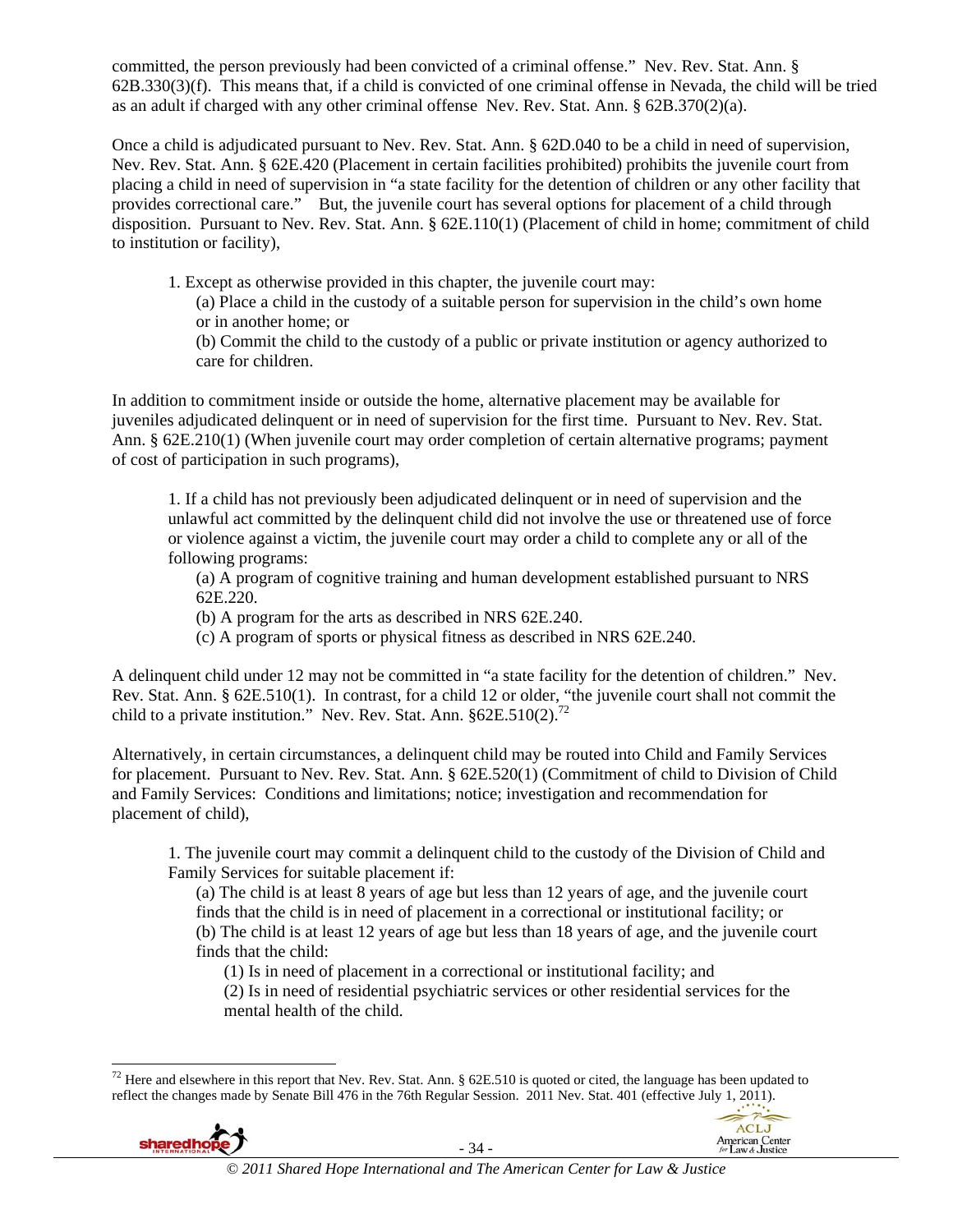committed, the person previously had been convicted of a criminal offense." Nev. Rev. Stat. Ann. § 62B.330(3)(f). This means that, if a child is convicted of one criminal offense in Nevada, the child will be tried as an adult if charged with any other criminal offense Nev. Rev. Stat. Ann. § 62B.370(2)(a).

Once a child is adjudicated pursuant to Nev. Rev. Stat. Ann. § 62D.040 to be a child in need of supervision, Nev. Rev. Stat. Ann. § 62E.420 (Placement in certain facilities prohibited) prohibits the juvenile court from placing a child in need of supervision in "a state facility for the detention of children or any other facility that provides correctional care." But, the juvenile court has several options for placement of a child through disposition. Pursuant to Nev. Rev. Stat. Ann. § 62E.110(1) (Placement of child in home; commitment of child to institution or facility),

> 1. Except as otherwise provided in this chapter, the juvenile court may:
>
> (a) Place a child in the custody of a suitable person for supervision in the child's own home or in another home; or
>
> (b) Commit the child to the custody of a public or private institution or agency authorized to care for children.

In addition to commitment inside or outside the home, alternative placement may be available for juveniles adjudicated delinquent or in need of supervision for the first time. Pursuant to Nev. Rev. Stat. Ann. § 62E.210(1) (When juvenile court may order completion of certain alternative programs; payment of cost of participation in such programs),

> 1. If a child has not previously been adjudicated delinquent or in need of supervision and the unlawful act committed by the delinquent child did not involve the use or threatened use of force or violence against a victim, the juvenile court may order a child to complete any or all of the following programs:
>
> (a) A program of cognitive training and human development established pursuant to NRS 62E.220.
>
> (b) A program for the arts as described in NRS 62E.240.
>
> (c) A program of sports or physical fitness as described in NRS 62E.240.

A delinquent child under 12 may not be committed in "a state facility for the detention of children." Nev. Rev. Stat. Ann. § 62E.510(1). In contrast, for a child 12 or older, "the juvenile court shall not commit the child to a private institution." Nev. Rev. Stat. Ann. §62E.510(2).[72]

Alternatively, in certain circumstances, a delinquent child may be routed into Child and Family Services for placement. Pursuant to Nev. Rev. Stat. Ann. § 62E.520(1) (Commitment of child to Division of Child and Family Services: Conditions and limitations; notice; investigation and recommendation for placement of child),

> 1. The juvenile court may commit a delinquent child to the custody of the Division of Child and Family Services for suitable placement if:
>
> (a) The child is at least 8 years of age but less than 12 years of age, and the juvenile court finds that the child is in need of placement in a correctional or institutional facility; or
>
> (b) The child is at least 12 years of age but less than 18 years of age, and the juvenile court finds that the child:
>
> (1) Is in need of placement in a correctional or institutional facility; and
>
> (2) Is in need of residential psychiatric services or other residential services for the mental health of the child.

---

[72] Here and elsewhere in this report that Nev. Rev. Stat. Ann. § 62E.510 is quoted or cited, the language has been updated to reflect the changes made by Senate Bill 476 in the 76th Regular Session. 2011 Nev. Stat. 401 (effective July 1, 2011).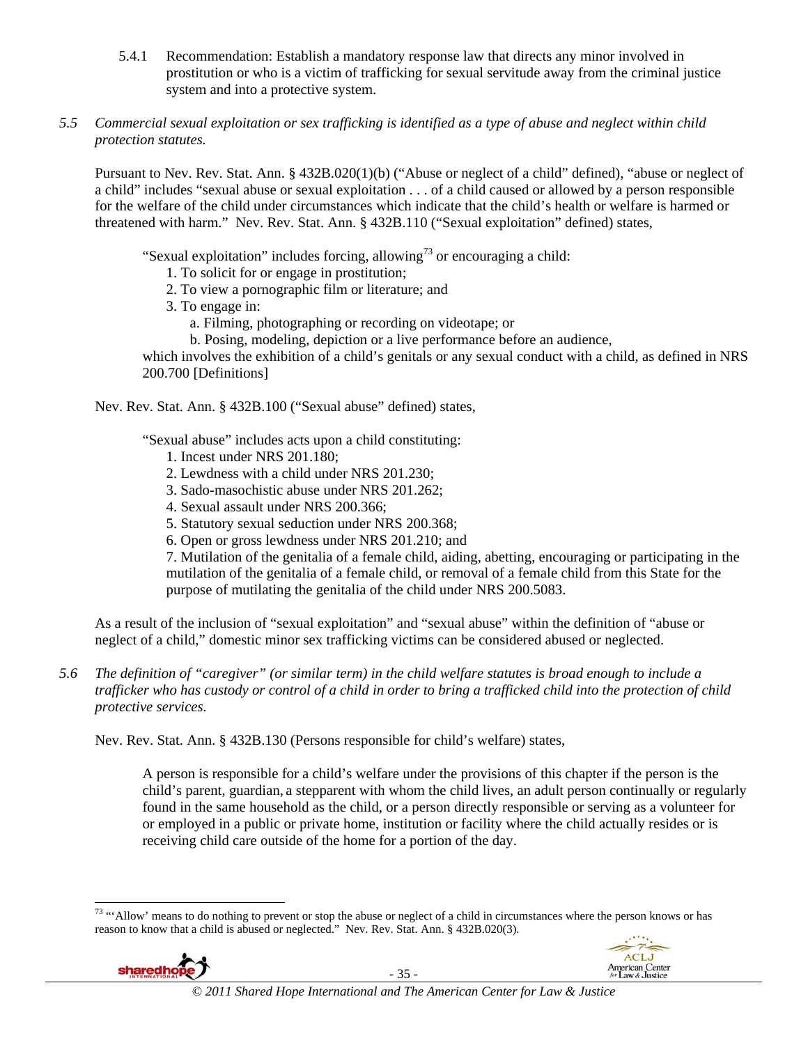5.4.1 Recommendation: Establish a mandatory response law that directs any minor involved in prostitution or who is a victim of trafficking for sexual servitude away from the criminal justice system and into a protective system.

*5.5 Commercial sexual exploitation or sex trafficking is identified as a type of abuse and neglect within child protection statutes.*

Pursuant to Nev. Rev. Stat. Ann. § 432B.020(1)(b) ("Abuse or neglect of a child" defined), "abuse or neglect of a child" includes "sexual abuse or sexual exploitation . . . of a child caused or allowed by a person responsible for the welfare of the child under circumstances which indicate that the child's health or welfare is harmed or threatened with harm." Nev. Rev. Stat. Ann. § 432B.110 ("Sexual exploitation" defined) states,

> "Sexual exploitation" includes forcing, allowing[73] or encouraging a child:
> 1. To solicit for or engage in prostitution;
> 2. To view a pornographic film or literature; and
> 3. To engage in:
>     a. Filming, photographing or recording on videotape; or
>     b. Posing, modeling, depiction or a live performance before an audience,
>
> which involves the exhibition of a child's genitals or any sexual conduct with a child, as defined in NRS 200.700 [Definitions]

Nev. Rev. Stat. Ann. § 432B.100 ("Sexual abuse" defined) states,

> "Sexual abuse" includes acts upon a child constituting:
> 1. Incest under NRS 201.180;
> 2. Lewdness with a child under NRS 201.230;
> 3. Sado-masochistic abuse under NRS 201.262;
> 4. Sexual assault under NRS 200.366;
> 5. Statutory sexual seduction under NRS 200.368;
> 6. Open or gross lewdness under NRS 201.210; and
> 7. Mutilation of the genitalia of a female child, aiding, abetting, encouraging or participating in the mutilation of the genitalia of a female child, or removal of a female child from this State for the purpose of mutilating the genitalia of the child under NRS 200.5083.

As a result of the inclusion of "sexual exploitation" and "sexual abuse" within the definition of "abuse or neglect of a child," domestic minor sex trafficking victims can be considered abused or neglected.

*5.6 The definition of "caregiver" (or similar term) in the child welfare statutes is broad enough to include a trafficker who has custody or control of a child in order to bring a trafficked child into the protection of child protective services.*

Nev. Rev. Stat. Ann. § 432B.130 (Persons responsible for child's welfare) states,

> A person is responsible for a child's welfare under the provisions of this chapter if the person is the child's parent, guardian, a stepparent with whom the child lives, an adult person continually or regularly found in the same household as the child, or a person directly responsible or serving as a volunteer for or employed in a public or private home, institution or facility where the child actually resides or is receiving child care outside of the home for a portion of the day.

---

[73] "'Allow' means to do nothing to prevent or stop the abuse or neglect of a child in circumstances where the person knows or has reason to know that a child is abused or neglected." Nev. Rev. Stat. Ann. § 432B.020(3).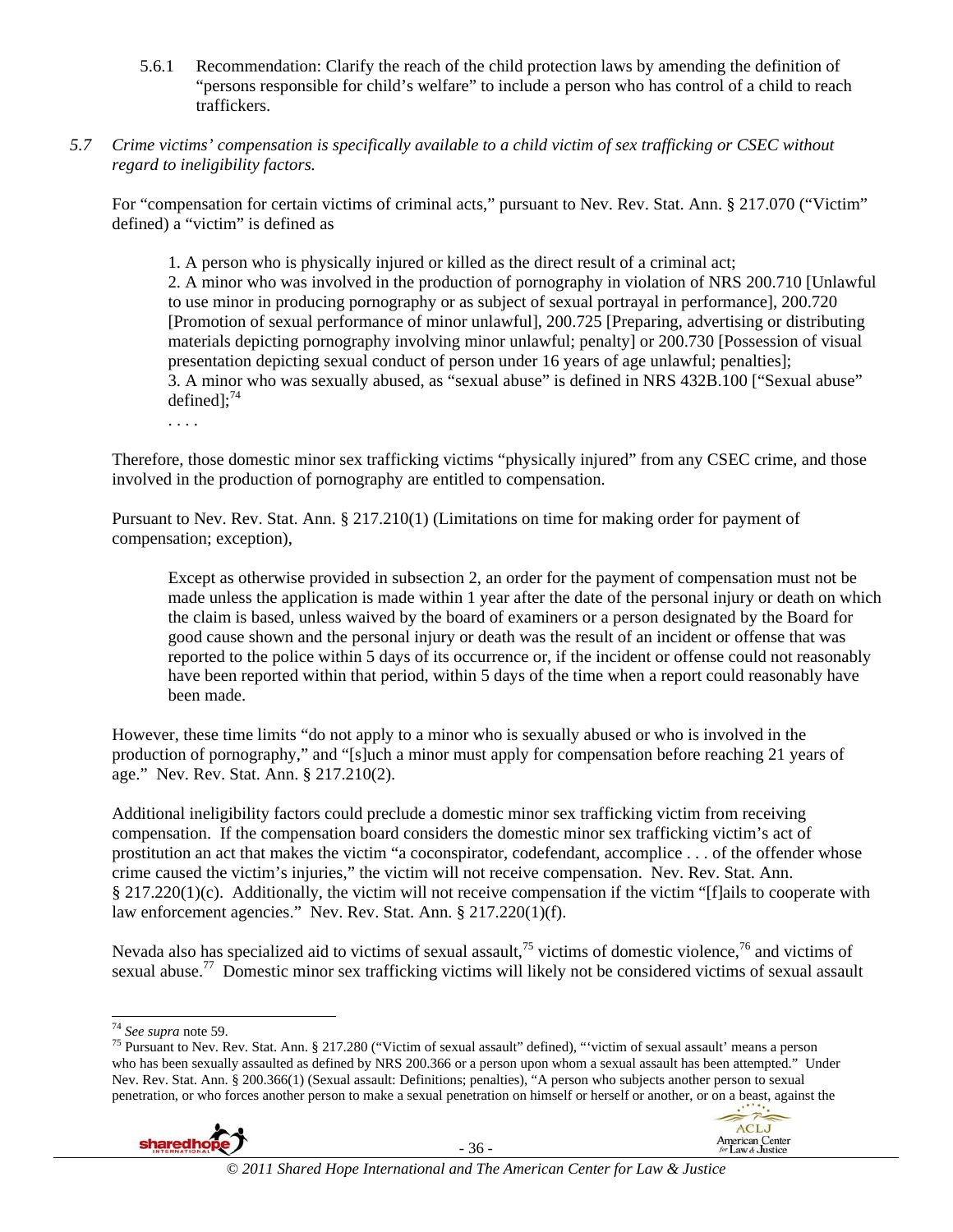5.6.1 Recommendation: Clarify the reach of the child protection laws by amending the definition of "persons responsible for child's welfare" to include a person who has control of a child to reach traffickers.

*5.7 Crime victims' compensation is specifically available to a child victim of sex trafficking or CSEC without regard to ineligibility factors.*

For "compensation for certain victims of criminal acts," pursuant to Nev. Rev. Stat. Ann. § 217.070 ("Victim" defined) a "victim" is defined as

> 1. A person who is physically injured or killed as the direct result of a criminal act;
> 2. A minor who was involved in the production of pornography in violation of NRS 200.710 [Unlawful to use minor in producing pornography or as subject of sexual portrayal in performance], 200.720 [Promotion of sexual performance of minor unlawful], 200.725 [Preparing, advertising or distributing materials depicting pornography involving minor unlawful; penalty] or 200.730 [Possession of visual presentation depicting sexual conduct of person under 16 years of age unlawful; penalties];
> 3. A minor who was sexually abused, as "sexual abuse" is defined in NRS 432B.100 ["Sexual abuse" defined];[74]
>
> . . . .

Therefore, those domestic minor sex trafficking victims "physically injured" from any CSEC crime, and those involved in the production of pornography are entitled to compensation.

Pursuant to Nev. Rev. Stat. Ann. § 217.210(1) (Limitations on time for making order for payment of compensation; exception),

> Except as otherwise provided in subsection 2, an order for the payment of compensation must not be made unless the application is made within 1 year after the date of the personal injury or death on which the claim is based, unless waived by the board of examiners or a person designated by the Board for good cause shown and the personal injury or death was the result of an incident or offense that was reported to the police within 5 days of its occurrence or, if the incident or offense could not reasonably have been reported within that period, within 5 days of the time when a report could reasonably have been made.

However, these time limits "do not apply to a minor who is sexually abused or who is involved in the production of pornography," and "[s]uch a minor must apply for compensation before reaching 21 years of age." Nev. Rev. Stat. Ann. § 217.210(2).

Additional ineligibility factors could preclude a domestic minor sex trafficking victim from receiving compensation. If the compensation board considers the domestic minor sex trafficking victim's act of prostitution an act that makes the victim "a coconspirator, codefendant, accomplice . . . of the offender whose crime caused the victim's injuries," the victim will not receive compensation. Nev. Rev. Stat. Ann. § 217.220(1)(c). Additionally, the victim will not receive compensation if the victim "[f]ails to cooperate with law enforcement agencies." Nev. Rev. Stat. Ann. § 217.220(1)(f).

Nevada also has specialized aid to victims of sexual assault,[75] victims of domestic violence,[76] and victims of sexual abuse.[77] Domestic minor sex trafficking victims will likely not be considered victims of sexual assault

---

[74] *See supra* note 59.

[75] Pursuant to Nev. Rev. Stat. Ann. § 217.280 ("Victim of sexual assault" defined), "'victim of sexual assault' means a person who has been sexually assaulted as defined by NRS 200.366 or a person upon whom a sexual assault has been attempted." Under Nev. Rev. Stat. Ann. § 200.366(1) (Sexual assault: Definitions; penalties), "A person who subjects another person to sexual penetration, or who forces another person to make a sexual penetration on himself or herself or another, or on a beast, against the

© 2011 Shared Hope International and The American Center for Law & Justice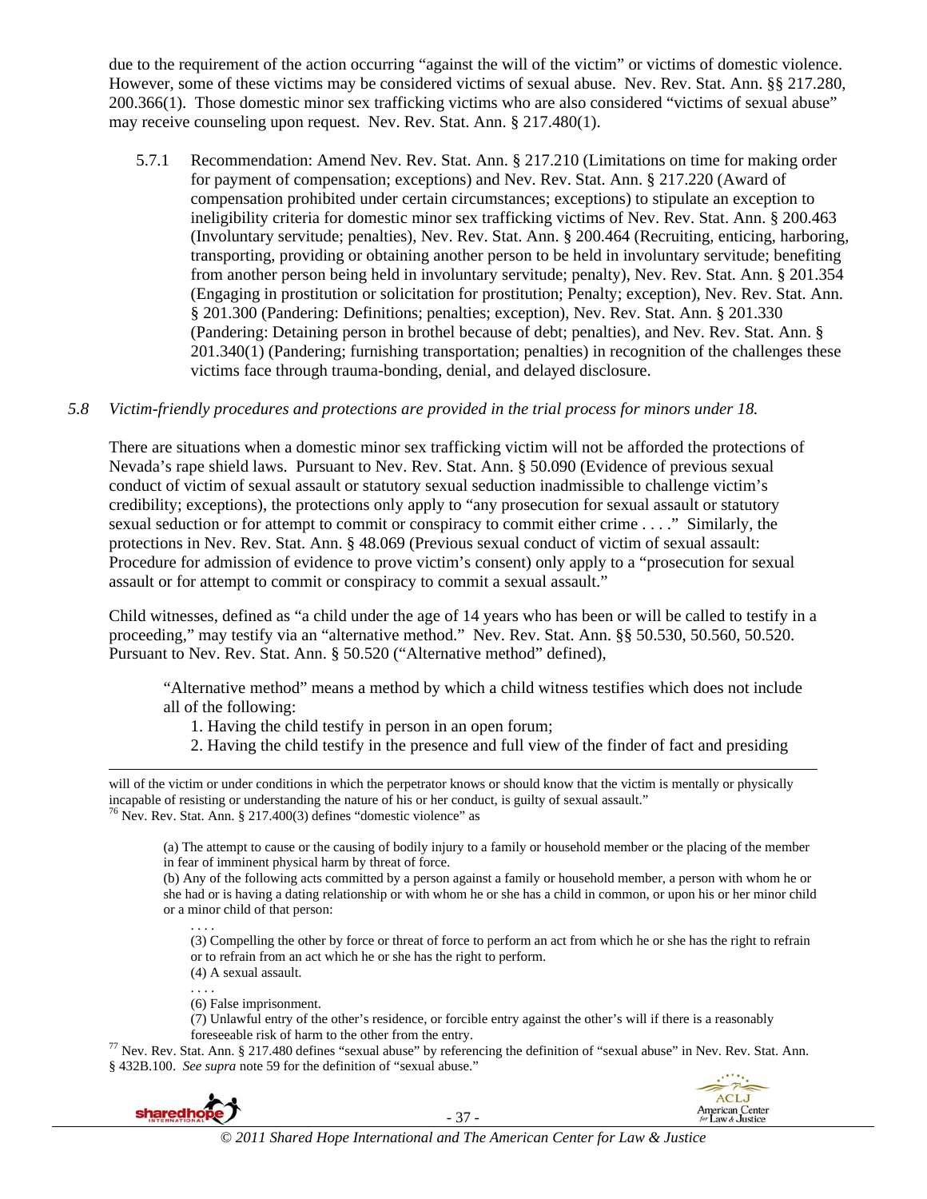due to the requirement of the action occurring "against the will of the victim" or victims of domestic violence. However, some of these victims may be considered victims of sexual abuse. Nev. Rev. Stat. Ann. §§ 217.280, 200.366(1). Those domestic minor sex trafficking victims who are also considered "victims of sexual abuse" may receive counseling upon request. Nev. Rev. Stat. Ann. § 217.480(1).

5.7.1 Recommendation: Amend Nev. Rev. Stat. Ann. § 217.210 (Limitations on time for making order for payment of compensation; exceptions) and Nev. Rev. Stat. Ann. § 217.220 (Award of compensation prohibited under certain circumstances; exceptions) to stipulate an exception to ineligibility criteria for domestic minor sex trafficking victims of Nev. Rev. Stat. Ann. § 200.463 (Involuntary servitude; penalties), Nev. Rev. Stat. Ann. § 200.464 (Recruiting, enticing, harboring, transporting, providing or obtaining another person to be held in involuntary servitude; benefiting from another person being held in involuntary servitude; penalty), Nev. Rev. Stat. Ann. § 201.354 (Engaging in prostitution or solicitation for prostitution; Penalty; exception), Nev. Rev. Stat. Ann. § 201.300 (Pandering: Definitions; penalties; exception), Nev. Rev. Stat. Ann. § 201.330 (Pandering: Detaining person in brothel because of debt; penalties), and Nev. Rev. Stat. Ann. § 201.340(1) (Pandering; furnishing transportation; penalties) in recognition of the challenges these victims face through trauma-bonding, denial, and delayed disclosure.

*5.8 Victim-friendly procedures and protections are provided in the trial process for minors under 18.*

There are situations when a domestic minor sex trafficking victim will not be afforded the protections of Nevada's rape shield laws. Pursuant to Nev. Rev. Stat. Ann. § 50.090 (Evidence of previous sexual conduct of victim of sexual assault or statutory sexual seduction inadmissible to challenge victim's credibility; exceptions), the protections only apply to "any prosecution for sexual assault or statutory sexual seduction or for attempt to commit or conspiracy to commit either crime . . . ." Similarly, the protections in Nev. Rev. Stat. Ann. § 48.069 (Previous sexual conduct of victim of sexual assault: Procedure for admission of evidence to prove victim's consent) only apply to a "prosecution for sexual assault or for attempt to commit or conspiracy to commit a sexual assault."

Child witnesses, defined as "a child under the age of 14 years who has been or will be called to testify in a proceeding," may testify via an "alternative method." Nev. Rev. Stat. Ann. §§ 50.530, 50.560, 50.520. Pursuant to Nev. Rev. Stat. Ann. § 50.520 ("Alternative method" defined),

> "Alternative method" means a method by which a child witness testifies which does not include all of the following:
> 1. Having the child testify in person in an open forum;
> 2. Having the child testify in the presence and full view of the finder of fact and presiding

---

will of the victim or under conditions in which the perpetrator knows or should know that the victim is mentally or physically incapable of resisting or understanding the nature of his or her conduct, is guilty of sexual assault."

[76] Nev. Rev. Stat. Ann. § 217.400(3) defines "domestic violence" as

> (a) The attempt to cause or the causing of bodily injury to a family or household member or the placing of the member in fear of imminent physical harm by threat of force.
> (b) Any of the following acts committed by a person against a family or household member, a person with whom he or she had or is having a dating relationship or with whom he or she has a child in common, or upon his or her minor child or a minor child of that person:
> . . . .
> (3) Compelling the other by force or threat of force to perform an act from which he or she has the right to refrain or to refrain from an act which he or she has the right to perform.
> (4) A sexual assault.
> . . . .
> (6) False imprisonment.
> (7) Unlawful entry of the other's residence, or forcible entry against the other's will if there is a reasonably foreseeable risk of harm to the other from the entry.

[77] Nev. Rev. Stat. Ann. § 217.480 defines "sexual abuse" by referencing the definition of "sexual abuse" in Nev. Rev. Stat. Ann. § 432B.100. *See supra* note 59 for the definition of "sexual abuse."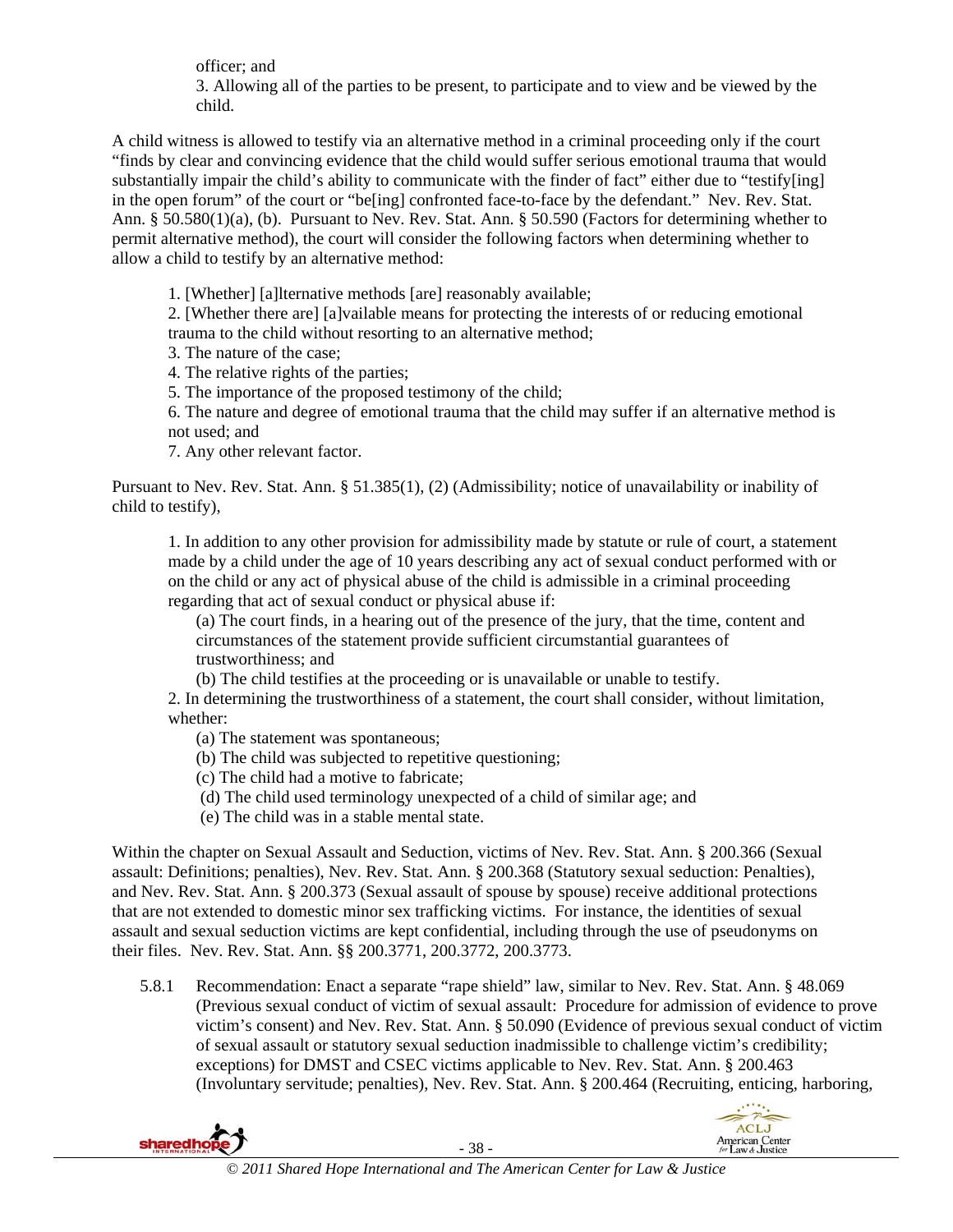officer; and

3. Allowing all of the parties to be present, to participate and to view and be viewed by the child.

A child witness is allowed to testify via an alternative method in a criminal proceeding only if the court "finds by clear and convincing evidence that the child would suffer serious emotional trauma that would substantially impair the child's ability to communicate with the finder of fact" either due to "testify[ing] in the open forum" of the court or "be[ing] confronted face-to-face by the defendant." Nev. Rev. Stat. Ann. § 50.580(1)(a), (b). Pursuant to Nev. Rev. Stat. Ann. § 50.590 (Factors for determining whether to permit alternative method), the court will consider the following factors when determining whether to allow a child to testify by an alternative method:

> 1. [Whether] [a]lternative methods [are] reasonably available;
> 2. [Whether there are] [a]vailable means for protecting the interests of or reducing emotional trauma to the child without resorting to an alternative method;
> 3. The nature of the case;
> 4. The relative rights of the parties;
> 5. The importance of the proposed testimony of the child;
> 6. The nature and degree of emotional trauma that the child may suffer if an alternative method is not used; and
> 7. Any other relevant factor.

Pursuant to Nev. Rev. Stat. Ann. § 51.385(1), (2) (Admissibility; notice of unavailability or inability of child to testify),

> 1. In addition to any other provision for admissibility made by statute or rule of court, a statement made by a child under the age of 10 years describing any act of sexual conduct performed with or on the child or any act of physical abuse of the child is admissible in a criminal proceeding regarding that act of sexual conduct or physical abuse if:
>
> (a) The court finds, in a hearing out of the presence of the jury, that the time, content and circumstances of the statement provide sufficient circumstantial guarantees of trustworthiness; and
>
> (b) The child testifies at the proceeding or is unavailable or unable to testify.
>
> 2. In determining the trustworthiness of a statement, the court shall consider, without limitation, whether:
>
> (a) The statement was spontaneous;
>
> (b) The child was subjected to repetitive questioning;
>
> (c) The child had a motive to fabricate;
>
> (d) The child used terminology unexpected of a child of similar age; and
>
> (e) The child was in a stable mental state.

Within the chapter on Sexual Assault and Seduction, victims of Nev. Rev. Stat. Ann. § 200.366 (Sexual assault: Definitions; penalties), Nev. Rev. Stat. Ann. § 200.368 (Statutory sexual seduction: Penalties), and Nev. Rev. Stat. Ann. § 200.373 (Sexual assault of spouse by spouse) receive additional protections that are not extended to domestic minor sex trafficking victims. For instance, the identities of sexual assault and sexual seduction victims are kept confidential, including through the use of pseudonyms on their files. Nev. Rev. Stat. Ann. §§ 200.3771, 200.3772, 200.3773.

5.8.1 Recommendation: Enact a separate "rape shield" law, similar to Nev. Rev. Stat. Ann. § 48.069 (Previous sexual conduct of victim of sexual assault: Procedure for admission of evidence to prove victim's consent) and Nev. Rev. Stat. Ann. § 50.090 (Evidence of previous sexual conduct of victim of sexual assault or statutory sexual seduction inadmissible to challenge victim's credibility; exceptions) for DMST and CSEC victims applicable to Nev. Rev. Stat. Ann. § 200.463 (Involuntary servitude; penalties), Nev. Rev. Stat. Ann. § 200.464 (Recruiting, enticing, harboring,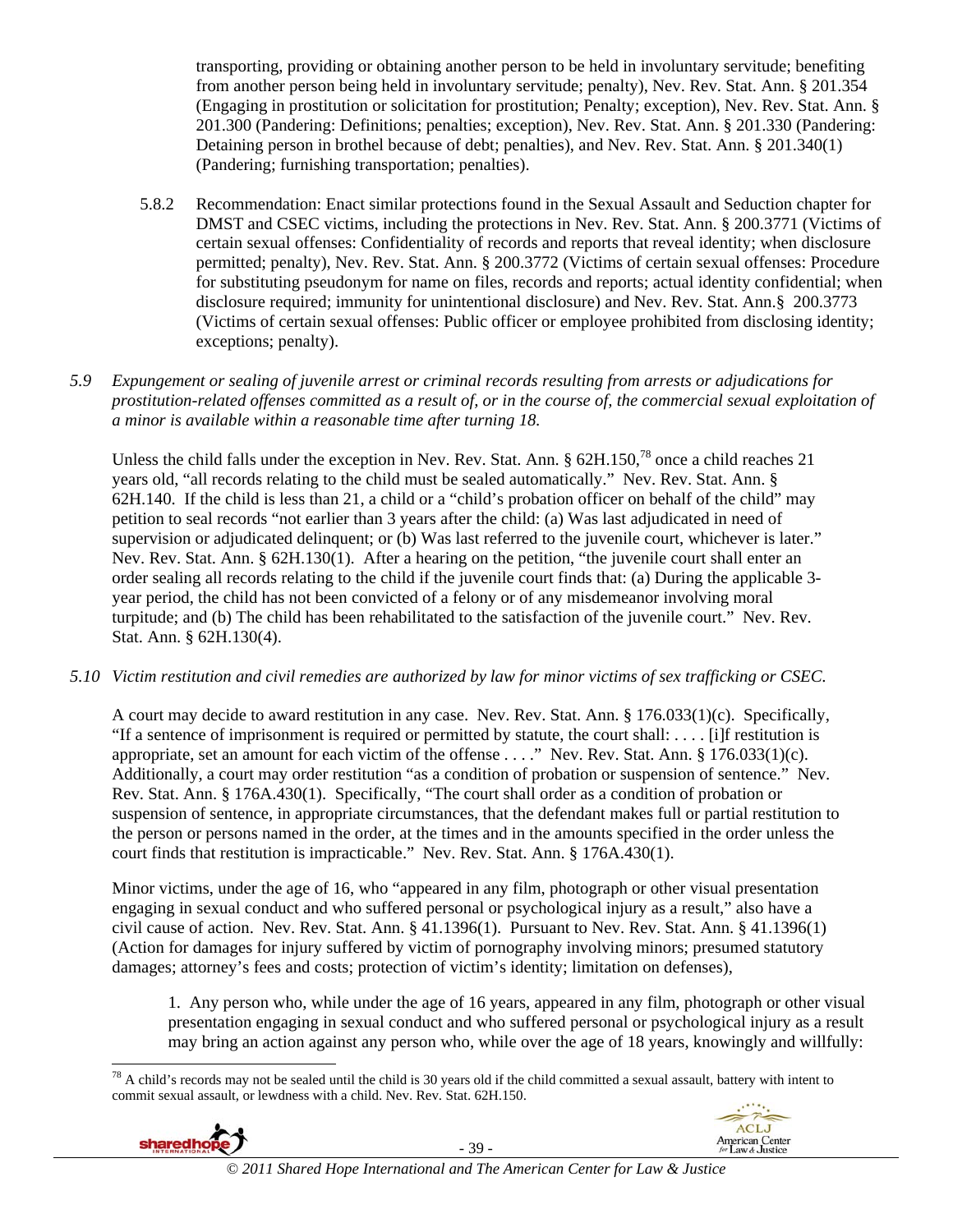transporting, providing or obtaining another person to be held in involuntary servitude; benefiting from another person being held in involuntary servitude; penalty), Nev. Rev. Stat. Ann. § 201.354 (Engaging in prostitution or solicitation for prostitution; Penalty; exception), Nev. Rev. Stat. Ann. § 201.300 (Pandering: Definitions; penalties; exception), Nev. Rev. Stat. Ann. § 201.330 (Pandering: Detaining person in brothel because of debt; penalties), and Nev. Rev. Stat. Ann. § 201.340(1) (Pandering; furnishing transportation; penalties).

5.8.2 Recommendation: Enact similar protections found in the Sexual Assault and Seduction chapter for DMST and CSEC victims, including the protections in Nev. Rev. Stat. Ann. § 200.3771 (Victims of certain sexual offenses: Confidentiality of records and reports that reveal identity; when disclosure permitted; penalty), Nev. Rev. Stat. Ann. § 200.3772 (Victims of certain sexual offenses: Procedure for substituting pseudonym for name on files, records and reports; actual identity confidential; when disclosure required; immunity for unintentional disclosure) and Nev. Rev. Stat. Ann.§ 200.3773 (Victims of certain sexual offenses: Public officer or employee prohibited from disclosing identity; exceptions; penalty).

*5.9 Expungement or sealing of juvenile arrest or criminal records resulting from arrests or adjudications for prostitution-related offenses committed as a result of, or in the course of, the commercial sexual exploitation of a minor is available within a reasonable time after turning 18.*

Unless the child falls under the exception in Nev. Rev. Stat. Ann. § 62H.150,[78] once a child reaches 21 years old, "all records relating to the child must be sealed automatically." Nev. Rev. Stat. Ann. § 62H.140. If the child is less than 21, a child or a "child's probation officer on behalf of the child" may petition to seal records "not earlier than 3 years after the child: (a) Was last adjudicated in need of supervision or adjudicated delinquent; or (b) Was last referred to the juvenile court, whichever is later." Nev. Rev. Stat. Ann. § 62H.130(1). After a hearing on the petition, "the juvenile court shall enter an order sealing all records relating to the child if the juvenile court finds that: (a) During the applicable 3-year period, the child has not been convicted of a felony or of any misdemeanor involving moral turpitude; and (b) The child has been rehabilitated to the satisfaction of the juvenile court." Nev. Rev. Stat. Ann. § 62H.130(4).

*5.10 Victim restitution and civil remedies are authorized by law for minor victims of sex trafficking or CSEC.*

A court may decide to award restitution in any case. Nev. Rev. Stat. Ann. § 176.033(1)(c). Specifically, "If a sentence of imprisonment is required or permitted by statute, the court shall: . . . . [i]f restitution is appropriate, set an amount for each victim of the offense . . . ." Nev. Rev. Stat. Ann. § 176.033(1)(c). Additionally, a court may order restitution "as a condition of probation or suspension of sentence." Nev. Rev. Stat. Ann. § 176A.430(1). Specifically, "The court shall order as a condition of probation or suspension of sentence, in appropriate circumstances, that the defendant makes full or partial restitution to the person or persons named in the order, at the times and in the amounts specified in the order unless the court finds that restitution is impracticable." Nev. Rev. Stat. Ann. § 176A.430(1).

Minor victims, under the age of 16, who "appeared in any film, photograph or other visual presentation engaging in sexual conduct and who suffered personal or psychological injury as a result," also have a civil cause of action. Nev. Rev. Stat. Ann. § 41.1396(1). Pursuant to Nev. Rev. Stat. Ann. § 41.1396(1) (Action for damages for injury suffered by victim of pornography involving minors; presumed statutory damages; attorney's fees and costs; protection of victim's identity; limitation on defenses),

> 1. Any person who, while under the age of 16 years, appeared in any film, photograph or other visual presentation engaging in sexual conduct and who suffered personal or psychological injury as a result may bring an action against any person who, while over the age of 18 years, knowingly and willfully:

[78] A child's records may not be sealed until the child is 30 years old if the child committed a sexual assault, battery with intent to commit sexual assault, or lewdness with a child. Nev. Rev. Stat. 62H.150.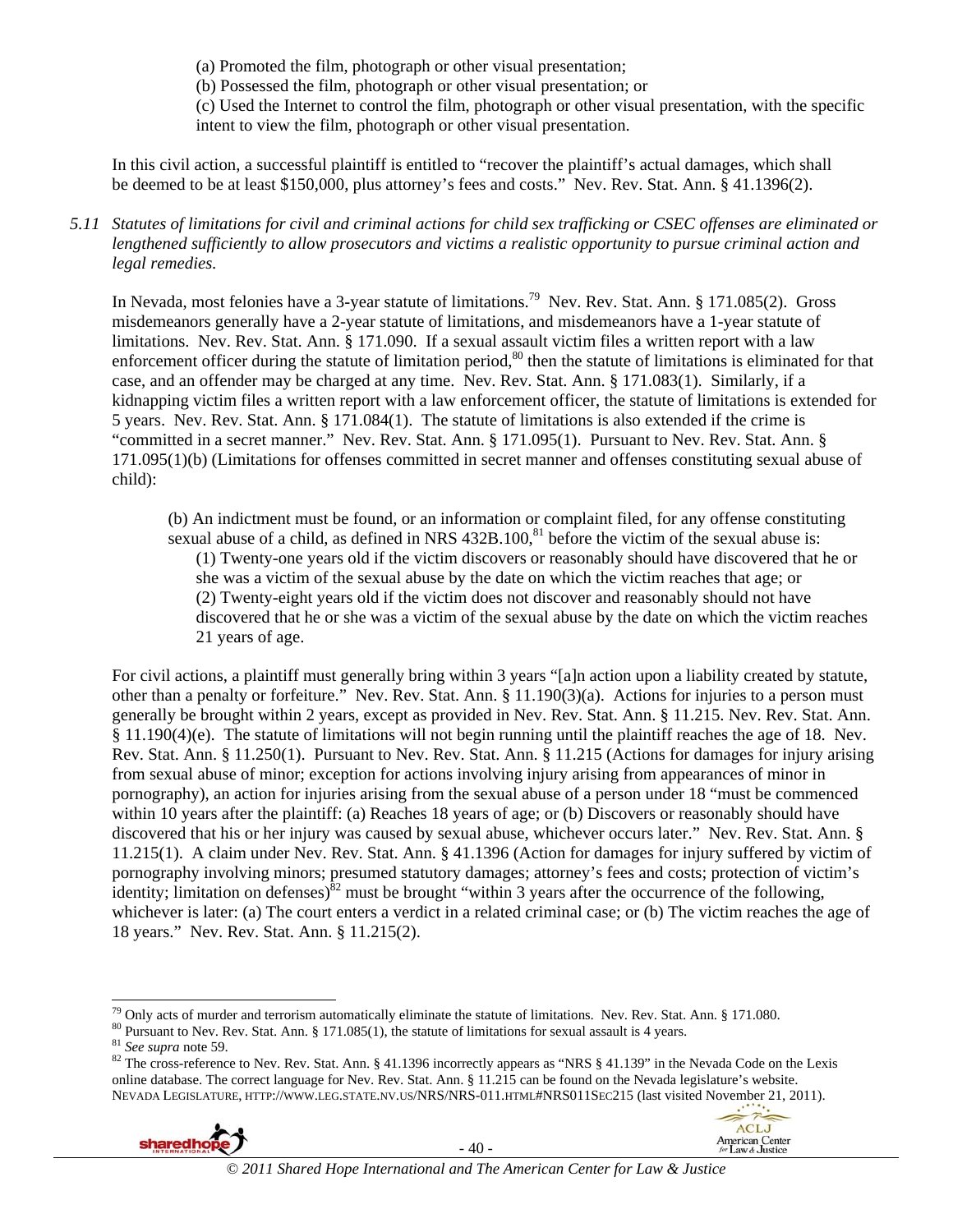(a) Promoted the film, photograph or other visual presentation;
(b) Possessed the film, photograph or other visual presentation; or
(c) Used the Internet to control the film, photograph or other visual presentation, with the specific intent to view the film, photograph or other visual presentation.

In this civil action, a successful plaintiff is entitled to "recover the plaintiff's actual damages, which shall be deemed to be at least $150,000, plus attorney's fees and costs." Nev. Rev. Stat. Ann. § 41.1396(2).

*5.11 Statutes of limitations for civil and criminal actions for child sex trafficking or CSEC offenses are eliminated or lengthened sufficiently to allow prosecutors and victims a realistic opportunity to pursue criminal action and legal remedies.*

In Nevada, most felonies have a 3-year statute of limitations.[79] Nev. Rev. Stat. Ann. § 171.085(2). Gross misdemeanors generally have a 2-year statute of limitations, and misdemeanors have a 1-year statute of limitations. Nev. Rev. Stat. Ann. § 171.090. If a sexual assault victim files a written report with a law enforcement officer during the statute of limitation period,[80] then the statute of limitations is eliminated for that case, and an offender may be charged at any time. Nev. Rev. Stat. Ann. § 171.083(1). Similarly, if a kidnapping victim files a written report with a law enforcement officer, the statute of limitations is extended for 5 years. Nev. Rev. Stat. Ann. § 171.084(1). The statute of limitations is also extended if the crime is "committed in a secret manner." Nev. Rev. Stat. Ann. § 171.095(1). Pursuant to Nev. Rev. Stat. Ann. § 171.095(1)(b) (Limitations for offenses committed in secret manner and offenses constituting sexual abuse of child):

> (b) An indictment must be found, or an information or complaint filed, for any offense constituting sexual abuse of a child, as defined in NRS 432B.100,[81] before the victim of the sexual abuse is:
> (1) Twenty-one years old if the victim discovers or reasonably should have discovered that he or she was a victim of the sexual abuse by the date on which the victim reaches that age; or
> (2) Twenty-eight years old if the victim does not discover and reasonably should not have discovered that he or she was a victim of the sexual abuse by the date on which the victim reaches 21 years of age.

For civil actions, a plaintiff must generally bring within 3 years "[a]n action upon a liability created by statute, other than a penalty or forfeiture." Nev. Rev. Stat. Ann. § 11.190(3)(a). Actions for injuries to a person must generally be brought within 2 years, except as provided in Nev. Rev. Stat. Ann. § 11.215. Nev. Rev. Stat. Ann. § 11.190(4)(e). The statute of limitations will not begin running until the plaintiff reaches the age of 18. Nev. Rev. Stat. Ann. § 11.250(1). Pursuant to Nev. Rev. Stat. Ann. § 11.215 (Actions for damages for injury arising from sexual abuse of minor; exception for actions involving injury arising from appearances of minor in pornography), an action for injuries arising from the sexual abuse of a person under 18 "must be commenced within 10 years after the plaintiff: (a) Reaches 18 years of age; or (b) Discovers or reasonably should have discovered that his or her injury was caused by sexual abuse, whichever occurs later." Nev. Rev. Stat. Ann. § 11.215(1). A claim under Nev. Rev. Stat. Ann. § 41.1396 (Action for damages for injury suffered by victim of pornography involving minors; presumed statutory damages; attorney's fees and costs; protection of victim's identity; limitation on defenses)[82] must be brought "within 3 years after the occurrence of the following, whichever is later: (a) The court enters a verdict in a related criminal case; or (b) The victim reaches the age of 18 years." Nev. Rev. Stat. Ann. § 11.215(2).

---

[79] Only acts of murder and terrorism automatically eliminate the statute of limitations. Nev. Rev. Stat. Ann. § 171.080.
[80] Pursuant to Nev. Rev. Stat. Ann. § 171.085(1), the statute of limitations for sexual assault is 4 years.
[81] *See supra* note 59.
[82] The cross-reference to Nev. Rev. Stat. Ann. § 41.1396 incorrectly appears as "NRS § 41.139" in the Nevada Code on the Lexis online database. The correct language for Nev. Rev. Stat. Ann. § 11.215 can be found on the Nevada legislature's website. NEVADA LEGISLATURE, HTTP://WWW.LEG.STATE.NV.US/NRS/NRS-011.HTML#NRS011SEC215 (last visited November 21, 2011).

© 2011 Shared Hope International and The American Center for Law & Justice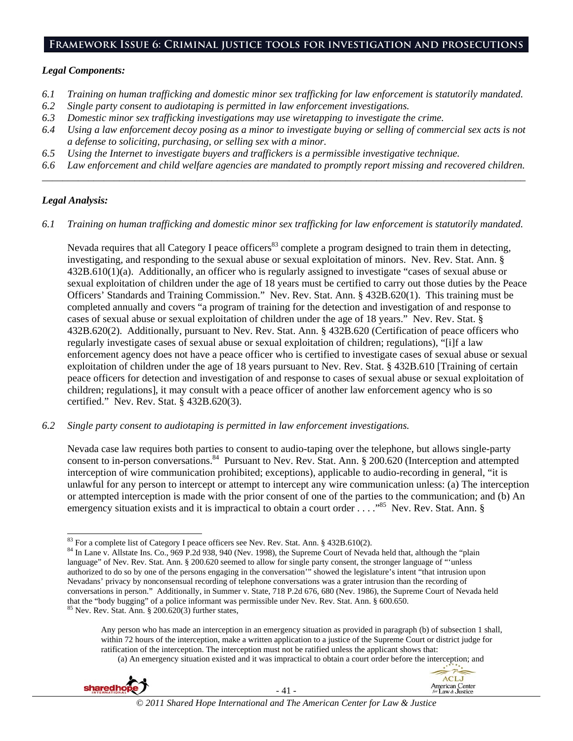## Framework Issue 6: Criminal justice tools for investigation and prosecutions

***Legal Components:***

*6.1 Training on human trafficking and domestic minor sex trafficking for law enforcement is statutorily mandated.*
*6.2 Single party consent to audiotaping is permitted in law enforcement investigations.*
*6.3 Domestic minor sex trafficking investigations may use wiretapping to investigate the crime.*
*6.4 Using a law enforcement decoy posing as a minor to investigate buying or selling of commercial sex acts is not a defense to soliciting, purchasing, or selling sex with a minor.*
*6.5 Using the Internet to investigate buyers and traffickers is a permissible investigative technique.*
*6.6 Law enforcement and child welfare agencies are mandated to promptly report missing and recovered children.*

---

***Legal Analysis:***

*6.1 Training on human trafficking and domestic minor sex trafficking for law enforcement is statutorily mandated.*

Nevada requires that all Category I peace officers[83] complete a program designed to train them in detecting, investigating, and responding to the sexual abuse or sexual exploitation of minors. Nev. Rev. Stat. Ann. § 432B.610(1)(a). Additionally, an officer who is regularly assigned to investigate "cases of sexual abuse or sexual exploitation of children under the age of 18 years must be certified to carry out those duties by the Peace Officers' Standards and Training Commission." Nev. Rev. Stat. Ann. § 432B.620(1). This training must be completed annually and covers "a program of training for the detection and investigation of and response to cases of sexual abuse or sexual exploitation of children under the age of 18 years." Nev. Rev. Stat. § 432B.620(2). Additionally, pursuant to Nev. Rev. Stat. Ann. § 432B.620 (Certification of peace officers who regularly investigate cases of sexual abuse or sexual exploitation of children; regulations), "[i]f a law enforcement agency does not have a peace officer who is certified to investigate cases of sexual abuse or sexual exploitation of children under the age of 18 years pursuant to Nev. Rev. Stat. § 432B.610 [Training of certain peace officers for detection and investigation of and response to cases of sexual abuse or sexual exploitation of children; regulations], it may consult with a peace officer of another law enforcement agency who is so certified." Nev. Rev. Stat. § 432B.620(3).

*6.2 Single party consent to audiotaping is permitted in law enforcement investigations.*

Nevada case law requires both parties to consent to audio-taping over the telephone, but allows single-party consent to in-person conversations.[84] Pursuant to Nev. Rev. Stat. Ann. § 200.620 (Interception and attempted interception of wire communication prohibited; exceptions), applicable to audio-recording in general, "it is unlawful for any person to intercept or attempt to intercept any wire communication unless: (a) The interception or attempted interception is made with the prior consent of one of the parties to the communication; and (b) An emergency situation exists and it is impractical to obtain a court order . . . ."[85] Nev. Rev. Stat. Ann. §

---

[83] For a complete list of Category I peace officers see Nev. Rev. Stat. Ann. § 432B.610(2).

[84] In Lane v. Allstate Ins. Co., 969 P.2d 938, 940 (Nev. 1998), the Supreme Court of Nevada held that, although the "plain language" of Nev. Rev. Stat. Ann. § 200.620 seemed to allow for single party consent, the stronger language of "'unless authorized to do so by one of the persons engaging in the conversation'" showed the legislature's intent "that intrusion upon Nevadans' privacy by nonconsensual recording of telephone conversations was a grater intrusion than the recording of conversations in person." Additionally, in Summer v. State, 718 P.2d 676, 680 (Nev. 1986), the Supreme Court of Nevada held that the "body bugging" of a police informant was permissible under Nev. Rev. Stat. Ann. § 600.650.

[85] Nev. Rev. Stat. Ann. § 200.620(3) further states,

> Any person who has made an interception in an emergency situation as provided in paragraph (b) of subsection 1 shall, within 72 hours of the interception, make a written application to a justice of the Supreme Court or district judge for ratification of the interception. The interception must not be ratified unless the applicant shows that:
>
> (a) An emergency situation existed and it was impractical to obtain a court order before the interception; and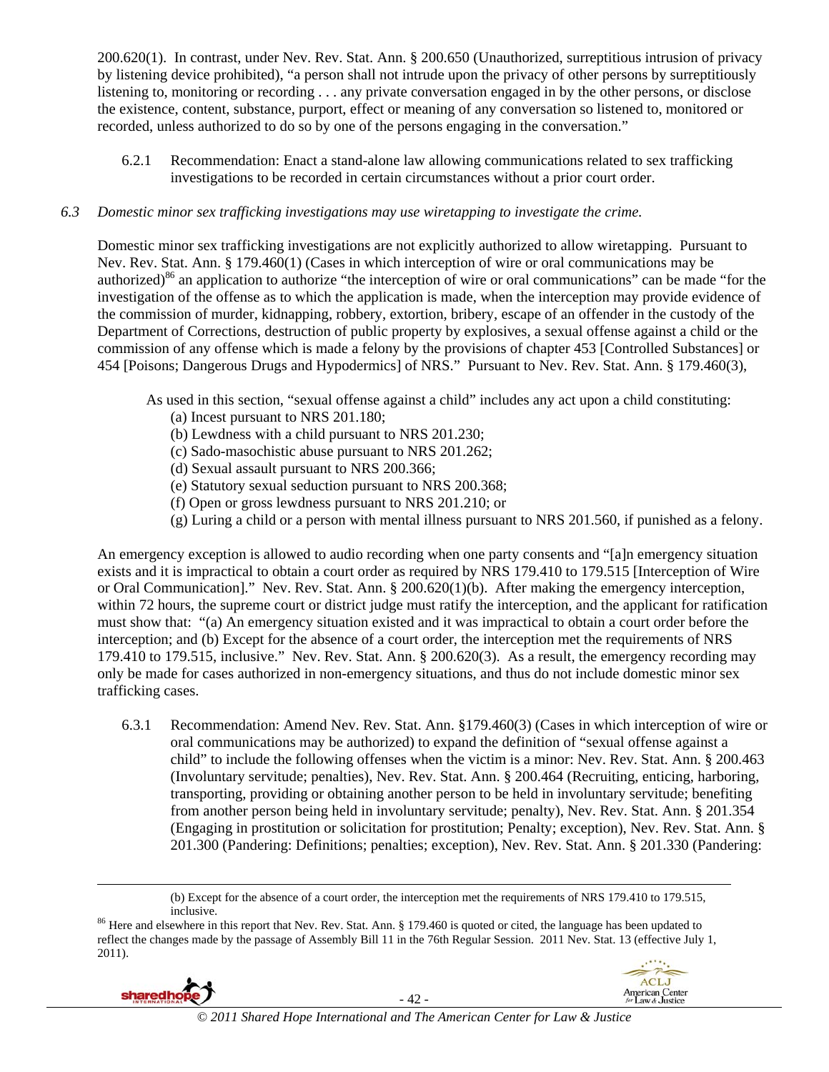200.620(1). In contrast, under Nev. Rev. Stat. Ann. § 200.650 (Unauthorized, surreptitious intrusion of privacy by listening device prohibited), "a person shall not intrude upon the privacy of other persons by surreptitiously listening to, monitoring or recording . . . any private conversation engaged in by the other persons, or disclose the existence, content, substance, purport, effect or meaning of any conversation so listened to, monitored or recorded, unless authorized to do so by one of the persons engaging in the conversation."

6.2.1 Recommendation: Enact a stand-alone law allowing communications related to sex trafficking investigations to be recorded in certain circumstances without a prior court order.

*6.3 Domestic minor sex trafficking investigations may use wiretapping to investigate the crime.*

Domestic minor sex trafficking investigations are not explicitly authorized to allow wiretapping. Pursuant to Nev. Rev. Stat. Ann. § 179.460(1) (Cases in which interception of wire or oral communications may be authorized)[86] an application to authorize "the interception of wire or oral communications" can be made "for the investigation of the offense as to which the application is made, when the interception may provide evidence of the commission of murder, kidnapping, robbery, extortion, bribery, escape of an offender in the custody of the Department of Corrections, destruction of public property by explosives, a sexual offense against a child or the commission of any offense which is made a felony by the provisions of chapter 453 [Controlled Substances] or 454 [Poisons; Dangerous Drugs and Hypodermics] of NRS." Pursuant to Nev. Rev. Stat. Ann. § 179.460(3),

> As used in this section, "sexual offense against a child" includes any act upon a child constituting:
> (a) Incest pursuant to NRS 201.180;
> (b) Lewdness with a child pursuant to NRS 201.230;
> (c) Sado-masochistic abuse pursuant to NRS 201.262;
> (d) Sexual assault pursuant to NRS 200.366;
> (e) Statutory sexual seduction pursuant to NRS 200.368;
> (f) Open or gross lewdness pursuant to NRS 201.210; or
> (g) Luring a child or a person with mental illness pursuant to NRS 201.560, if punished as a felony.

An emergency exception is allowed to audio recording when one party consents and "[a]n emergency situation exists and it is impractical to obtain a court order as required by NRS 179.410 to 179.515 [Interception of Wire or Oral Communication]." Nev. Rev. Stat. Ann. § 200.620(1)(b). After making the emergency interception, within 72 hours, the supreme court or district judge must ratify the interception, and the applicant for ratification must show that: "(a) An emergency situation existed and it was impractical to obtain a court order before the interception; and (b) Except for the absence of a court order, the interception met the requirements of NRS 179.410 to 179.515, inclusive." Nev. Rev. Stat. Ann. § 200.620(3). As a result, the emergency recording may only be made for cases authorized in non-emergency situations, and thus do not include domestic minor sex trafficking cases.

6.3.1 Recommendation: Amend Nev. Rev. Stat. Ann. §179.460(3) (Cases in which interception of wire or oral communications may be authorized) to expand the definition of "sexual offense against a child" to include the following offenses when the victim is a minor: Nev. Rev. Stat. Ann. § 200.463 (Involuntary servitude; penalties), Nev. Rev. Stat. Ann. § 200.464 (Recruiting, enticing, harboring, transporting, providing or obtaining another person to be held in involuntary servitude; benefiting from another person being held in involuntary servitude; penalty), Nev. Rev. Stat. Ann. § 201.354 (Engaging in prostitution or solicitation for prostitution; Penalty; exception), Nev. Rev. Stat. Ann. § 201.300 (Pandering: Definitions; penalties; exception), Nev. Rev. Stat. Ann. § 201.330 (Pandering:

---

(b) Except for the absence of a court order, the interception met the requirements of NRS 179.410 to 179.515, inclusive.

[86] Here and elsewhere in this report that Nev. Rev. Stat. Ann. § 179.460 is quoted or cited, the language has been updated to reflect the changes made by the passage of Assembly Bill 11 in the 76th Regular Session. 2011 Nev. Stat. 13 (effective July 1, 2011).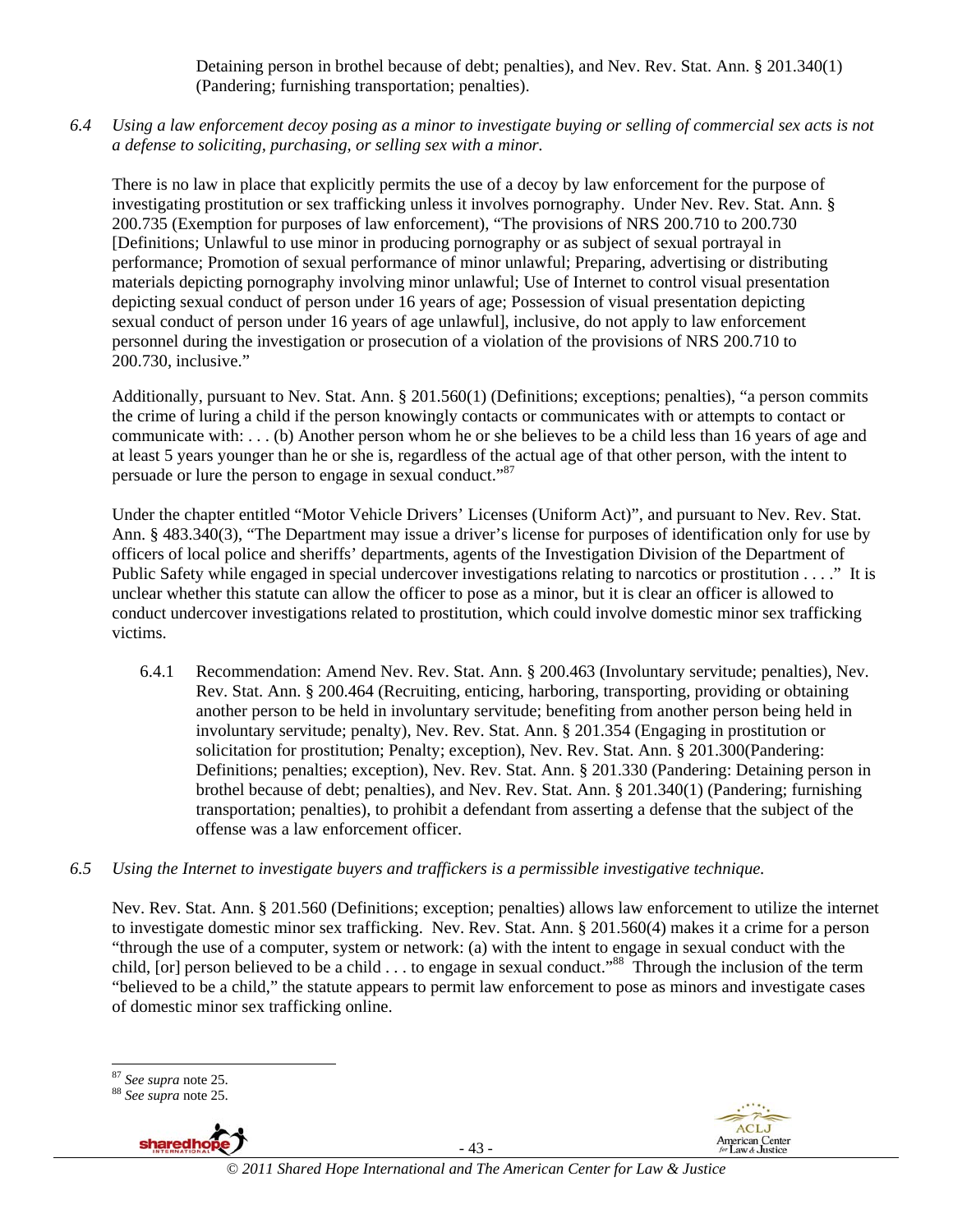Detaining person in brothel because of debt; penalties), and Nev. Rev. Stat. Ann. § 201.340(1) (Pandering; furnishing transportation; penalties).

*6.4 Using a law enforcement decoy posing as a minor to investigate buying or selling of commercial sex acts is not a defense to soliciting, purchasing, or selling sex with a minor.*

There is no law in place that explicitly permits the use of a decoy by law enforcement for the purpose of investigating prostitution or sex trafficking unless it involves pornography. Under Nev. Rev. Stat. Ann. § 200.735 (Exemption for purposes of law enforcement), "The provisions of NRS 200.710 to 200.730 [Definitions; Unlawful to use minor in producing pornography or as subject of sexual portrayal in performance; Promotion of sexual performance of minor unlawful; Preparing, advertising or distributing materials depicting pornography involving minor unlawful; Use of Internet to control visual presentation depicting sexual conduct of person under 16 years of age; Possession of visual presentation depicting sexual conduct of person under 16 years of age unlawful], inclusive, do not apply to law enforcement personnel during the investigation or prosecution of a violation of the provisions of NRS 200.710 to 200.730, inclusive."

Additionally, pursuant to Nev. Stat. Ann. § 201.560(1) (Definitions; exceptions; penalties), "a person commits the crime of luring a child if the person knowingly contacts or communicates with or attempts to contact or communicate with: . . . (b) Another person whom he or she believes to be a child less than 16 years of age and at least 5 years younger than he or she is, regardless of the actual age of that other person, with the intent to persuade or lure the person to engage in sexual conduct."[87]

Under the chapter entitled "Motor Vehicle Drivers' Licenses (Uniform Act)", and pursuant to Nev. Rev. Stat. Ann. § 483.340(3), "The Department may issue a driver's license for purposes of identification only for use by officers of local police and sheriffs' departments, agents of the Investigation Division of the Department of Public Safety while engaged in special undercover investigations relating to narcotics or prostitution . . . ." It is unclear whether this statute can allow the officer to pose as a minor, but it is clear an officer is allowed to conduct undercover investigations related to prostitution, which could involve domestic minor sex trafficking victims.

6.4.1 Recommendation: Amend Nev. Rev. Stat. Ann. § 200.463 (Involuntary servitude; penalties), Nev. Rev. Stat. Ann. § 200.464 (Recruiting, enticing, harboring, transporting, providing or obtaining another person to be held in involuntary servitude; benefiting from another person being held in involuntary servitude; penalty), Nev. Rev. Stat. Ann. § 201.354 (Engaging in prostitution or solicitation for prostitution; Penalty; exception), Nev. Rev. Stat. Ann. § 201.300(Pandering: Definitions; penalties; exception), Nev. Rev. Stat. Ann. § 201.330 (Pandering: Detaining person in brothel because of debt; penalties), and Nev. Rev. Stat. Ann. § 201.340(1) (Pandering; furnishing transportation; penalties), to prohibit a defendant from asserting a defense that the subject of the offense was a law enforcement officer.

*6.5 Using the Internet to investigate buyers and traffickers is a permissible investigative technique.*

Nev. Rev. Stat. Ann. § 201.560 (Definitions; exception; penalties) allows law enforcement to utilize the internet to investigate domestic minor sex trafficking. Nev. Rev. Stat. Ann. § 201.560(4) makes it a crime for a person "through the use of a computer, system or network: (a) with the intent to engage in sexual conduct with the child, [or] person believed to be a child . . . to engage in sexual conduct."[88] Through the inclusion of the term "believed to be a child," the statute appears to permit law enforcement to pose as minors and investigate cases of domestic minor sex trafficking online.

---

[87] *See supra* note 25.
[88] *See supra* note 25.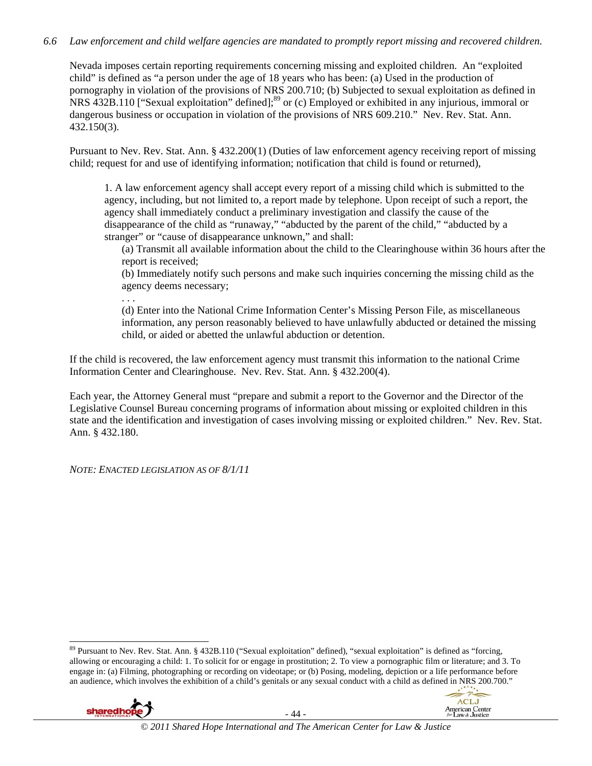*6.6 Law enforcement and child welfare agencies are mandated to promptly report missing and recovered children.*

Nevada imposes certain reporting requirements concerning missing and exploited children. An "exploited child" is defined as "a person under the age of 18 years who has been: (a) Used in the production of pornography in violation of the provisions of NRS 200.710; (b) Subjected to sexual exploitation as defined in NRS 432B.110 ["Sexual exploitation" defined];[89] or (c) Employed or exhibited in any injurious, immoral or dangerous business or occupation in violation of the provisions of NRS 609.210." Nev. Rev. Stat. Ann. 432.150(3).

Pursuant to Nev. Rev. Stat. Ann. § 432.200(1) (Duties of law enforcement agency receiving report of missing child; request for and use of identifying information; notification that child is found or returned),

> 1. A law enforcement agency shall accept every report of a missing child which is submitted to the agency, including, but not limited to, a report made by telephone. Upon receipt of such a report, the agency shall immediately conduct a preliminary investigation and classify the cause of the disappearance of the child as "runaway," "abducted by the parent of the child," "abducted by a stranger" or "cause of disappearance unknown," and shall:
>
> (a) Transmit all available information about the child to the Clearinghouse within 36 hours after the report is received;
>
> (b) Immediately notify such persons and make such inquiries concerning the missing child as the agency deems necessary;
>
> . . .
>
> (d) Enter into the National Crime Information Center's Missing Person File, as miscellaneous information, any person reasonably believed to have unlawfully abducted or detained the missing child, or aided or abetted the unlawful abduction or detention.

If the child is recovered, the law enforcement agency must transmit this information to the national Crime Information Center and Clearinghouse. Nev. Rev. Stat. Ann. § 432.200(4).

Each year, the Attorney General must "prepare and submit a report to the Governor and the Director of the Legislative Counsel Bureau concerning programs of information about missing or exploited children in this state and the identification and investigation of cases involving missing or exploited children." Nev. Rev. Stat. Ann. § 432.180.

*NOTE: ENACTED LEGISLATION AS OF 8/1/11*

---

[89] Pursuant to Nev. Rev. Stat. Ann. § 432B.110 ("Sexual exploitation" defined), "sexual exploitation" is defined as "forcing, allowing or encouraging a child: 1. To solicit for or engage in prostitution; 2. To view a pornographic film or literature; and 3. To engage in: (a) Filming, photographing or recording on videotape; or (b) Posing, modeling, depiction or a life performance before an audience, which involves the exhibition of a child's genitals or any sexual conduct with a child as defined in NRS 200.700."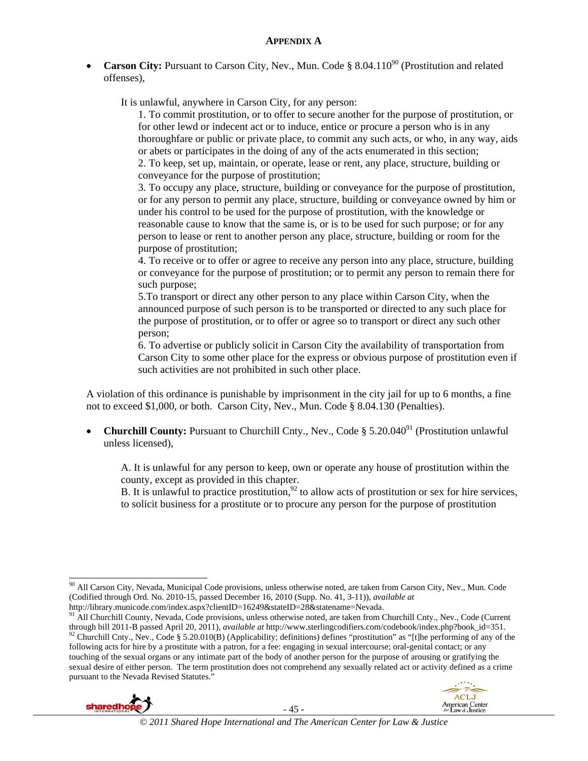**APPENDIX A**

- **Carson City:** Pursuant to Carson City, Nev., Mun. Code § 8.04.110[90] (Prostitution and related offenses),

  It is unlawful, anywhere in Carson City, for any person:

  1. To commit prostitution, or to offer to secure another for the purpose of prostitution, or for other lewd or indecent act or to induce, entice or procure a person who is in any thoroughfare or public or private place, to commit any such acts, or who, in any way, aids or abets or participates in the doing of any of the acts enumerated in this section;
  2. To keep, set up, maintain, or operate, lease or rent, any place, structure, building or conveyance for the purpose of prostitution;
  3. To occupy any place, structure, building or conveyance for the purpose of prostitution, or for any person to permit any place, structure, building or conveyance owned by him or under his control to be used for the purpose of prostitution, with the knowledge or reasonable cause to know that the same is, or is to be used for such purpose; or for any person to lease or rent to another person any place, structure, building or room for the purpose of prostitution;
  4. To receive or to offer or agree to receive any person into any place, structure, building or conveyance for the purpose of prostitution; or to permit any person to remain there for such purpose;
  5. To transport or direct any other person to any place within Carson City, when the announced purpose of such person is to be transported or directed to any such place for the purpose of prostitution, or to offer or agree so to transport or direct any such other person;
  6. To advertise or publicly solicit in Carson City the availability of transportation from Carson City to some other place for the express or obvious purpose of prostitution even if such activities are not prohibited in such other place.

  A violation of this ordinance is punishable by imprisonment in the city jail for up to 6 months, a fine not to exceed $1,000, or both. Carson City, Nev., Mun. Code § 8.04.130 (Penalties).

- **Churchill County:** Pursuant to Churchill Cnty., Nev., Code § 5.20.040[91] (Prostitution unlawful unless licensed),

  A. It is unlawful for any person to keep, own or operate any house of prostitution within the county, except as provided in this chapter.
  B. It is unlawful to practice prostitution,[92] to allow acts of prostitution or sex for hire services, to solicit business for a prostitute or to procure any person for the purpose of prostitution

---

[90] All Carson City, Nevada, Municipal Code provisions, unless otherwise noted, are taken from Carson City, Nev., Mun. Code (Codified through Ord. No. 2010-15, passed December 16, 2010 (Supp. No. 41, 3-11)), *available at* http://library.municode.com/index.aspx?clientID=16249&stateID=28&statename=Nevada.

[91] All Churchill County, Nevada, Code provisions, unless otherwise noted, are taken from Churchill Cnty., Nev., Code (Current through bill 2011-B passed April 20, 2011), *available at* http://www.sterlingcodifiers.com/codebook/index.php?book_id=351.

[92] Churchill Cnty., Nev., Code § 5.20.010(B) (Applicability; definitions) defines "prostitution" as "[t]he performing of any of the following acts for hire by a prostitute with a patron, for a fee: engaging in sexual intercourse; oral-genital contact; or any touching of the sexual organs or any intimate part of the body of another person for the purpose of arousing or gratifying the sexual desire of either person. The term prostitution does not comprehend any sexually related act or activity defined as a crime pursuant to the Nevada Revised Statutes."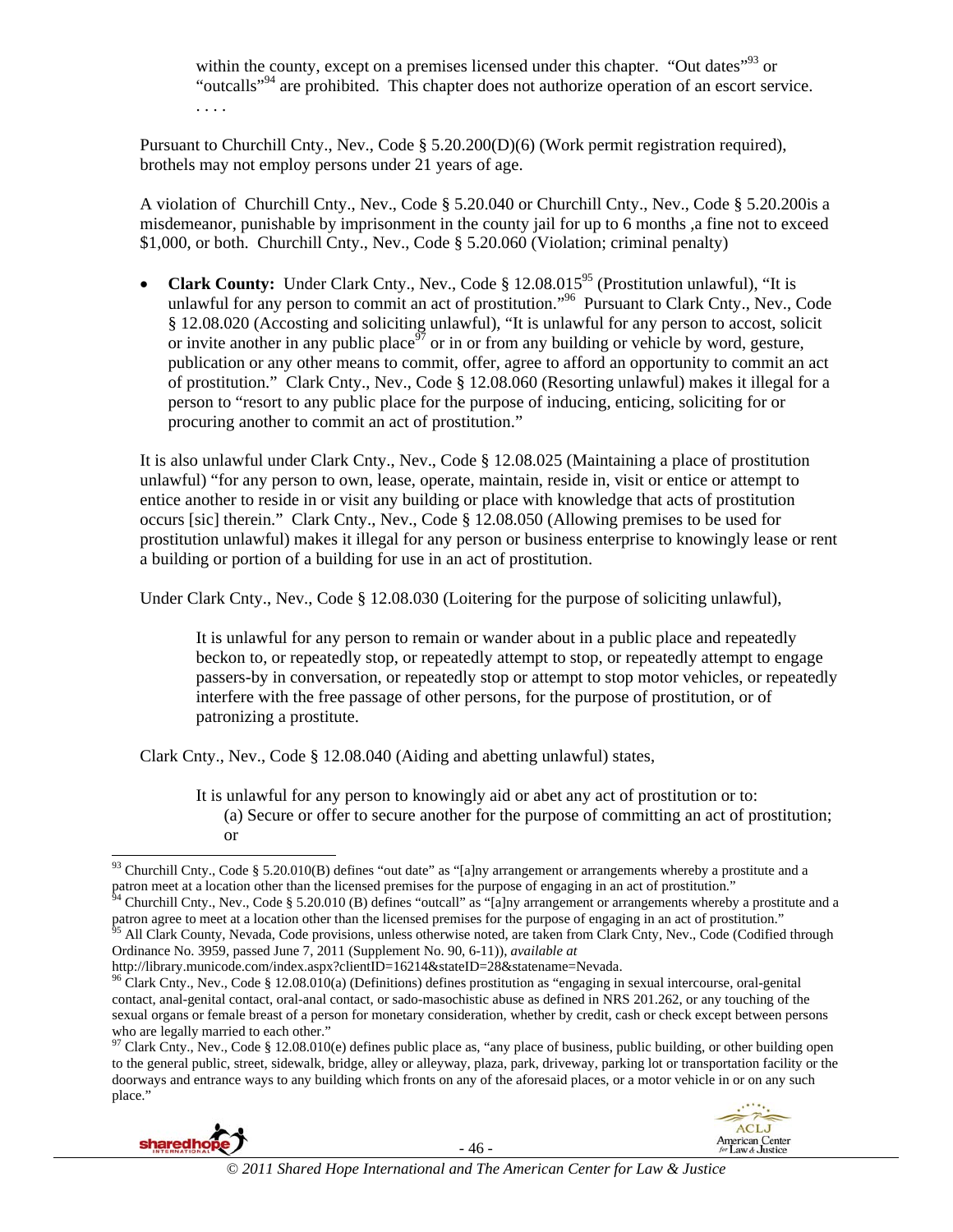within the county, except on a premises licensed under this chapter. "Out dates"[93] or "outcalls"[94] are prohibited. This chapter does not authorize operation of an escort service.
. . . .

Pursuant to Churchill Cnty., Nev., Code § 5.20.200(D)(6) (Work permit registration required), brothels may not employ persons under 21 years of age.

A violation of Churchill Cnty., Nev., Code § 5.20.040 or Churchill Cnty., Nev., Code § 5.20.200is a misdemeanor, punishable by imprisonment in the county jail for up to 6 months ,a fine not to exceed $1,000, or both. Churchill Cnty., Nev., Code § 5.20.060 (Violation; criminal penalty)

- **Clark County:** Under Clark Cnty., Nev., Code § 12.08.015[95] (Prostitution unlawful), "It is unlawful for any person to commit an act of prostitution."[96] Pursuant to Clark Cnty., Nev., Code § 12.08.020 (Accosting and soliciting unlawful), "It is unlawful for any person to accost, solicit or invite another in any public place[97] or in or from any building or vehicle by word, gesture, publication or any other means to commit, offer, agree to afford an opportunity to commit an act of prostitution." Clark Cnty., Nev., Code § 12.08.060 (Resorting unlawful) makes it illegal for a person to "resort to any public place for the purpose of inducing, enticing, soliciting for or procuring another to commit an act of prostitution."

It is also unlawful under Clark Cnty., Nev., Code § 12.08.025 (Maintaining a place of prostitution unlawful) "for any person to own, lease, operate, maintain, reside in, visit or entice or attempt to entice another to reside in or visit any building or place with knowledge that acts of prostitution occurs [sic] therein." Clark Cnty., Nev., Code § 12.08.050 (Allowing premises to be used for prostitution unlawful) makes it illegal for any person or business enterprise to knowingly lease or rent a building or portion of a building for use in an act of prostitution.

Under Clark Cnty., Nev., Code § 12.08.030 (Loitering for the purpose of soliciting unlawful),

> It is unlawful for any person to remain or wander about in a public place and repeatedly beckon to, or repeatedly stop, or repeatedly attempt to stop, or repeatedly attempt to engage passers-by in conversation, or repeatedly stop or attempt to stop motor vehicles, or repeatedly interfere with the free passage of other persons, for the purpose of prostitution, or of patronizing a prostitute.

Clark Cnty., Nev., Code § 12.08.040 (Aiding and abetting unlawful) states,

> It is unlawful for any person to knowingly aid or abet any act of prostitution or to:
> (a) Secure or offer to secure another for the purpose of committing an act of prostitution; or

---

[93] Churchill Cnty., Code § 5.20.010(B) defines "out date" as "[a]ny arrangement or arrangements whereby a prostitute and a patron meet at a location other than the licensed premises for the purpose of engaging in an act of prostitution."

[94] Churchill Cnty., Nev., Code § 5.20.010 (B) defines "outcall" as "[a]ny arrangement or arrangements whereby a prostitute and a patron agree to meet at a location other than the licensed premises for the purpose of engaging in an act of prostitution."

[95] All Clark County, Nevada, Code provisions, unless otherwise noted, are taken from Clark Cnty, Nev., Code (Codified through Ordinance No. 3959, passed June 7, 2011 (Supplement No. 90, 6-11)), *available at* http://library.municode.com/index.aspx?clientID=16214&stateID=28&statename=Nevada.

[96] Clark Cnty., Nev., Code § 12.08.010(a) (Definitions) defines prostitution as "engaging in sexual intercourse, oral-genital contact, anal-genital contact, oral-anal contact, or sado-masochistic abuse as defined in NRS 201.262, or any touching of the sexual organs or female breast of a person for monetary consideration, whether by credit, cash or check except between persons who are legally married to each other."

[97] Clark Cnty., Nev., Code § 12.08.010(e) defines public place as, "any place of business, public building, or other building open to the general public, street, sidewalk, bridge, alley or alleyway, plaza, park, driveway, parking lot or transportation facility or the doorways and entrance ways to any building which fronts on any of the aforesaid places, or a motor vehicle in or on any such place."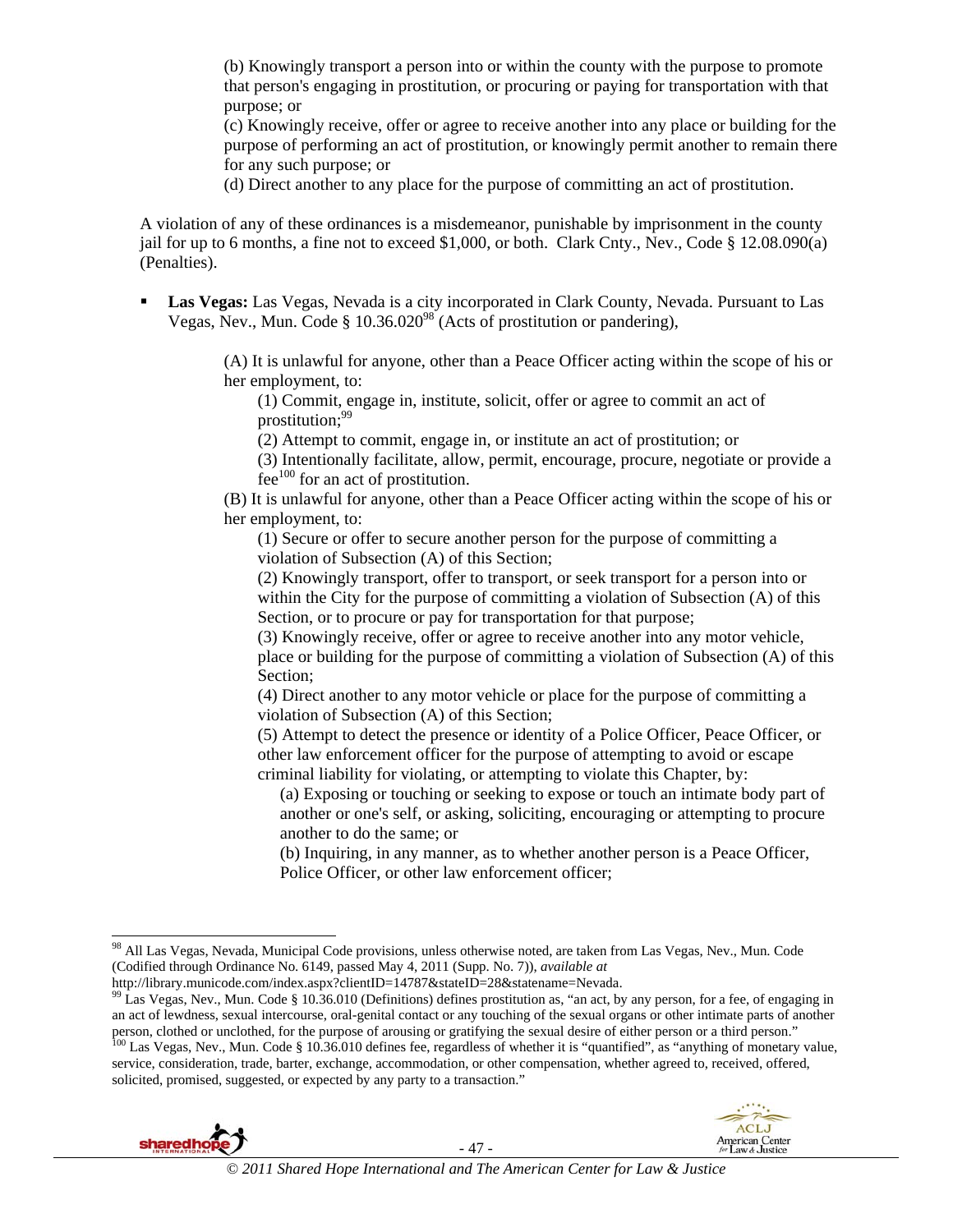(b) Knowingly transport a person into or within the county with the purpose to promote that person's engaging in prostitution, or procuring or paying for transportation with that purpose; or

(c) Knowingly receive, offer or agree to receive another into any place or building for the purpose of performing an act of prostitution, or knowingly permit another to remain there for any such purpose; or

(d) Direct another to any place for the purpose of committing an act of prostitution.

A violation of any of these ordinances is a misdemeanor, punishable by imprisonment in the county jail for up to 6 months, a fine not to exceed $1,000, or both. Clark Cnty., Nev., Code § 12.08.090(a) (Penalties).

- **Las Vegas:** Las Vegas, Nevada is a city incorporated in Clark County, Nevada. Pursuant to Las Vegas, Nev., Mun. Code § 10.36.020[98] (Acts of prostitution or pandering),

  (A) It is unlawful for anyone, other than a Peace Officer acting within the scope of his or her employment, to:

  (1) Commit, engage in, institute, solicit, offer or agree to commit an act of prostitution;[99]

  (2) Attempt to commit, engage in, or institute an act of prostitution; or

  (3) Intentionally facilitate, allow, permit, encourage, procure, negotiate or provide a fee[100] for an act of prostitution.

  (B) It is unlawful for anyone, other than a Peace Officer acting within the scope of his or her employment, to:

  (1) Secure or offer to secure another person for the purpose of committing a violation of Subsection (A) of this Section;

  (2) Knowingly transport, offer to transport, or seek transport for a person into or within the City for the purpose of committing a violation of Subsection (A) of this Section, or to procure or pay for transportation for that purpose;

  (3) Knowingly receive, offer or agree to receive another into any motor vehicle, place or building for the purpose of committing a violation of Subsection (A) of this Section;

  (4) Direct another to any motor vehicle or place for the purpose of committing a violation of Subsection (A) of this Section;

  (5) Attempt to detect the presence or identity of a Police Officer, Peace Officer, or other law enforcement officer for the purpose of attempting to avoid or escape criminal liability for violating, or attempting to violate this Chapter, by:

  (a) Exposing or touching or seeking to expose or touch an intimate body part of another or one's self, or asking, soliciting, encouraging or attempting to procure another to do the same; or

  (b) Inquiring, in any manner, as to whether another person is a Peace Officer, Police Officer, or other law enforcement officer;

---

[98] All Las Vegas, Nevada, Municipal Code provisions, unless otherwise noted, are taken from Las Vegas, Nev., Mun. Code (Codified through Ordinance No. 6149, passed May 4, 2011 (Supp. No. 7)), *available at* http://library.municode.com/index.aspx?clientID=14787&stateID=28&statename=Nevada.

[99] Las Vegas, Nev., Mun. Code § 10.36.010 (Definitions) defines prostitution as, "an act, by any person, for a fee, of engaging in an act of lewdness, sexual intercourse, oral-genital contact or any touching of the sexual organs or other intimate parts of another person, clothed or unclothed, for the purpose of arousing or gratifying the sexual desire of either person or a third person."

[100] Las Vegas, Nev., Mun. Code § 10.36.010 defines fee, regardless of whether it is "quantified", as "anything of monetary value, service, consideration, trade, barter, exchange, accommodation, or other compensation, whether agreed to, received, offered, solicited, promised, suggested, or expected by any party to a transaction."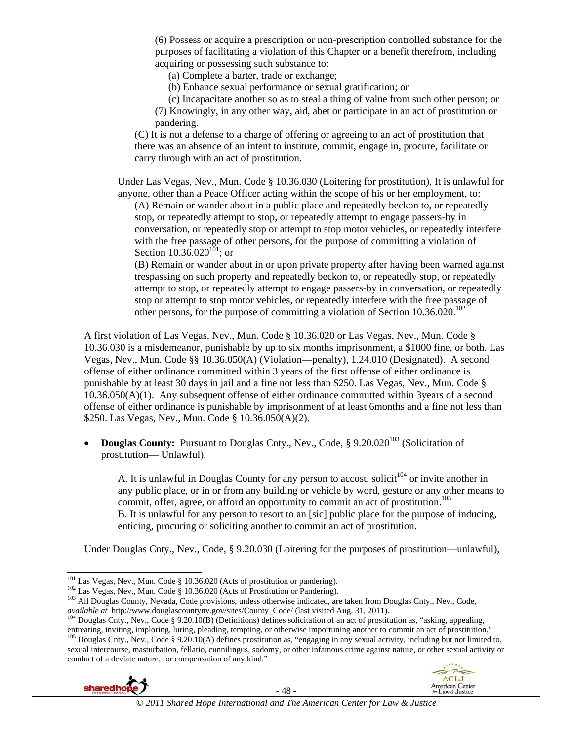(6) Possess or acquire a prescription or non-prescription controlled substance for the purposes of facilitating a violation of this Chapter or a benefit therefrom, including acquiring or possessing such substance to:

(a) Complete a barter, trade or exchange;

(b) Enhance sexual performance or sexual gratification; or

(c) Incapacitate another so as to steal a thing of value from such other person; or

(7) Knowingly, in any other way, aid, abet or participate in an act of prostitution or pandering.

(C) It is not a defense to a charge of offering or agreeing to an act of prostitution that there was an absence of an intent to institute, commit, engage in, procure, facilitate or carry through with an act of prostitution.

Under Las Vegas, Nev., Mun. Code § 10.36.030 (Loitering for prostitution), It is unlawful for anyone, other than a Peace Officer acting within the scope of his or her employment, to:

(A) Remain or wander about in a public place and repeatedly beckon to, or repeatedly stop, or repeatedly attempt to stop, or repeatedly attempt to engage passers-by in conversation, or repeatedly stop or attempt to stop motor vehicles, or repeatedly interfere with the free passage of other persons, for the purpose of committing a violation of Section 10.36.020[101]; or

(B) Remain or wander about in or upon private property after having been warned against trespassing on such property and repeatedly beckon to, or repeatedly stop, or repeatedly attempt to stop, or repeatedly attempt to engage passers-by in conversation, or repeatedly stop or attempt to stop motor vehicles, or repeatedly interfere with the free passage of other persons, for the purpose of committing a violation of Section 10.36.020.[102]

A first violation of Las Vegas, Nev., Mun. Code § 10.36.020 or Las Vegas, Nev., Mun. Code § 10.36.030 is a misdemeanor, punishable by up to six months imprisonment, a $1000 fine, or both. Las Vegas, Nev., Mun. Code §§ 10.36.050(A) (Violation—penalty), 1.24.010 (Designated). A second offense of either ordinance committed within 3 years of the first offense of either ordinance is punishable by at least 30 days in jail and a fine not less than $250. Las Vegas, Nev., Mun. Code § 10.36.050(A)(1). Any subsequent offense of either ordinance committed within 3years of a second offense of either ordinance is punishable by imprisonment of at least 6months and a fine not less than $250. Las Vegas, Nev., Mun. Code § 10.36.050(A)(2).

- **Douglas County:** Pursuant to Douglas Cnty., Nev., Code, § 9.20.020[103] (Solicitation of prostitution— Unlawful),

A. It is unlawful in Douglas County for any person to accost, solicit[104] or invite another in any public place, or in or from any building or vehicle by word, gesture or any other means to commit, offer, agree, or afford an opportunity to commit an act of prostitution.[105]

B. It is unlawful for any person to resort to an [sic] public place for the purpose of inducing, enticing, procuring or soliciting another to commit an act of prostitution.

Under Douglas Cnty., Nev., Code, § 9.20.030 (Loitering for the purposes of prostitution—unlawful),

---

[101] Las Vegas, Nev., Mun. Code § 10.36.020 (Acts of prostitution or pandering).

[102] Las Vegas, Nev., Mun. Code § 10.36.020 (Acts of Prostitution or Pandering).

[103] All Douglas County, Nevada, Code provisions, unless otherwise indicated, are taken from Douglas Cnty., Nev., Code, *available at* http://www.douglascountynv.gov/sites/County_Code/ (last visited Aug. 31, 2011).

[104] Douglas Cnty., Nev., Code § 9.20.10(B) (Definitions) defines solicitation of an act of prostitution as, "asking, appealing, entreating, inviting, imploring, luring, pleading, tempting, or otherwise importuning another to commit an act of prostitution."

[105] Douglas Cnty., Nev., Code § 9.20.10(A) defines prostitution as, "engaging in any sexual activity, including but not limited to, sexual intercourse, masturbation, fellatio, cunnilingus, sodomy, or other infamous crime against nature, or other sexual activity or conduct of a deviate nature, for compensation of any kind."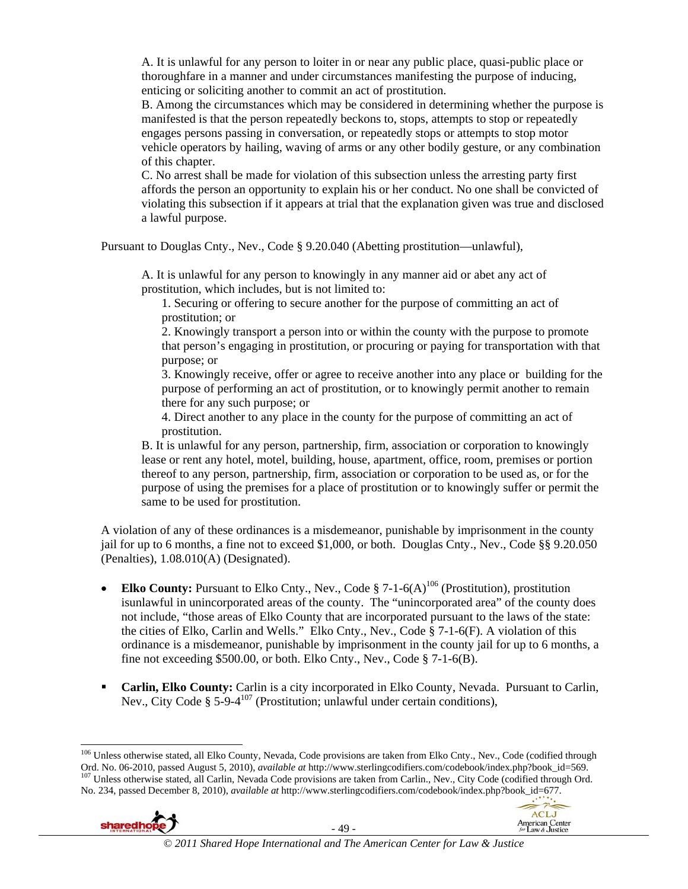> A. It is unlawful for any person to loiter in or near any public place, quasi-public place or thoroughfare in a manner and under circumstances manifesting the purpose of inducing, enticing or soliciting another to commit an act of prostitution.
> B. Among the circumstances which may be considered in determining whether the purpose is manifested is that the person repeatedly beckons to, stops, attempts to stop or repeatedly engages persons passing in conversation, or repeatedly stops or attempts to stop motor vehicle operators by hailing, waving of arms or any other bodily gesture, or any combination of this chapter.
> C. No arrest shall be made for violation of this subsection unless the arresting party first affords the person an opportunity to explain his or her conduct. No one shall be convicted of violating this subsection if it appears at trial that the explanation given was true and disclosed a lawful purpose.

Pursuant to Douglas Cnty., Nev., Code § 9.20.040 (Abetting prostitution—unlawful),

> A. It is unlawful for any person to knowingly in any manner aid or abet any act of prostitution, which includes, but is not limited to:
> 1. Securing or offering to secure another for the purpose of committing an act of prostitution; or
> 2. Knowingly transport a person into or within the county with the purpose to promote that person's engaging in prostitution, or procuring or paying for transportation with that purpose; or
> 3. Knowingly receive, offer or agree to receive another into any place or building for the purpose of performing an act of prostitution, or to knowingly permit another to remain there for any such purpose; or
> 4. Direct another to any place in the county for the purpose of committing an act of prostitution.
>
> B. It is unlawful for any person, partnership, firm, association or corporation to knowingly lease or rent any hotel, motel, building, house, apartment, office, room, premises or portion thereof to any person, partnership, firm, association or corporation to be used as, or for the purpose of using the premises for a place of prostitution or to knowingly suffer or permit the same to be used for prostitution.

A violation of any of these ordinances is a misdemeanor, punishable by imprisonment in the county jail for up to 6 months, a fine not to exceed $1,000, or both. Douglas Cnty., Nev., Code §§ 9.20.050 (Penalties), 1.08.010(A) (Designated).

- **Elko County:** Pursuant to Elko Cnty., Nev., Code § 7-1-6(A)[106] (Prostitution), prostitution isunlawful in unincorporated areas of the county. The "unincorporated area" of the county does not include, "those areas of Elko County that are incorporated pursuant to the laws of the state: the cities of Elko, Carlin and Wells." Elko Cnty., Nev., Code § 7-1-6(F). A violation of this ordinance is a misdemeanor, punishable by imprisonment in the county jail for up to 6 months, a fine not exceeding $500.00, or both. Elko Cnty., Nev., Code § 7-1-6(B).

- **Carlin, Elko County:** Carlin is a city incorporated in Elko County, Nevada. Pursuant to Carlin, Nev., City Code § 5-9-4[107] (Prostitution; unlawful under certain conditions),

---

[106] Unless otherwise stated, all Elko County, Nevada, Code provisions are taken from Elko Cnty., Nev., Code (codified through Ord. No. 06-2010, passed August 5, 2010), *available at* http://www.sterlingcodifiers.com/codebook/index.php?book_id=569.

[107] Unless otherwise stated, all Carlin, Nevada Code provisions are taken from Carlin., Nev., City Code (codified through Ord. No. 234, passed December 8, 2010), *available at* http://www.sterlingcodifiers.com/codebook/index.php?book_id=677.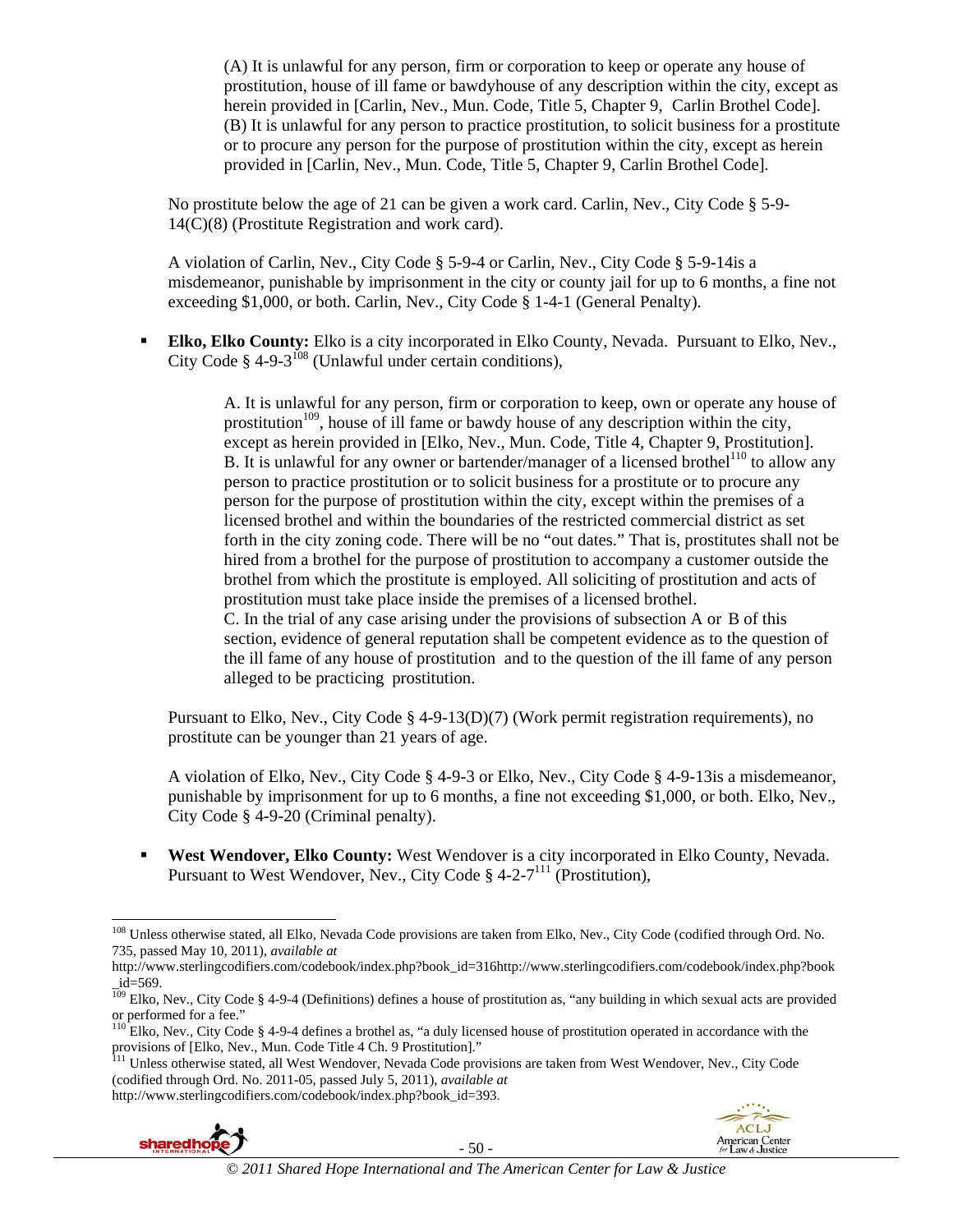> (A) It is unlawful for any person, firm or corporation to keep or operate any house of prostitution, house of ill fame or bawdyhouse of any description within the city, except as herein provided in [Carlin, Nev., Mun. Code, Title 5, Chapter 9, Carlin Brothel Code].
> (B) It is unlawful for any person to practice prostitution, to solicit business for a prostitute or to procure any person for the purpose of prostitution within the city, except as herein provided in [Carlin, Nev., Mun. Code, Title 5, Chapter 9, Carlin Brothel Code].

No prostitute below the age of 21 can be given a work card. Carlin, Nev., City Code § 5-9-14(C)(8) (Prostitute Registration and work card).

A violation of Carlin, Nev., City Code § 5-9-4 or Carlin, Nev., City Code § 5-9-14is a misdemeanor, punishable by imprisonment in the city or county jail for up to 6 months, a fine not exceeding $1,000, or both. Carlin, Nev., City Code § 1-4-1 (General Penalty).

- **Elko, Elko County:** Elko is a city incorporated in Elko County, Nevada. Pursuant to Elko, Nev., City Code § 4-9-3[108] (Unlawful under certain conditions),

> A. It is unlawful for any person, firm or corporation to keep, own or operate any house of prostitution[109], house of ill fame or bawdy house of any description within the city, except as herein provided in [Elko, Nev., Mun. Code, Title 4, Chapter 9, Prostitution].
> B. It is unlawful for any owner or bartender/manager of a licensed brothel[110] to allow any person to practice prostitution or to solicit business for a prostitute or to procure any person for the purpose of prostitution within the city, except within the premises of a licensed brothel and within the boundaries of the restricted commercial district as set forth in the city zoning code. There will be no "out dates." That is, prostitutes shall not be hired from a brothel for the purpose of prostitution to accompany a customer outside the brothel from which the prostitute is employed. All soliciting of prostitution and acts of prostitution must take place inside the premises of a licensed brothel.
> C. In the trial of any case arising under the provisions of subsection A or B of this section, evidence of general reputation shall be competent evidence as to the question of the ill fame of any house of prostitution and to the question of the ill fame of any person alleged to be practicing prostitution.

Pursuant to Elko, Nev., City Code § 4-9-13(D)(7) (Work permit registration requirements), no prostitute can be younger than 21 years of age.

A violation of Elko, Nev., City Code § 4-9-3 or Elko, Nev., City Code § 4-9-13is a misdemeanor, punishable by imprisonment for up to 6 months, a fine not exceeding $1,000, or both. Elko, Nev., City Code § 4-9-20 (Criminal penalty).

- **West Wendover, Elko County:** West Wendover is a city incorporated in Elko County, Nevada. Pursuant to West Wendover, Nev., City Code § 4-2-7[111] (Prostitution),

---

[108] Unless otherwise stated, all Elko, Nevada Code provisions are taken from Elko, Nev., City Code (codified through Ord. No. 735, passed May 10, 2011), *available at* http://www.sterlingcodifiers.com/codebook/index.php?book_id=316http://www.sterlingcodifiers.com/codebook/index.php?book_id=569.

[109] Elko, Nev., City Code § 4-9-4 (Definitions) defines a house of prostitution as, "any building in which sexual acts are provided or performed for a fee."

[110] Elko, Nev., City Code § 4-9-4 defines a brothel as, "a duly licensed house of prostitution operated in accordance with the provisions of [Elko, Nev., Mun. Code Title 4 Ch. 9 Prostitution]."

[111] Unless otherwise stated, all West Wendover, Nevada Code provisions are taken from West Wendover, Nev., City Code (codified through Ord. No. 2011-05, passed July 5, 2011), *available at* http://www.sterlingcodifiers.com/codebook/index.php?book_id=393.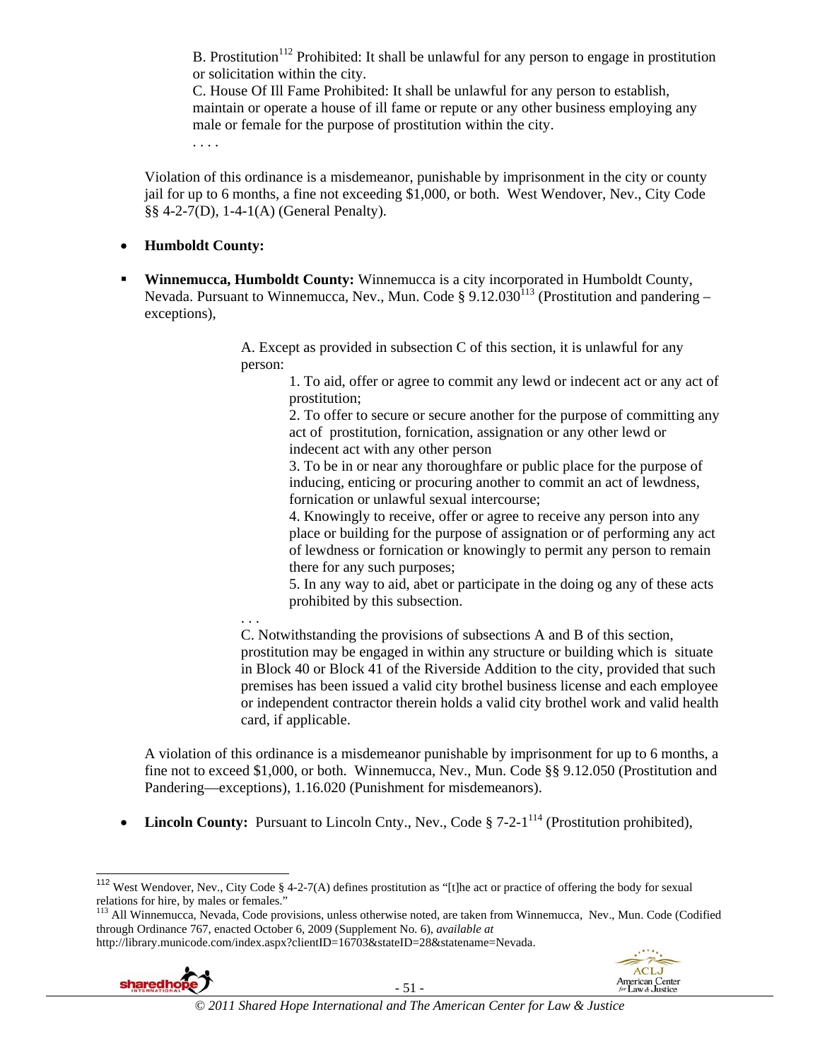> B. Prostitution[112] Prohibited: It shall be unlawful for any person to engage in prostitution or solicitation within the city.
> C. House Of Ill Fame Prohibited: It shall be unlawful for any person to establish, maintain or operate a house of ill fame or repute or any other business employing any male or female for the purpose of prostitution within the city.
> . . . .

Violation of this ordinance is a misdemeanor, punishable by imprisonment in the city or county jail for up to 6 months, a fine not exceeding $1,000, or both. West Wendover, Nev., City Code §§ 4-2-7(D), 1-4-1(A) (General Penalty).

- **Humboldt County:**

- **Winnemucca, Humboldt County:** Winnemucca is a city incorporated in Humboldt County, Nevada. Pursuant to Winnemucca, Nev., Mun. Code § 9.12.030[113] (Prostitution and pandering – exceptions),

> A. Except as provided in subsection C of this section, it is unlawful for any person:
> 1. To aid, offer or agree to commit any lewd or indecent act or any act of prostitution;
> 2. To offer to secure or secure another for the purpose of committing any act of prostitution, fornication, assignation or any other lewd or indecent act with any other person
> 3. To be in or near any thoroughfare or public place for the purpose of inducing, enticing or procuring another to commit an act of lewdness, fornication or unlawful sexual intercourse;
> 4. Knowingly to receive, offer or agree to receive any person into any place or building for the purpose of assignation or of performing any act of lewdness or fornication or knowingly to permit any person to remain there for any such purposes;
> 5. In any way to aid, abet or participate in the doing og any of these acts prohibited by this subsection.
>
> . . .
>
> C. Notwithstanding the provisions of subsections A and B of this section, prostitution may be engaged in within any structure or building which is situate in Block 40 or Block 41 of the Riverside Addition to the city, provided that such premises has been issued a valid city brothel business license and each employee or independent contractor therein holds a valid city brothel work and valid health card, if applicable.

A violation of this ordinance is a misdemeanor punishable by imprisonment for up to 6 months, a fine not to exceed $1,000, or both. Winnemucca, Nev., Mun. Code §§ 9.12.050 (Prostitution and Pandering—exceptions), 1.16.020 (Punishment for misdemeanors).

- **Lincoln County:** Pursuant to Lincoln Cnty., Nev., Code § 7-2-1[114] (Prostitution prohibited),

---

[112] West Wendover, Nev., City Code § 4-2-7(A) defines prostitution as "[t]he act or practice of offering the body for sexual relations for hire, by males or females."

[113] All Winnemucca, Nevada, Code provisions, unless otherwise noted, are taken from Winnemucca, Nev., Mun. Code (Codified through Ordinance 767, enacted October 6, 2009 (Supplement No. 6), *available at* http://library.municode.com/index.aspx?clientID=16703&stateID=28&statename=Nevada.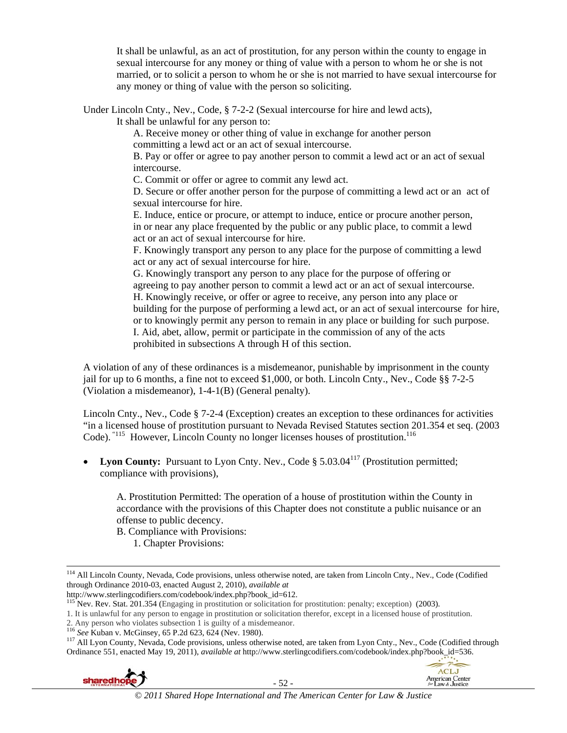> It shall be unlawful, as an act of prostitution, for any person within the county to engage in sexual intercourse for any money or thing of value with a person to whom he or she is not married, or to solicit a person to whom he or she is not married to have sexual intercourse for any money or thing of value with the person so soliciting.

Under Lincoln Cnty., Nev., Code, § 7-2-2 (Sexual intercourse for hire and lewd acts),

> It shall be unlawful for any person to:
>
> A. Receive money or other thing of value in exchange for another person committing a lewd act or an act of sexual intercourse.
>
> B. Pay or offer or agree to pay another person to commit a lewd act or an act of sexual intercourse.
>
> C. Commit or offer or agree to commit any lewd act.
>
> D. Secure or offer another person for the purpose of committing a lewd act or an act of sexual intercourse for hire.
>
> E. Induce, entice or procure, or attempt to induce, entice or procure another person, in or near any place frequented by the public or any public place, to commit a lewd act or an act of sexual intercourse for hire.
>
> F. Knowingly transport any person to any place for the purpose of committing a lewd act or any act of sexual intercourse for hire.
>
> G. Knowingly transport any person to any place for the purpose of offering or agreeing to pay another person to commit a lewd act or an act of sexual intercourse.
>
> H. Knowingly receive, or offer or agree to receive, any person into any place or building for the purpose of performing a lewd act, or an act of sexual intercourse for hire, or to knowingly permit any person to remain in any place or building for such purpose.
>
> I. Aid, abet, allow, permit or participate in the commission of any of the acts prohibited in subsections A through H of this section.

A violation of any of these ordinances is a misdemeanor, punishable by imprisonment in the county jail for up to 6 months, a fine not to exceed $1,000, or both. Lincoln Cnty., Nev., Code §§ 7-2-5 (Violation a misdemeanor), 1-4-1(B) (General penalty).

Lincoln Cnty., Nev., Code § 7-2-4 (Exception) creates an exception to these ordinances for activities "in a licensed house of prostitution pursuant to Nevada Revised Statutes section 201.354 et seq. (2003 Code)."[115] However, Lincoln County no longer licenses houses of prostitution.[116]

- **Lyon County:** Pursuant to Lyon Cnty. Nev., Code § 5.03.04[117] (Prostitution permitted; compliance with provisions),

> A. Prostitution Permitted: The operation of a house of prostitution within the County in accordance with the provisions of this Chapter does not constitute a public nuisance or an offense to public decency.
>
> B. Compliance with Provisions:
>
> 1. Chapter Provisions:

---

[114] All Lincoln County, Nevada, Code provisions, unless otherwise noted, are taken from Lincoln Cnty., Nev., Code (Codified through Ordinance 2010-03, enacted August 2, 2010), *available at* http://www.sterlingcodifiers.com/codebook/index.php?book_id=612.

[115] Nev. Rev. Stat. 201.354 (Engaging in prostitution or solicitation for prostitution: penalty; exception) (2003).
1. It is unlawful for any person to engage in prostitution or solicitation therefor, except in a licensed house of prostitution.
2. Any person who violates subsection 1 is guilty of a misdemeanor.

[116] *See* Kuban v. McGinsey, 65 P.2d 623, 624 (Nev. 1980).

[117] All Lyon County, Nevada, Code provisions, unless otherwise noted, are taken from Lyon Cnty., Nev., Code (Codified through Ordinance 551, enacted May 19, 2011), *available at* http://www.sterlingcodifiers.com/codebook/index.php?book_id=536.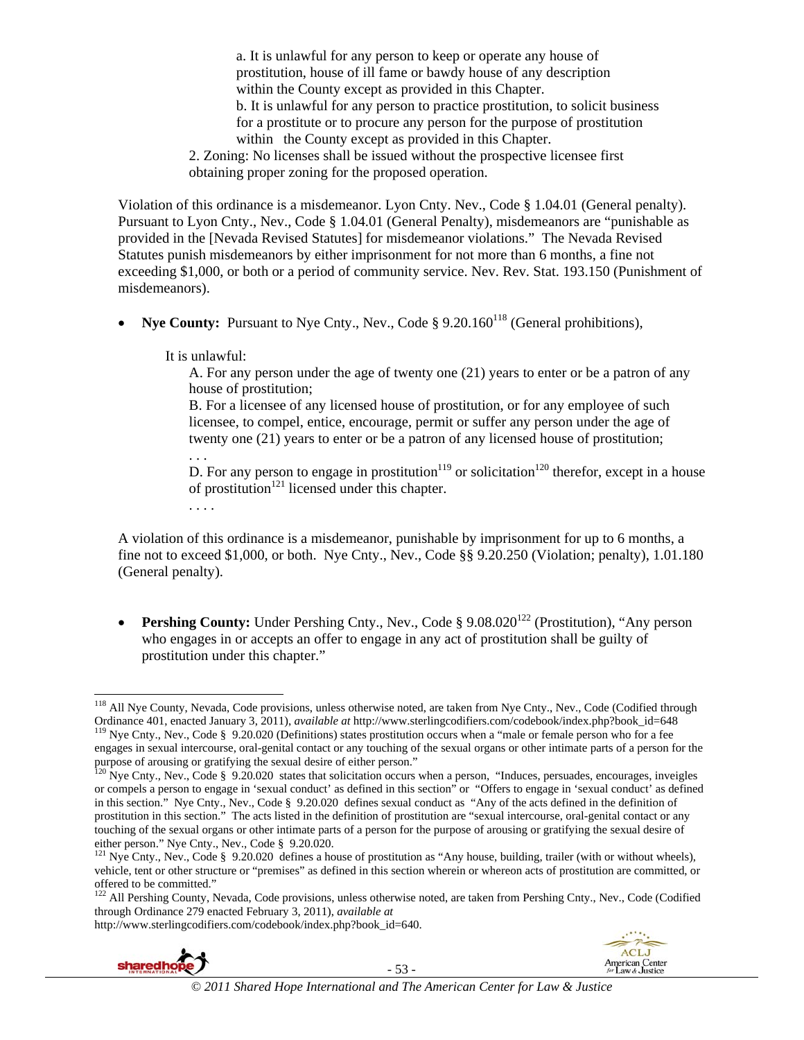> a. It is unlawful for any person to keep or operate any house of prostitution, house of ill fame or bawdy house of any description within the County except as provided in this Chapter.
> b. It is unlawful for any person to practice prostitution, to solicit business for a prostitute or to procure any person for the purpose of prostitution within the County except as provided in this Chapter.
>
> 2. Zoning: No licenses shall be issued without the prospective licensee first obtaining proper zoning for the proposed operation.

Violation of this ordinance is a misdemeanor. Lyon Cnty. Nev., Code § 1.04.01 (General penalty). Pursuant to Lyon Cnty., Nev., Code § 1.04.01 (General Penalty), misdemeanors are "punishable as provided in the [Nevada Revised Statutes] for misdemeanor violations." The Nevada Revised Statutes punish misdemeanors by either imprisonment for not more than 6 months, a fine not exceeding $1,000, or both or a period of community service. Nev. Rev. Stat. 193.150 (Punishment of misdemeanors).

- **Nye County:** Pursuant to Nye Cnty., Nev., Code § 9.20.160[118] (General prohibitions),

> It is unlawful:
>
> A. For any person under the age of twenty one (21) years to enter or be a patron of any house of prostitution;
> B. For a licensee of any licensed house of prostitution, or for any employee of such licensee, to compel, entice, encourage, permit or suffer any person under the age of twenty one (21) years to enter or be a patron of any licensed house of prostitution;
> . . .
> D. For any person to engage in prostitution[119] or solicitation[120] therefor, except in a house of prostitution[121] licensed under this chapter.
> . . . .

A violation of this ordinance is a misdemeanor, punishable by imprisonment for up to 6 months, a fine not to exceed $1,000, or both. Nye Cnty., Nev., Code §§ 9.20.250 (Violation; penalty), 1.01.180 (General penalty).

- **Pershing County:** Under Pershing Cnty., Nev., Code § 9.08.020[122] (Prostitution), "Any person who engages in or accepts an offer to engage in any act of prostitution shall be guilty of prostitution under this chapter."

---

[118] All Nye County, Nevada, Code provisions, unless otherwise noted, are taken from Nye Cnty., Nev., Code (Codified through Ordinance 401, enacted January 3, 2011), *available at* http://www.sterlingcodifiers.com/codebook/index.php?book_id=648

[119] Nye Cnty., Nev., Code § 9.20.020 (Definitions) states prostitution occurs when a "male or female person who for a fee engages in sexual intercourse, oral-genital contact or any touching of the sexual organs or other intimate parts of a person for the purpose of arousing or gratifying the sexual desire of either person."

[120] Nye Cnty., Nev., Code § 9.20.020 states that solicitation occurs when a person, "Induces, persuades, encourages, inveigles or compels a person to engage in 'sexual conduct' as defined in this section" or "Offers to engage in 'sexual conduct' as defined in this section." Nye Cnty., Nev., Code § 9.20.020 defines sexual conduct as "Any of the acts defined in the definition of prostitution in this section." The acts listed in the definition of prostitution are "sexual intercourse, oral-genital contact or any touching of the sexual organs or other intimate parts of a person for the purpose of arousing or gratifying the sexual desire of either person." Nye Cnty., Nev., Code § 9.20.020.

[121] Nye Cnty., Nev., Code § 9.20.020 defines a house of prostitution as "Any house, building, trailer (with or without wheels), vehicle, tent or other structure or "premises" as defined in this section wherein or whereon acts of prostitution are committed, or offered to be committed."

[122] All Pershing County, Nevada, Code provisions, unless otherwise noted, are taken from Pershing Cnty., Nev., Code (Codified through Ordinance 279 enacted February 3, 2011), *available at* http://www.sterlingcodifiers.com/codebook/index.php?book_id=640.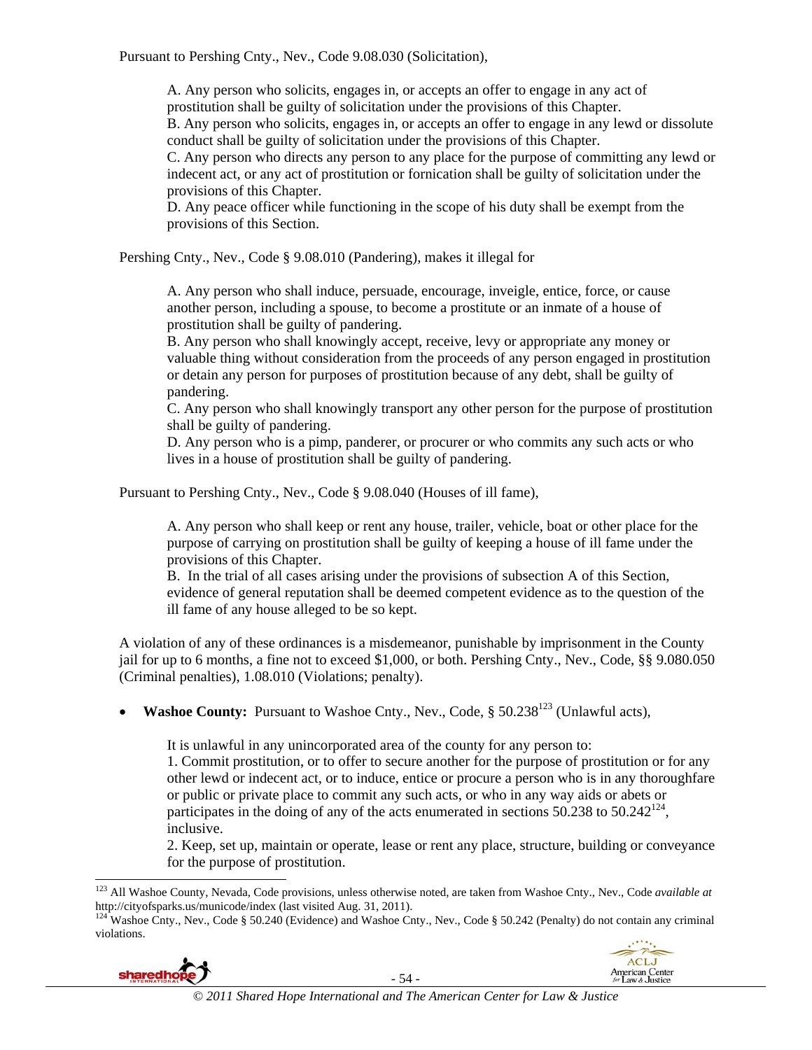Pursuant to Pershing Cnty., Nev., Code 9.08.030 (Solicitation),

> A. Any person who solicits, engages in, or accepts an offer to engage in any act of prostitution shall be guilty of solicitation under the provisions of this Chapter.
> B. Any person who solicits, engages in, or accepts an offer to engage in any lewd or dissolute conduct shall be guilty of solicitation under the provisions of this Chapter.
> C. Any person who directs any person to any place for the purpose of committing any lewd or indecent act, or any act of prostitution or fornication shall be guilty of solicitation under the provisions of this Chapter.
> D. Any peace officer while functioning in the scope of his duty shall be exempt from the provisions of this Section.

Pershing Cnty., Nev., Code § 9.08.010 (Pandering), makes it illegal for

> A. Any person who shall induce, persuade, encourage, inveigle, entice, force, or cause another person, including a spouse, to become a prostitute or an inmate of a house of prostitution shall be guilty of pandering.
> B. Any person who shall knowingly accept, receive, levy or appropriate any money or valuable thing without consideration from the proceeds of any person engaged in prostitution or detain any person for purposes of prostitution because of any debt, shall be guilty of pandering.
> C. Any person who shall knowingly transport any other person for the purpose of prostitution shall be guilty of pandering.
> D. Any person who is a pimp, panderer, or procurer or who commits any such acts or who lives in a house of prostitution shall be guilty of pandering.

Pursuant to Pershing Cnty., Nev., Code § 9.08.040 (Houses of ill fame),

> A. Any person who shall keep or rent any house, trailer, vehicle, boat or other place for the purpose of carrying on prostitution shall be guilty of keeping a house of ill fame under the provisions of this Chapter.
> B. In the trial of all cases arising under the provisions of subsection A of this Section, evidence of general reputation shall be deemed competent evidence as to the question of the ill fame of any house alleged to be so kept.

A violation of any of these ordinances is a misdemeanor, punishable by imprisonment in the County jail for up to 6 months, a fine not to exceed $1,000, or both. Pershing Cnty., Nev., Code, §§ 9.080.050 (Criminal penalties), 1.08.010 (Violations; penalty).

- **Washoe County:** Pursuant to Washoe Cnty., Nev., Code, § 50.238[123] (Unlawful acts),

> It is unlawful in any unincorporated area of the county for any person to:
> 1. Commit prostitution, or to offer to secure another for the purpose of prostitution or for any other lewd or indecent act, or to induce, entice or procure a person who is in any thoroughfare or public or private place to commit any such acts, or who in any way aids or abets or participates in the doing of any of the acts enumerated in sections 50.238 to 50.242[124], inclusive.
> 2. Keep, set up, maintain or operate, lease or rent any place, structure, building or conveyance for the purpose of prostitution.

---

[123] All Washoe County, Nevada, Code provisions, unless otherwise noted, are taken from Washoe Cnty., Nev., Code *available at* http://cityofsparks.us/municode/index (last visited Aug. 31, 2011).

[124] Washoe Cnty., Nev., Code § 50.240 (Evidence) and Washoe Cnty., Nev., Code § 50.242 (Penalty) do not contain any criminal violations.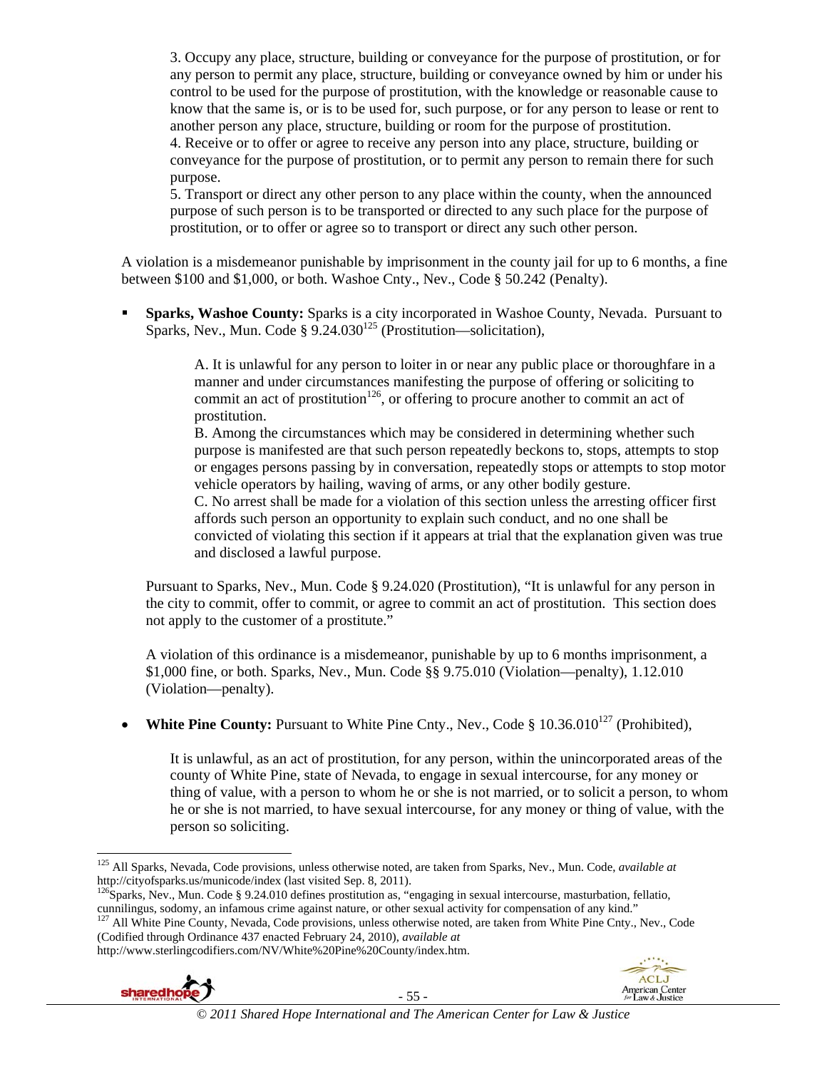3. Occupy any place, structure, building or conveyance for the purpose of prostitution, or for any person to permit any place, structure, building or conveyance owned by him or under his control to be used for the purpose of prostitution, with the knowledge or reasonable cause to know that the same is, or is to be used for, such purpose, or for any person to lease or rent to another person any place, structure, building or room for the purpose of prostitution.
4. Receive or to offer or agree to receive any person into any place, structure, building or conveyance for the purpose of prostitution, or to permit any person to remain there for such purpose.
5. Transport or direct any other person to any place within the county, when the announced purpose of such person is to be transported or directed to any such place for the purpose of prostitution, or to offer or agree so to transport or direct any such other person.

A violation is a misdemeanor punishable by imprisonment in the county jail for up to 6 months, a fine between $100 and $1,000, or both. Washoe Cnty., Nev., Code § 50.242 (Penalty).

- **Sparks, Washoe County:** Sparks is a city incorporated in Washoe County, Nevada. Pursuant to Sparks, Nev., Mun. Code § 9.24.030[125] (Prostitution—solicitation),

> A. It is unlawful for any person to loiter in or near any public place or thoroughfare in a manner and under circumstances manifesting the purpose of offering or soliciting to commit an act of prostitution[126], or offering to procure another to commit an act of prostitution.
> B. Among the circumstances which may be considered in determining whether such purpose is manifested are that such person repeatedly beckons to, stops, attempts to stop or engages persons passing by in conversation, repeatedly stops or attempts to stop motor vehicle operators by hailing, waving of arms, or any other bodily gesture.
> C. No arrest shall be made for a violation of this section unless the arresting officer first affords such person an opportunity to explain such conduct, and no one shall be convicted of violating this section if it appears at trial that the explanation given was true and disclosed a lawful purpose.

Pursuant to Sparks, Nev., Mun. Code § 9.24.020 (Prostitution), "It is unlawful for any person in the city to commit, offer to commit, or agree to commit an act of prostitution. This section does not apply to the customer of a prostitute."

A violation of this ordinance is a misdemeanor, punishable by up to 6 months imprisonment, a $1,000 fine, or both. Sparks, Nev., Mun. Code §§ 9.75.010 (Violation—penalty), 1.12.010 (Violation—penalty).

- **White Pine County:** Pursuant to White Pine Cnty., Nev., Code § 10.36.010[127] (Prohibited),

> It is unlawful, as an act of prostitution, for any person, within the unincorporated areas of the county of White Pine, state of Nevada, to engage in sexual intercourse, for any money or thing of value, with a person to whom he or she is not married, or to solicit a person, to whom he or she is not married, to have sexual intercourse, for any money or thing of value, with the person so soliciting.

---

[125] All Sparks, Nevada, Code provisions, unless otherwise noted, are taken from Sparks, Nev., Mun. Code, *available at* http://cityofsparks.us/municode/index (last visited Sep. 8, 2011).

[126] Sparks, Nev., Mun. Code § 9.24.010 defines prostitution as, "engaging in sexual intercourse, masturbation, fellatio, cunnilingus, sodomy, an infamous crime against nature, or other sexual activity for compensation of any kind."

[127] All White Pine County, Nevada, Code provisions, unless otherwise noted, are taken from White Pine Cnty., Nev., Code (Codified through Ordinance 437 enacted February 24, 2010), *available at* http://www.sterlingcodifiers.com/NV/White%20Pine%20County/index.htm.

*© 2011 Shared Hope International and The American Center for Law & Justice*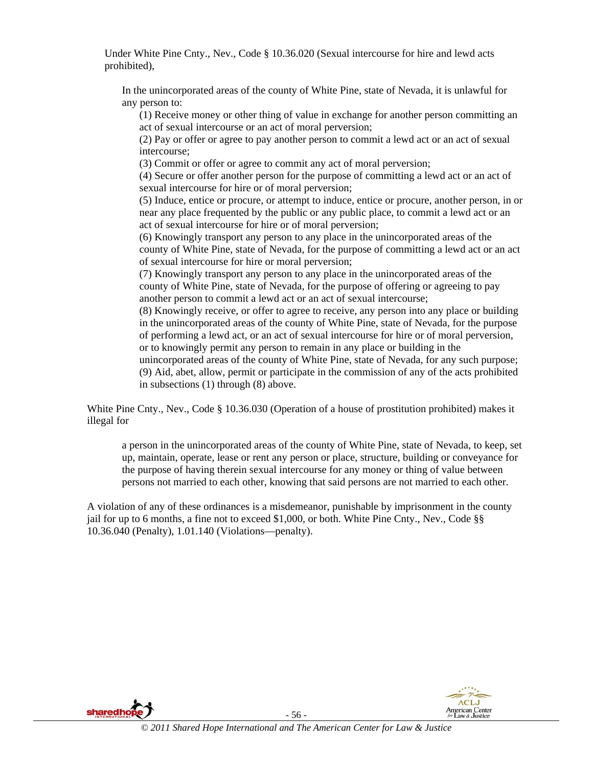Under White Pine Cnty., Nev., Code § 10.36.020 (Sexual intercourse for hire and lewd acts prohibited),

> In the unincorporated areas of the county of White Pine, state of Nevada, it is unlawful for any person to:
>
> (1) Receive money or other thing of value in exchange for another person committing an act of sexual intercourse or an act of moral perversion;
>
> (2) Pay or offer or agree to pay another person to commit a lewd act or an act of sexual intercourse;
>
> (3) Commit or offer or agree to commit any act of moral perversion;
>
> (4) Secure or offer another person for the purpose of committing a lewd act or an act of sexual intercourse for hire or of moral perversion;
>
> (5) Induce, entice or procure, or attempt to induce, entice or procure, another person, in or near any place frequented by the public or any public place, to commit a lewd act or an act of sexual intercourse for hire or of moral perversion;
>
> (6) Knowingly transport any person to any place in the unincorporated areas of the county of White Pine, state of Nevada, for the purpose of committing a lewd act or an act of sexual intercourse for hire or moral perversion;
>
> (7) Knowingly transport any person to any place in the unincorporated areas of the county of White Pine, state of Nevada, for the purpose of offering or agreeing to pay another person to commit a lewd act or an act of sexual intercourse;
>
> (8) Knowingly receive, or offer to agree to receive, any person into any place or building in the unincorporated areas of the county of White Pine, state of Nevada, for the purpose of performing a lewd act, or an act of sexual intercourse for hire or of moral perversion, or to knowingly permit any person to remain in any place or building in the unincorporated areas of the county of White Pine, state of Nevada, for any such purpose;
>
> (9) Aid, abet, allow, permit or participate in the commission of any of the acts prohibited in subsections (1) through (8) above.

White Pine Cnty., Nev., Code § 10.36.030 (Operation of a house of prostitution prohibited) makes it illegal for

> a person in the unincorporated areas of the county of White Pine, state of Nevada, to keep, set up, maintain, operate, lease or rent any person or place, structure, building or conveyance for the purpose of having therein sexual intercourse for any money or thing of value between persons not married to each other, knowing that said persons are not married to each other.

A violation of any of these ordinances is a misdemeanor, punishable by imprisonment in the county jail for up to 6 months, a fine not to exceed $1,000, or both. White Pine Cnty., Nev., Code §§ 10.36.040 (Penalty), 1.01.140 (Violations—penalty).